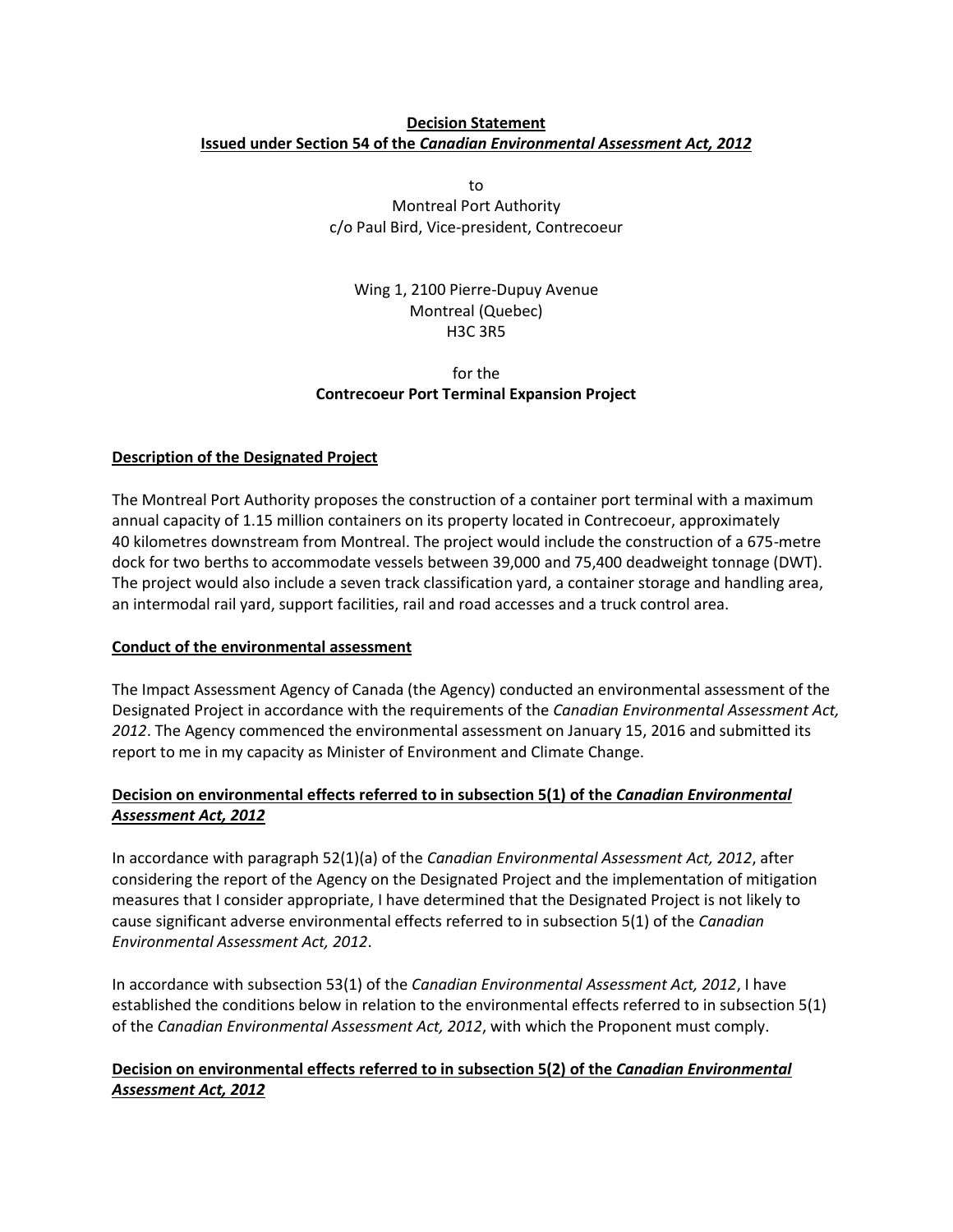**Decision Statement**
**Issued under Section 54 of the *Canadian Environmental Assessment Act, 2012***

to
Montreal Port Authority
c/o Paul Bird, Vice-president, Contrecoeur

Wing 1, 2100 Pierre-Dupuy Avenue
Montreal (Quebec)
H3C 3R5

for the
**Contrecoeur Port Terminal Expansion Project**

## Description of the Designated Project

The Montreal Port Authority proposes the construction of a container port terminal with a maximum annual capacity of 1.15 million containers on its property located in Contrecoeur, approximately 40 kilometres downstream from Montreal. The project would include the construction of a 675-metre dock for two berths to accommodate vessels between 39,000 and 75,400 deadweight tonnage (DWT). The project would also include a seven track classification yard, a container storage and handling area, an intermodal rail yard, support facilities, rail and road accesses and a truck control area.

## Conduct of the environmental assessment

The Impact Assessment Agency of Canada (the Agency) conducted an environmental assessment of the Designated Project in accordance with the requirements of the *Canadian Environmental Assessment Act, 2012*. The Agency commenced the environmental assessment on January 15, 2016 and submitted its report to me in my capacity as Minister of Environment and Climate Change.

## Decision on environmental effects referred to in subsection 5(1) of the *Canadian Environmental Assessment Act, 2012*

In accordance with paragraph 52(1)(a) of the *Canadian Environmental Assessment Act, 2012*, after considering the report of the Agency on the Designated Project and the implementation of mitigation measures that I consider appropriate, I have determined that the Designated Project is not likely to cause significant adverse environmental effects referred to in subsection 5(1) of the *Canadian Environmental Assessment Act, 2012*.

In accordance with subsection 53(1) of the *Canadian Environmental Assessment Act, 2012*, I have established the conditions below in relation to the environmental effects referred to in subsection 5(1) of the *Canadian Environmental Assessment Act, 2012*, with which the Proponent must comply.

## Decision on environmental effects referred to in subsection 5(2) of the *Canadian Environmental Assessment Act, 2012*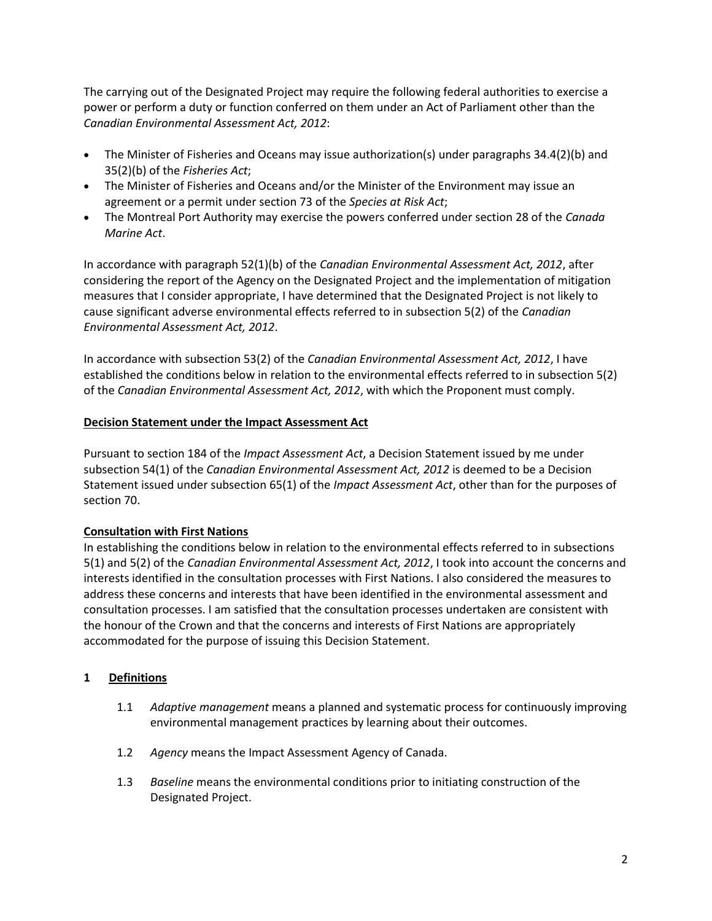The carrying out of the Designated Project may require the following federal authorities to exercise a power or perform a duty or function conferred on them under an Act of Parliament other than the *Canadian Environmental Assessment Act, 2012*:

- The Minister of Fisheries and Oceans may issue authorization(s) under paragraphs 34.4(2)(b) and 35(2)(b) of the *Fisheries Act*;
- The Minister of Fisheries and Oceans and/or the Minister of the Environment may issue an agreement or a permit under section 73 of the *Species at Risk Act*;
- The Montreal Port Authority may exercise the powers conferred under section 28 of the *Canada Marine Act*.

In accordance with paragraph 52(1)(b) of the *Canadian Environmental Assessment Act, 2012*, after considering the report of the Agency on the Designated Project and the implementation of mitigation measures that I consider appropriate, I have determined that the Designated Project is not likely to cause significant adverse environmental effects referred to in subsection 5(2) of the *Canadian Environmental Assessment Act, 2012*.

In accordance with subsection 53(2) of the *Canadian Environmental Assessment Act, 2012*, I have established the conditions below in relation to the environmental effects referred to in subsection 5(2) of the *Canadian Environmental Assessment Act, 2012*, with which the Proponent must comply.

**Decision Statement under the Impact Assessment Act**

Pursuant to section 184 of the *Impact Assessment Act*, a Decision Statement issued by me under subsection 54(1) of the *Canadian Environmental Assessment Act, 2012* is deemed to be a Decision Statement issued under subsection 65(1) of the *Impact Assessment Act*, other than for the purposes of section 70.

**Consultation with First Nations**

In establishing the conditions below in relation to the environmental effects referred to in subsections 5(1) and 5(2) of the *Canadian Environmental Assessment Act, 2012*, I took into account the concerns and interests identified in the consultation processes with First Nations. I also considered the measures to address these concerns and interests that have been identified in the environmental assessment and consultation processes. I am satisfied that the consultation processes undertaken are consistent with the honour of the Crown and that the concerns and interests of First Nations are appropriately accommodated for the purpose of issuing this Decision Statement.

## 1 Definitions

1.1 *Adaptive management* means a planned and systematic process for continuously improving environmental management practices by learning about their outcomes.

1.2 *Agency* means the Impact Assessment Agency of Canada.

1.3 *Baseline* means the environmental conditions prior to initiating construction of the Designated Project.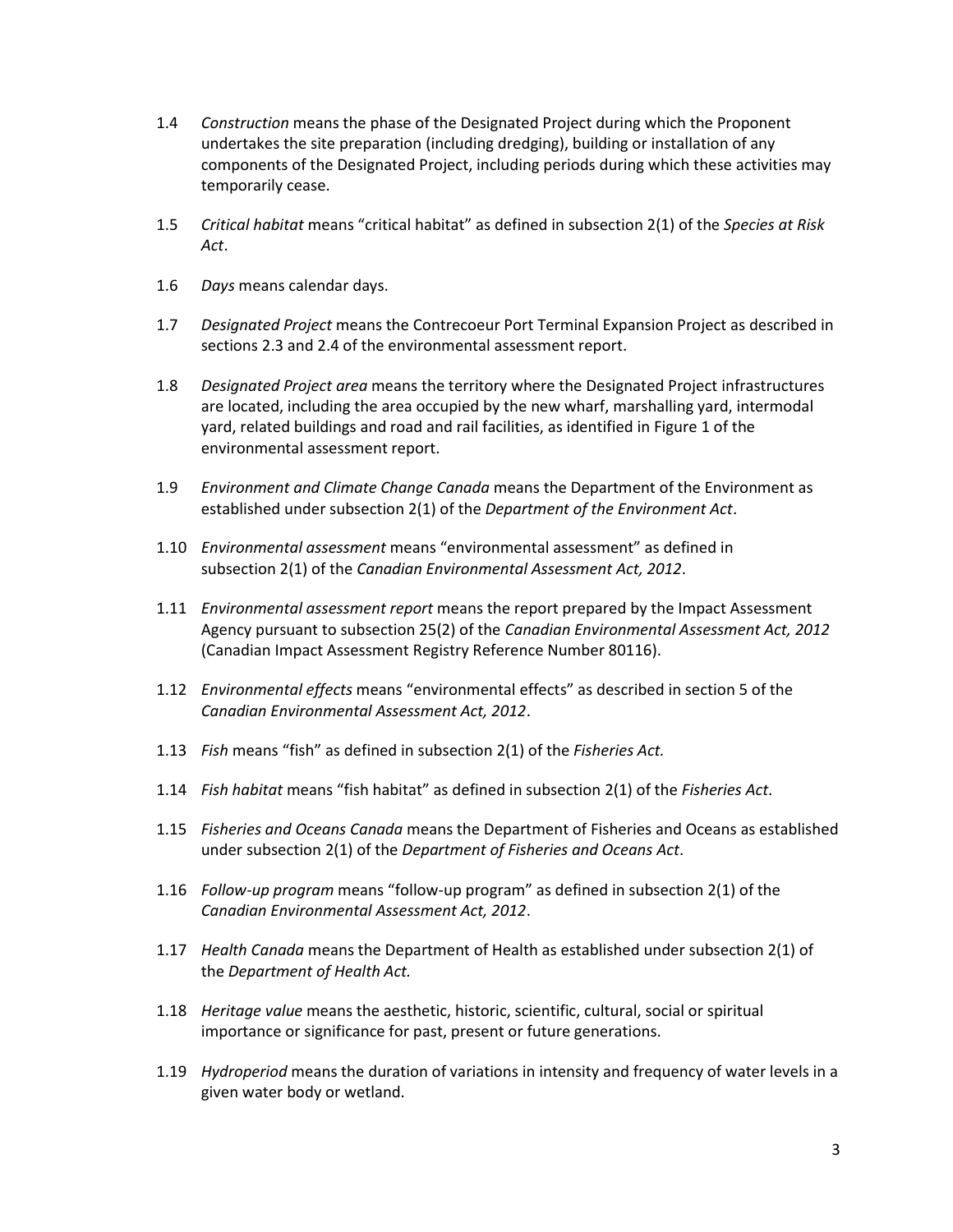1.4 *Construction* means the phase of the Designated Project during which the Proponent undertakes the site preparation (including dredging), building or installation of any components of the Designated Project, including periods during which these activities may temporarily cease.

1.5 *Critical habitat* means "critical habitat" as defined in subsection 2(1) of the *Species at Risk Act*.

1.6 *Days* means calendar days.

1.7 *Designated Project* means the Contrecoeur Port Terminal Expansion Project as described in sections 2.3 and 2.4 of the environmental assessment report.

1.8 *Designated Project area* means the territory where the Designated Project infrastructures are located, including the area occupied by the new wharf, marshalling yard, intermodal yard, related buildings and road and rail facilities, as identified in Figure 1 of the environmental assessment report.

1.9 *Environment and Climate Change Canada* means the Department of the Environment as established under subsection 2(1) of the *Department of the Environment Act*.

1.10 *Environmental assessment* means "environmental assessment" as defined in subsection 2(1) of the *Canadian Environmental Assessment Act, 2012*.

1.11 *Environmental assessment report* means the report prepared by the Impact Assessment Agency pursuant to subsection 25(2) of the *Canadian Environmental Assessment Act, 2012* (Canadian Impact Assessment Registry Reference Number 80116).

1.12 *Environmental effects* means "environmental effects" as described in section 5 of the *Canadian Environmental Assessment Act, 2012*.

1.13 *Fish* means "fish" as defined in subsection 2(1) of the *Fisheries Act.*

1.14 *Fish habitat* means "fish habitat" as defined in subsection 2(1) of the *Fisheries Act*.

1.15 *Fisheries and Oceans Canada* means the Department of Fisheries and Oceans as established under subsection 2(1) of the *Department of Fisheries and Oceans Act*.

1.16 *Follow-up program* means "follow-up program" as defined in subsection 2(1) of the *Canadian Environmental Assessment Act, 2012*.

1.17 *Health Canada* means the Department of Health as established under subsection 2(1) of the *Department of Health Act.*

1.18 *Heritage value* means the aesthetic, historic, scientific, cultural, social or spiritual importance or significance for past, present or future generations.

1.19 *Hydroperiod* means the duration of variations in intensity and frequency of water levels in a given water body or wetland.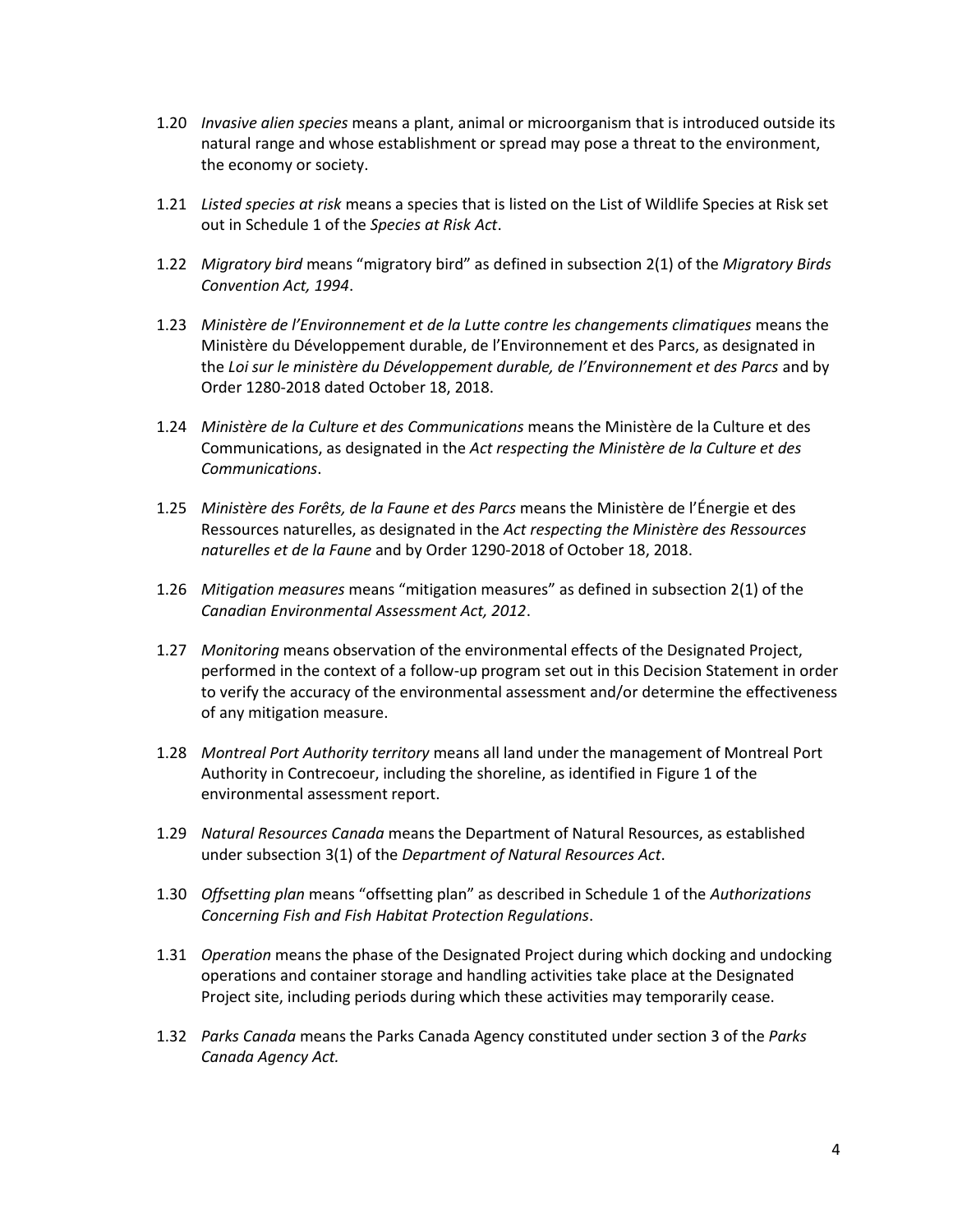1.20 *Invasive alien species* means a plant, animal or microorganism that is introduced outside its natural range and whose establishment or spread may pose a threat to the environment, the economy or society.

1.21 *Listed species at risk* means a species that is listed on the List of Wildlife Species at Risk set out in Schedule 1 of the *Species at Risk Act*.

1.22 *Migratory bird* means "migratory bird" as defined in subsection 2(1) of the *Migratory Birds Convention Act, 1994*.

1.23 *Ministère de l'Environnement et de la Lutte contre les changements climatiques* means the Ministère du Développement durable, de l'Environnement et des Parcs, as designated in the *Loi sur le ministère du Développement durable, de l'Environnement et des Parcs* and by Order 1280-2018 dated October 18, 2018.

1.24 *Ministère de la Culture et des Communications* means the Ministère de la Culture et des Communications, as designated in the *Act respecting the Ministère de la Culture et des Communications*.

1.25 *Ministère des Forêts, de la Faune et des Parcs* means the Ministère de l'Énergie et des Ressources naturelles, as designated in the *Act respecting the Ministère des Ressources naturelles et de la Faune* and by Order 1290-2018 of October 18, 2018.

1.26 *Mitigation measures* means "mitigation measures" as defined in subsection 2(1) of the *Canadian Environmental Assessment Act, 2012*.

1.27 *Monitoring* means observation of the environmental effects of the Designated Project, performed in the context of a follow-up program set out in this Decision Statement in order to verify the accuracy of the environmental assessment and/or determine the effectiveness of any mitigation measure.

1.28 *Montreal Port Authority territory* means all land under the management of Montreal Port Authority in Contrecoeur, including the shoreline, as identified in Figure 1 of the environmental assessment report.

1.29 *Natural Resources Canada* means the Department of Natural Resources, as established under subsection 3(1) of the *Department of Natural Resources Act*.

1.30 *Offsetting plan* means "offsetting plan" as described in Schedule 1 of the *Authorizations Concerning Fish and Fish Habitat Protection Regulations*.

1.31 *Operation* means the phase of the Designated Project during which docking and undocking operations and container storage and handling activities take place at the Designated Project site, including periods during which these activities may temporarily cease.

1.32 *Parks Canada* means the Parks Canada Agency constituted under section 3 of the *Parks Canada Agency Act.*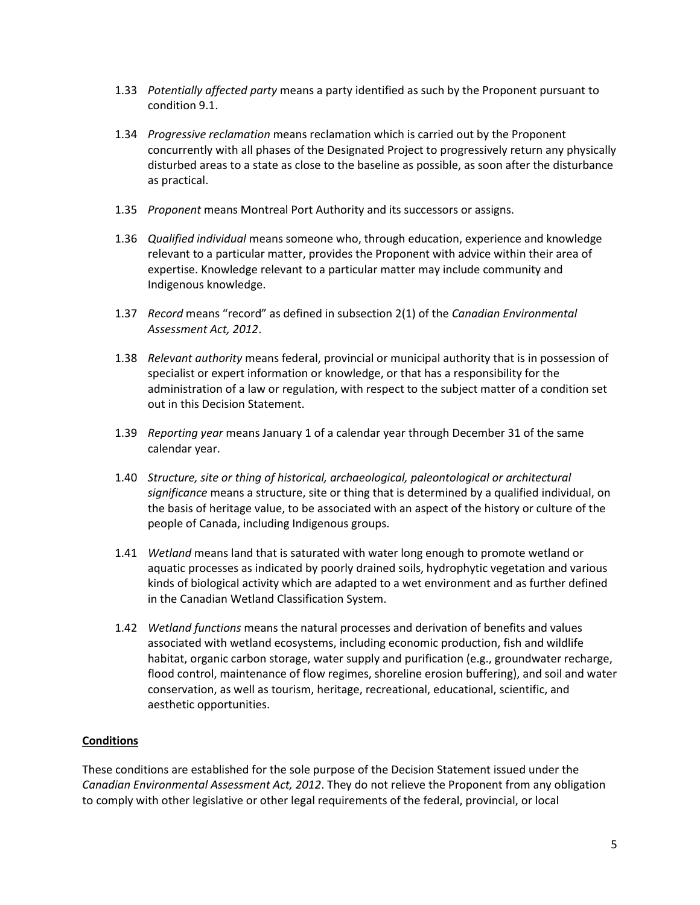1.33 *Potentially affected party* means a party identified as such by the Proponent pursuant to condition 9.1.

1.34 *Progressive reclamation* means reclamation which is carried out by the Proponent concurrently with all phases of the Designated Project to progressively return any physically disturbed areas to a state as close to the baseline as possible, as soon after the disturbance as practical.

1.35 *Proponent* means Montreal Port Authority and its successors or assigns.

1.36 *Qualified individual* means someone who, through education, experience and knowledge relevant to a particular matter, provides the Proponent with advice within their area of expertise. Knowledge relevant to a particular matter may include community and Indigenous knowledge.

1.37 *Record* means "record" as defined in subsection 2(1) of the *Canadian Environmental Assessment Act, 2012*.

1.38 *Relevant authority* means federal, provincial or municipal authority that is in possession of specialist or expert information or knowledge, or that has a responsibility for the administration of a law or regulation, with respect to the subject matter of a condition set out in this Decision Statement.

1.39 *Reporting year* means January 1 of a calendar year through December 31 of the same calendar year.

1.40 *Structure, site or thing of historical, archaeological, paleontological or architectural significance* means a structure, site or thing that is determined by a qualified individual, on the basis of heritage value, to be associated with an aspect of the history or culture of the people of Canada, including Indigenous groups.

1.41 *Wetland* means land that is saturated with water long enough to promote wetland or aquatic processes as indicated by poorly drained soils, hydrophytic vegetation and various kinds of biological activity which are adapted to a wet environment and as further defined in the Canadian Wetland Classification System.

1.42 *Wetland functions* means the natural processes and derivation of benefits and values associated with wetland ecosystems, including economic production, fish and wildlife habitat, organic carbon storage, water supply and purification (e.g., groundwater recharge, flood control, maintenance of flow regimes, shoreline erosion buffering), and soil and water conservation, as well as tourism, heritage, recreational, educational, scientific, and aesthetic opportunities.

## Conditions

These conditions are established for the sole purpose of the Decision Statement issued under the *Canadian Environmental Assessment Act, 2012*. They do not relieve the Proponent from any obligation to comply with other legislative or other legal requirements of the federal, provincial, or local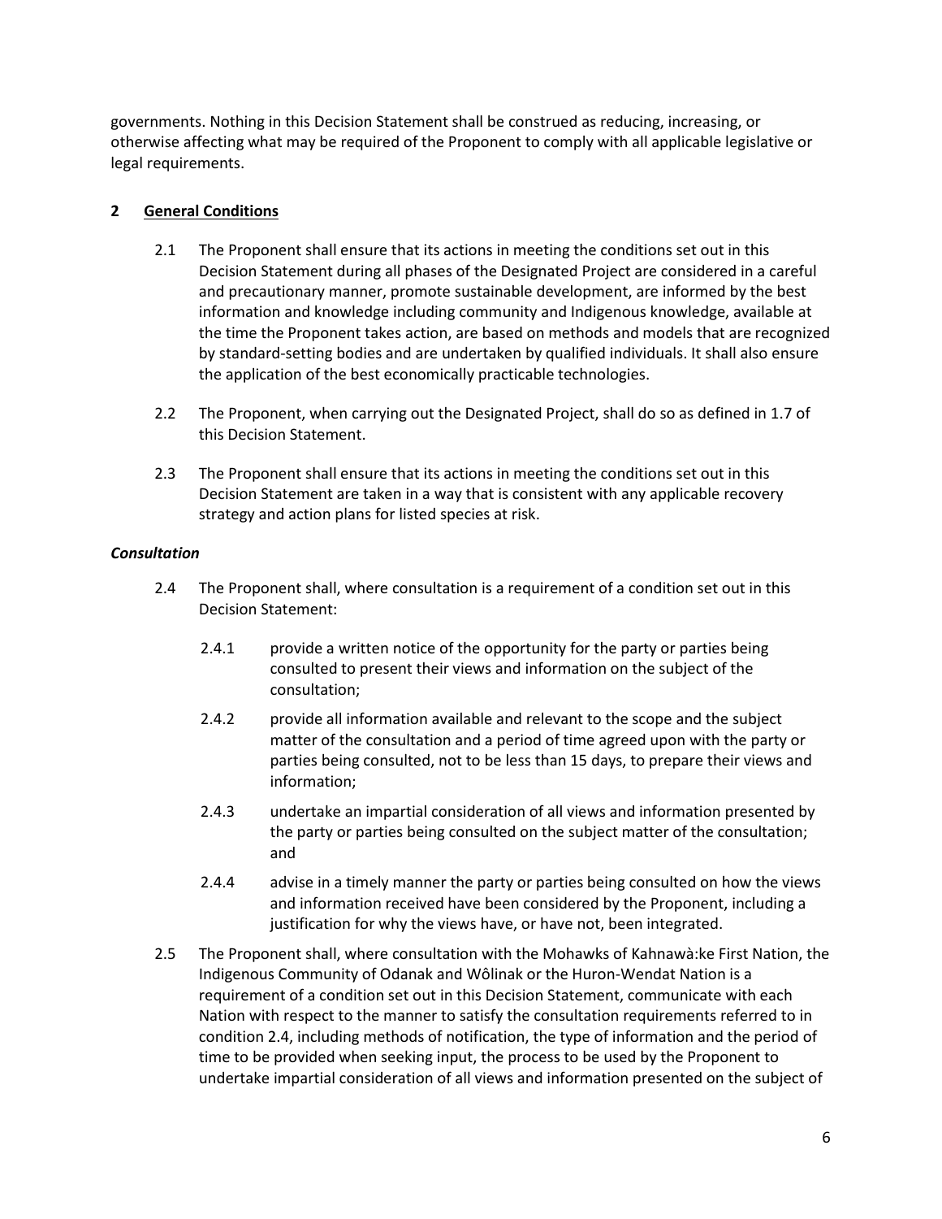governments. Nothing in this Decision Statement shall be construed as reducing, increasing, or otherwise affecting what may be required of the Proponent to comply with all applicable legislative or legal requirements.

## 2 General Conditions

2.1 The Proponent shall ensure that its actions in meeting the conditions set out in this Decision Statement during all phases of the Designated Project are considered in a careful and precautionary manner, promote sustainable development, are informed by the best information and knowledge including community and Indigenous knowledge, available at the time the Proponent takes action, are based on methods and models that are recognized by standard-setting bodies and are undertaken by qualified individuals. It shall also ensure the application of the best economically practicable technologies.

2.2 The Proponent, when carrying out the Designated Project, shall do so as defined in 1.7 of this Decision Statement.

2.3 The Proponent shall ensure that its actions in meeting the conditions set out in this Decision Statement are taken in a way that is consistent with any applicable recovery strategy and action plans for listed species at risk.

### *Consultation*

2.4 The Proponent shall, where consultation is a requirement of a condition set out in this Decision Statement:

2.4.1 provide a written notice of the opportunity for the party or parties being consulted to present their views and information on the subject of the consultation;

2.4.2 provide all information available and relevant to the scope and the subject matter of the consultation and a period of time agreed upon with the party or parties being consulted, not to be less than 15 days, to prepare their views and information;

2.4.3 undertake an impartial consideration of all views and information presented by the party or parties being consulted on the subject matter of the consultation; and

2.4.4 advise in a timely manner the party or parties being consulted on how the views and information received have been considered by the Proponent, including a justification for why the views have, or have not, been integrated.

2.5 The Proponent shall, where consultation with the Mohawks of Kahnawà:ke First Nation, the Indigenous Community of Odanak and Wôlinak or the Huron-Wendat Nation is a requirement of a condition set out in this Decision Statement, communicate with each Nation with respect to the manner to satisfy the consultation requirements referred to in condition 2.4, including methods of notification, the type of information and the period of time to be provided when seeking input, the process to be used by the Proponent to undertake impartial consideration of all views and information presented on the subject of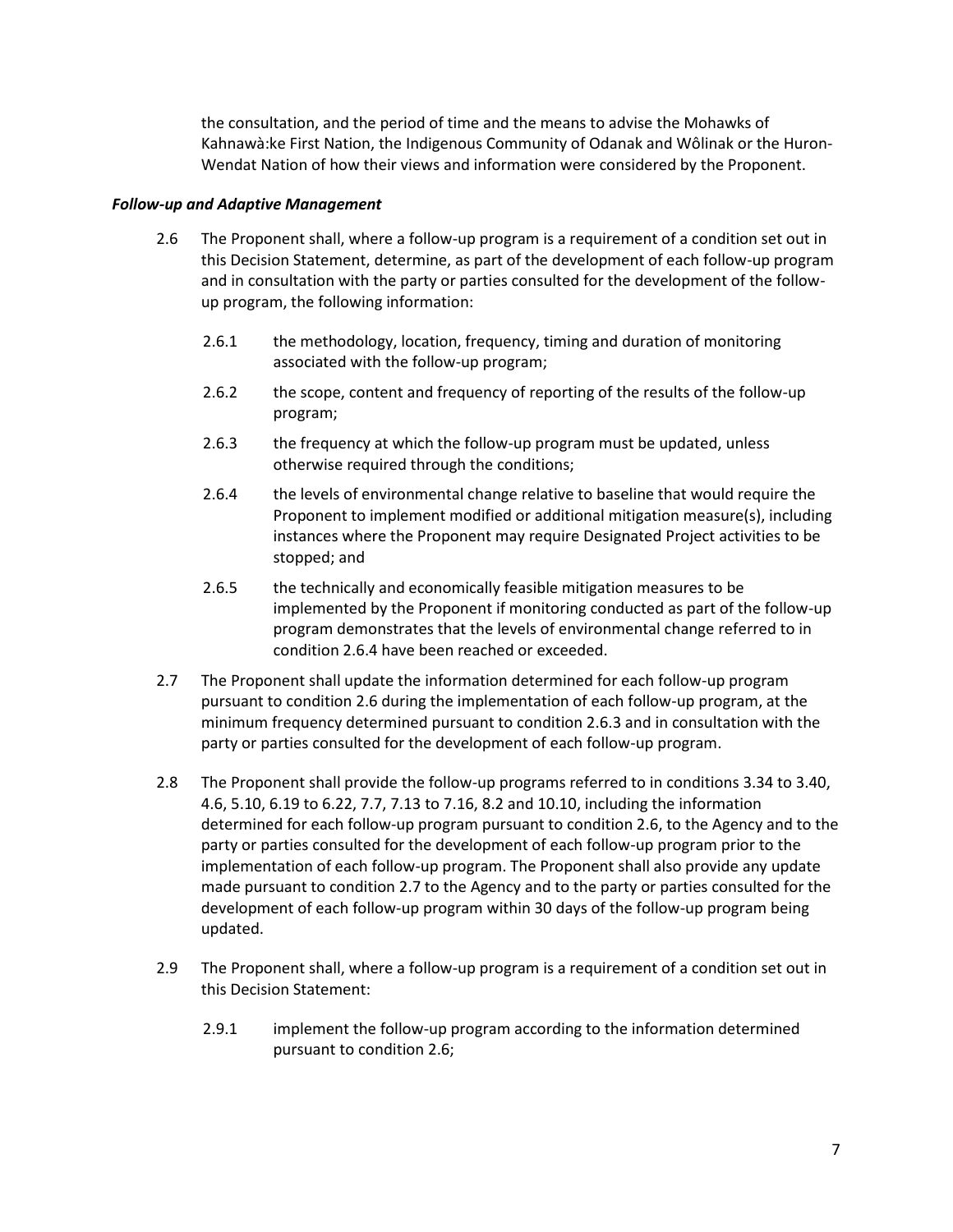the consultation, and the period of time and the means to advise the Mohawks of Kahnawà:ke First Nation, the Indigenous Community of Odanak and Wôlinak or the Huron-Wendat Nation of how their views and information were considered by the Proponent.

***Follow-up and Adaptive Management***

2.6 The Proponent shall, where a follow-up program is a requirement of a condition set out in this Decision Statement, determine, as part of the development of each follow-up program and in consultation with the party or parties consulted for the development of the follow-up program, the following information:

2.6.1 the methodology, location, frequency, timing and duration of monitoring associated with the follow-up program;

2.6.2 the scope, content and frequency of reporting of the results of the follow-up program;

2.6.3 the frequency at which the follow-up program must be updated, unless otherwise required through the conditions;

2.6.4 the levels of environmental change relative to baseline that would require the Proponent to implement modified or additional mitigation measure(s), including instances where the Proponent may require Designated Project activities to be stopped; and

2.6.5 the technically and economically feasible mitigation measures to be implemented by the Proponent if monitoring conducted as part of the follow-up program demonstrates that the levels of environmental change referred to in condition 2.6.4 have been reached or exceeded.

2.7 The Proponent shall update the information determined for each follow-up program pursuant to condition 2.6 during the implementation of each follow-up program, at the minimum frequency determined pursuant to condition 2.6.3 and in consultation with the party or parties consulted for the development of each follow-up program.

2.8 The Proponent shall provide the follow-up programs referred to in conditions 3.34 to 3.40, 4.6, 5.10, 6.19 to 6.22, 7.7, 7.13 to 7.16, 8.2 and 10.10, including the information determined for each follow-up program pursuant to condition 2.6, to the Agency and to the party or parties consulted for the development of each follow-up program prior to the implementation of each follow-up program. The Proponent shall also provide any update made pursuant to condition 2.7 to the Agency and to the party or parties consulted for the development of each follow-up program within 30 days of the follow-up program being updated.

2.9 The Proponent shall, where a follow-up program is a requirement of a condition set out in this Decision Statement:

2.9.1 implement the follow-up program according to the information determined pursuant to condition 2.6;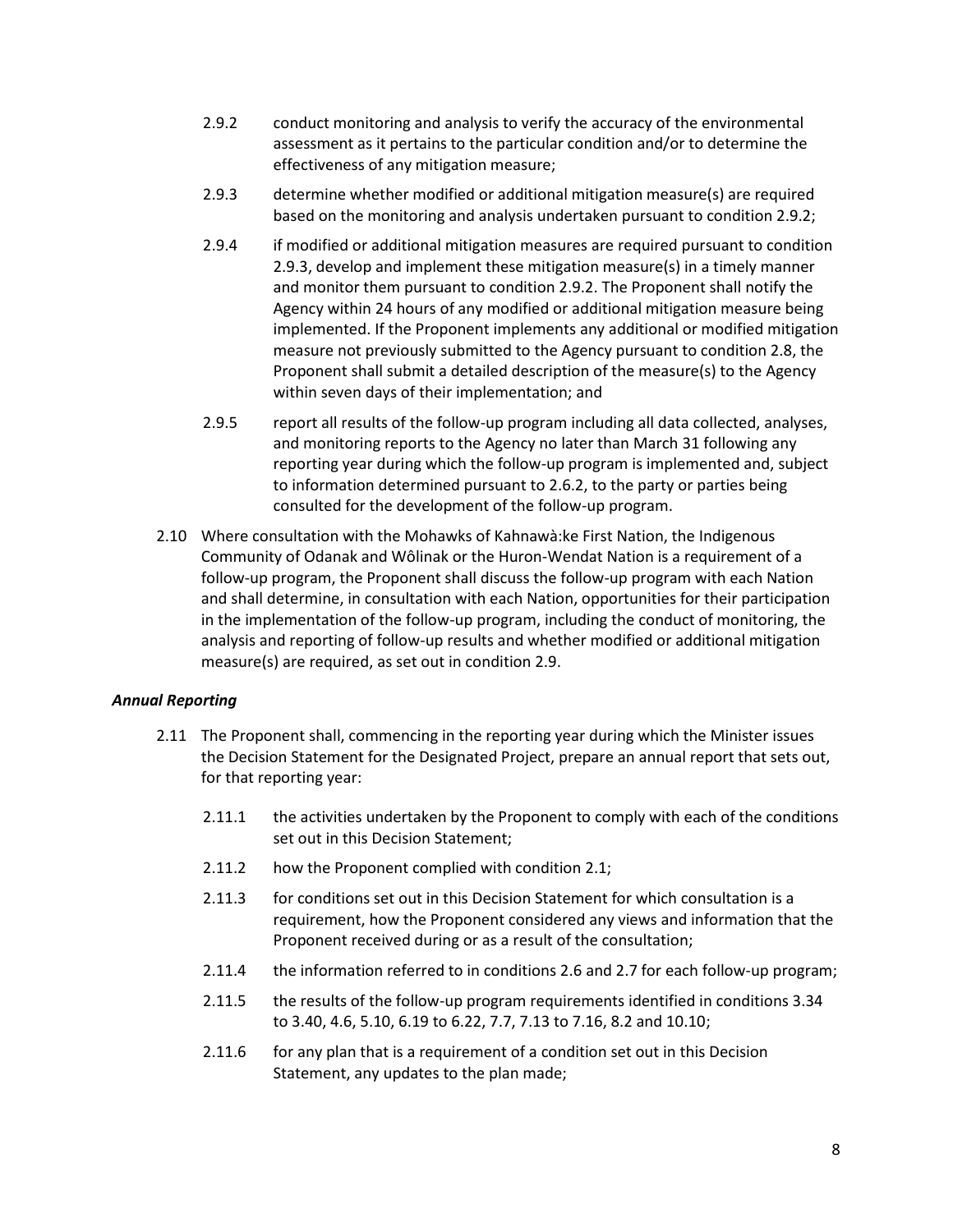2.9.2 conduct monitoring and analysis to verify the accuracy of the environmental assessment as it pertains to the particular condition and/or to determine the effectiveness of any mitigation measure;

2.9.3 determine whether modified or additional mitigation measure(s) are required based on the monitoring and analysis undertaken pursuant to condition 2.9.2;

2.9.4 if modified or additional mitigation measures are required pursuant to condition 2.9.3, develop and implement these mitigation measure(s) in a timely manner and monitor them pursuant to condition 2.9.2. The Proponent shall notify the Agency within 24 hours of any modified or additional mitigation measure being implemented. If the Proponent implements any additional or modified mitigation measure not previously submitted to the Agency pursuant to condition 2.8, the Proponent shall submit a detailed description of the measure(s) to the Agency within seven days of their implementation; and

2.9.5 report all results of the follow-up program including all data collected, analyses, and monitoring reports to the Agency no later than March 31 following any reporting year during which the follow-up program is implemented and, subject to information determined pursuant to 2.6.2, to the party or parties being consulted for the development of the follow-up program.

2.10 Where consultation with the Mohawks of Kahnawà:ke First Nation, the Indigenous Community of Odanak and Wôlinak or the Huron-Wendat Nation is a requirement of a follow-up program, the Proponent shall discuss the follow-up program with each Nation and shall determine, in consultation with each Nation, opportunities for their participation in the implementation of the follow-up program, including the conduct of monitoring, the analysis and reporting of follow-up results and whether modified or additional mitigation measure(s) are required, as set out in condition 2.9.

***Annual Reporting***

2.11 The Proponent shall, commencing in the reporting year during which the Minister issues the Decision Statement for the Designated Project, prepare an annual report that sets out, for that reporting year:

2.11.1 the activities undertaken by the Proponent to comply with each of the conditions set out in this Decision Statement;

2.11.2 how the Proponent complied with condition 2.1;

2.11.3 for conditions set out in this Decision Statement for which consultation is a requirement, how the Proponent considered any views and information that the Proponent received during or as a result of the consultation;

2.11.4 the information referred to in conditions 2.6 and 2.7 for each follow-up program;

2.11.5 the results of the follow-up program requirements identified in conditions 3.34 to 3.40, 4.6, 5.10, 6.19 to 6.22, 7.7, 7.13 to 7.16, 8.2 and 10.10;

2.11.6 for any plan that is a requirement of a condition set out in this Decision Statement, any updates to the plan made;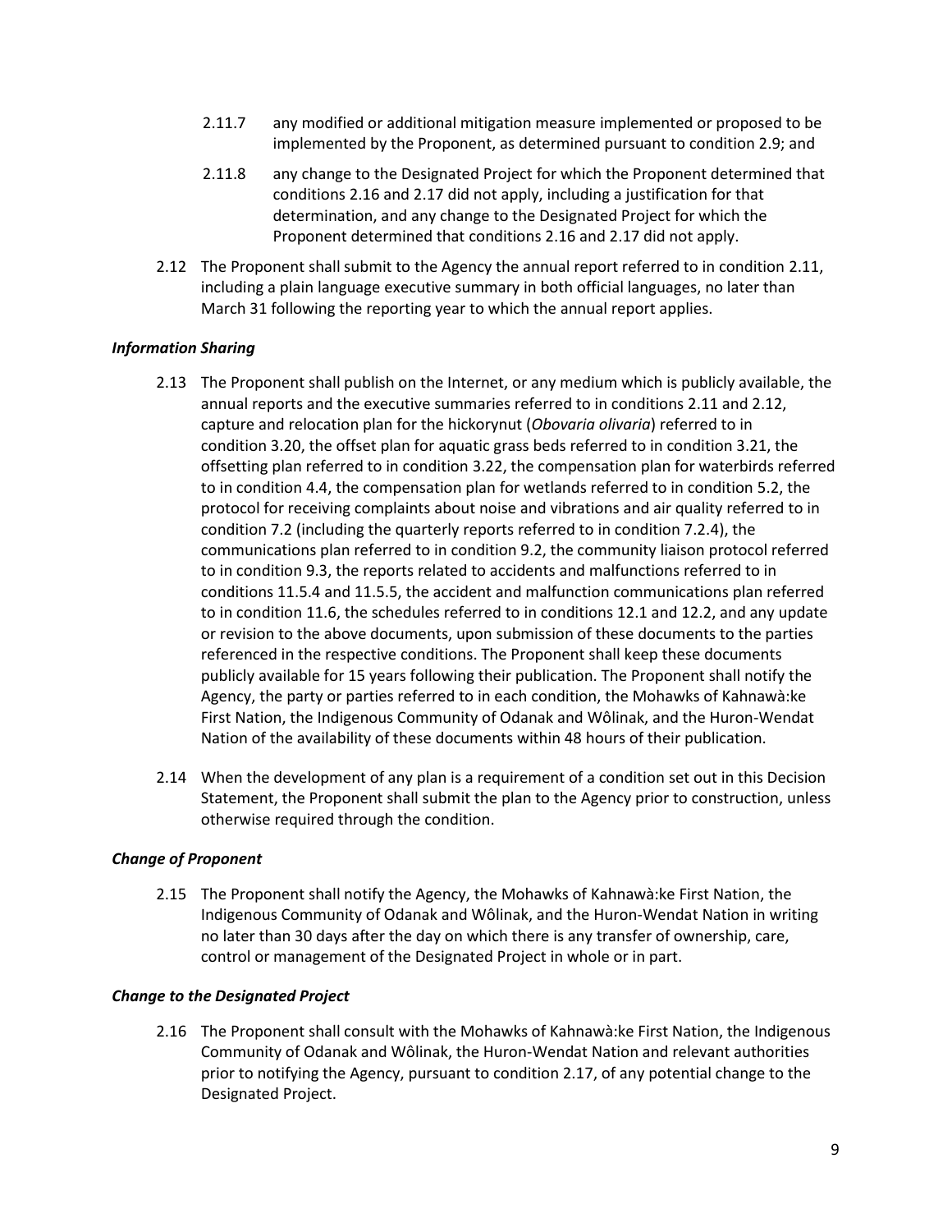2.11.7 any modified or additional mitigation measure implemented or proposed to be implemented by the Proponent, as determined pursuant to condition 2.9; and

2.11.8 any change to the Designated Project for which the Proponent determined that conditions 2.16 and 2.17 did not apply, including a justification for that determination, and any change to the Designated Project for which the Proponent determined that conditions 2.16 and 2.17 did not apply.

2.12 The Proponent shall submit to the Agency the annual report referred to in condition 2.11, including a plain language executive summary in both official languages, no later than March 31 following the reporting year to which the annual report applies.

***Information Sharing***

2.13 The Proponent shall publish on the Internet, or any medium which is publicly available, the annual reports and the executive summaries referred to in conditions 2.11 and 2.12, capture and relocation plan for the hickorynut (*Obovaria olivaria*) referred to in condition 3.20, the offset plan for aquatic grass beds referred to in condition 3.21, the offsetting plan referred to in condition 3.22, the compensation plan for waterbirds referred to in condition 4.4, the compensation plan for wetlands referred to in condition 5.2, the protocol for receiving complaints about noise and vibrations and air quality referred to in condition 7.2 (including the quarterly reports referred to in condition 7.2.4), the communications plan referred to in condition 9.2, the community liaison protocol referred to in condition 9.3, the reports related to accidents and malfunctions referred to in conditions 11.5.4 and 11.5.5, the accident and malfunction communications plan referred to in condition 11.6, the schedules referred to in conditions 12.1 and 12.2, and any update or revision to the above documents, upon submission of these documents to the parties referenced in the respective conditions. The Proponent shall keep these documents publicly available for 15 years following their publication. The Proponent shall notify the Agency, the party or parties referred to in each condition, the Mohawks of Kahnawà:ke First Nation, the Indigenous Community of Odanak and Wôlinak, and the Huron-Wendat Nation of the availability of these documents within 48 hours of their publication.

2.14 When the development of any plan is a requirement of a condition set out in this Decision Statement, the Proponent shall submit the plan to the Agency prior to construction, unless otherwise required through the condition.

***Change of Proponent***

2.15 The Proponent shall notify the Agency, the Mohawks of Kahnawà:ke First Nation, the Indigenous Community of Odanak and Wôlinak, and the Huron-Wendat Nation in writing no later than 30 days after the day on which there is any transfer of ownership, care, control or management of the Designated Project in whole or in part.

***Change to the Designated Project***

2.16 The Proponent shall consult with the Mohawks of Kahnawà:ke First Nation, the Indigenous Community of Odanak and Wôlinak, the Huron-Wendat Nation and relevant authorities prior to notifying the Agency, pursuant to condition 2.17, of any potential change to the Designated Project.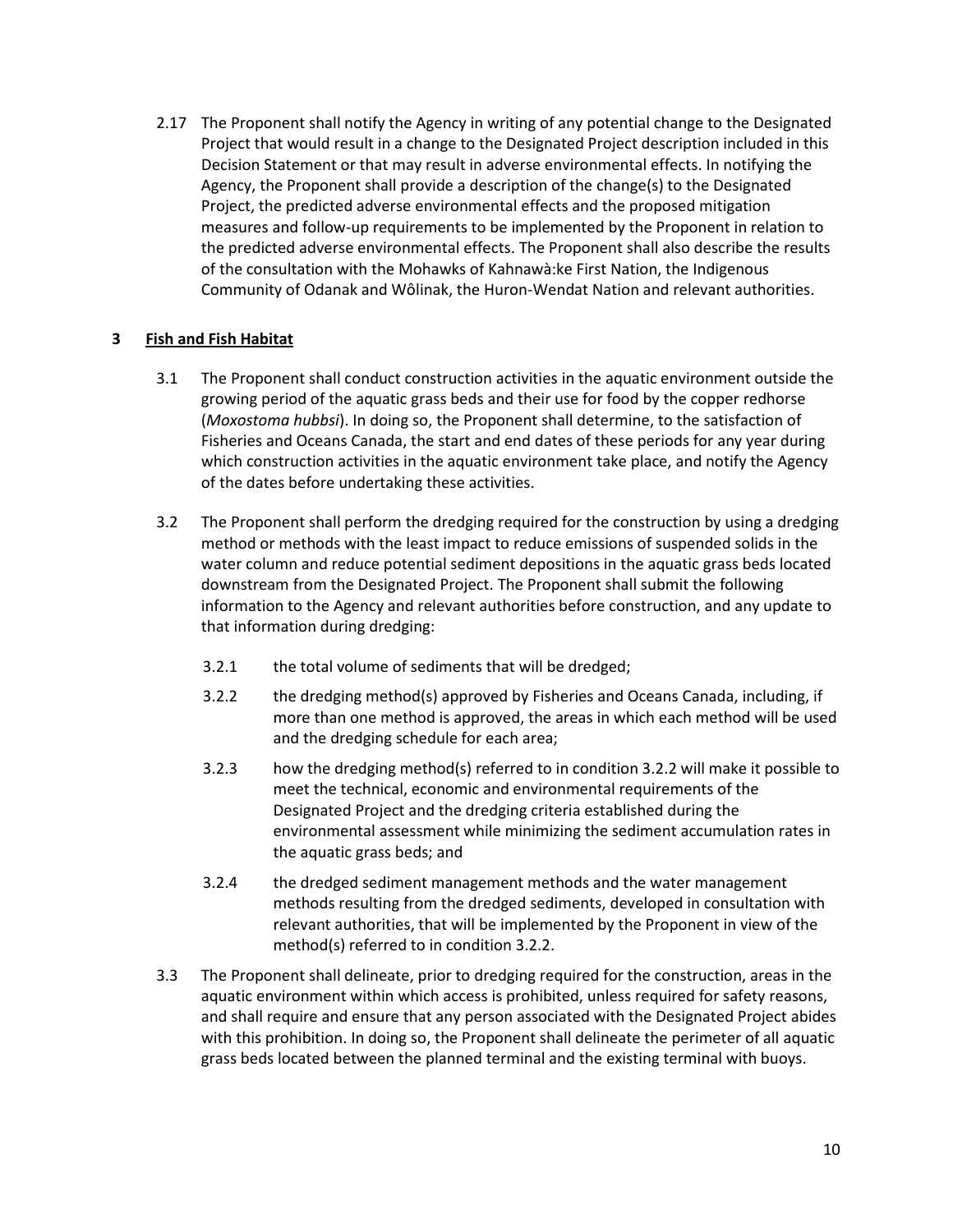2.17 The Proponent shall notify the Agency in writing of any potential change to the Designated Project that would result in a change to the Designated Project description included in this Decision Statement or that may result in adverse environmental effects. In notifying the Agency, the Proponent shall provide a description of the change(s) to the Designated Project, the predicted adverse environmental effects and the proposed mitigation measures and follow-up requirements to be implemented by the Proponent in relation to the predicted adverse environmental effects. The Proponent shall also describe the results of the consultation with the Mohawks of Kahnawà:ke First Nation, the Indigenous Community of Odanak and Wôlinak, the Huron-Wendat Nation and relevant authorities.

## 3 Fish and Fish Habitat

3.1 The Proponent shall conduct construction activities in the aquatic environment outside the growing period of the aquatic grass beds and their use for food by the copper redhorse (*Moxostoma hubbsi*). In doing so, the Proponent shall determine, to the satisfaction of Fisheries and Oceans Canada, the start and end dates of these periods for any year during which construction activities in the aquatic environment take place, and notify the Agency of the dates before undertaking these activities.

3.2 The Proponent shall perform the dredging required for the construction by using a dredging method or methods with the least impact to reduce emissions of suspended solids in the water column and reduce potential sediment depositions in the aquatic grass beds located downstream from the Designated Project. The Proponent shall submit the following information to the Agency and relevant authorities before construction, and any update to that information during dredging:

3.2.1 the total volume of sediments that will be dredged;

3.2.2 the dredging method(s) approved by Fisheries and Oceans Canada, including, if more than one method is approved, the areas in which each method will be used and the dredging schedule for each area;

3.2.3 how the dredging method(s) referred to in condition 3.2.2 will make it possible to meet the technical, economic and environmental requirements of the Designated Project and the dredging criteria established during the environmental assessment while minimizing the sediment accumulation rates in the aquatic grass beds; and

3.2.4 the dredged sediment management methods and the water management methods resulting from the dredged sediments, developed in consultation with relevant authorities, that will be implemented by the Proponent in view of the method(s) referred to in condition 3.2.2.

3.3 The Proponent shall delineate, prior to dredging required for the construction, areas in the aquatic environment within which access is prohibited, unless required for safety reasons, and shall require and ensure that any person associated with the Designated Project abides with this prohibition. In doing so, the Proponent shall delineate the perimeter of all aquatic grass beds located between the planned terminal and the existing terminal with buoys.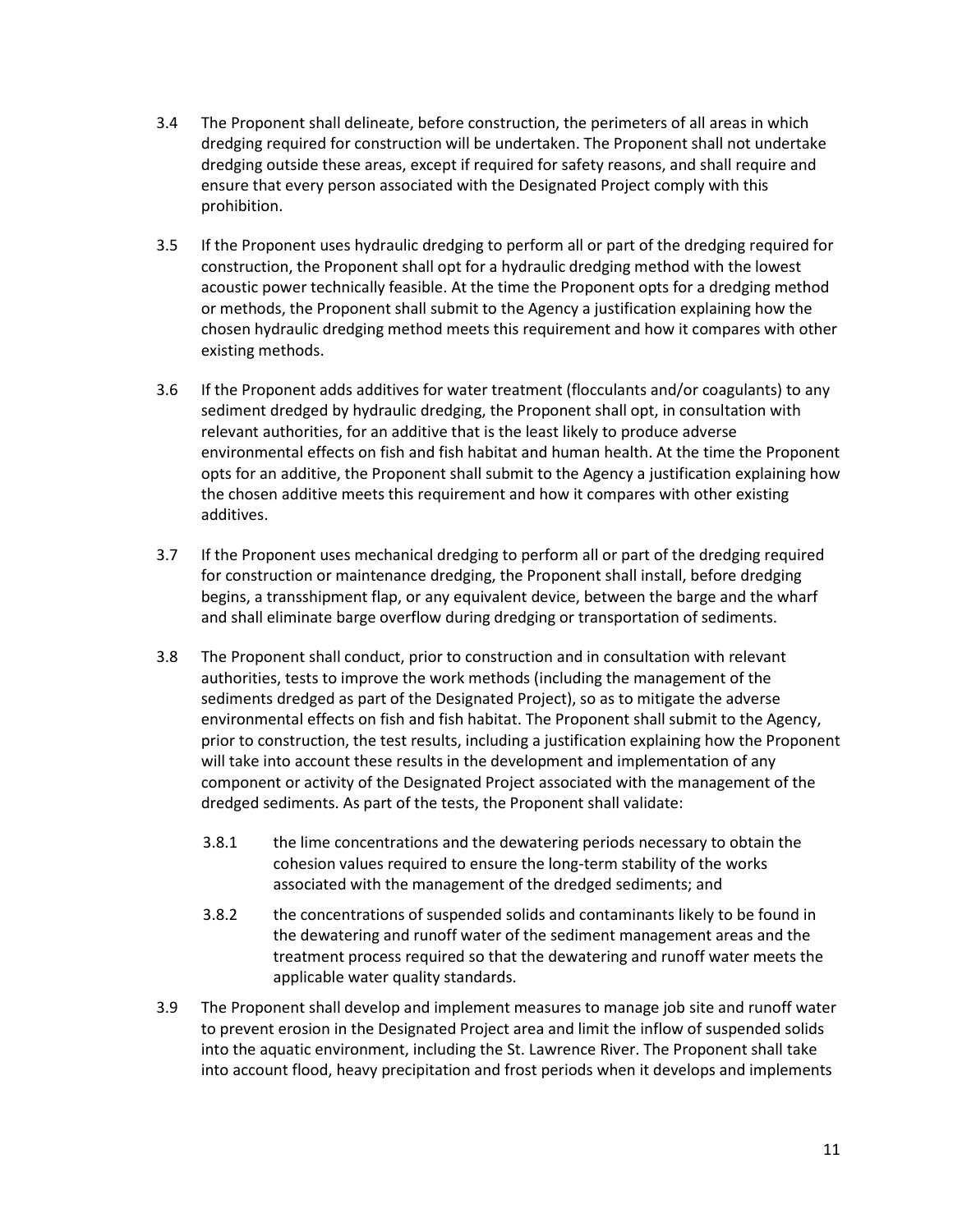3.4 The Proponent shall delineate, before construction, the perimeters of all areas in which dredging required for construction will be undertaken. The Proponent shall not undertake dredging outside these areas, except if required for safety reasons, and shall require and ensure that every person associated with the Designated Project comply with this prohibition.

3.5 If the Proponent uses hydraulic dredging to perform all or part of the dredging required for construction, the Proponent shall opt for a hydraulic dredging method with the lowest acoustic power technically feasible. At the time the Proponent opts for a dredging method or methods, the Proponent shall submit to the Agency a justification explaining how the chosen hydraulic dredging method meets this requirement and how it compares with other existing methods.

3.6 If the Proponent adds additives for water treatment (flocculants and/or coagulants) to any sediment dredged by hydraulic dredging, the Proponent shall opt, in consultation with relevant authorities, for an additive that is the least likely to produce adverse environmental effects on fish and fish habitat and human health. At the time the Proponent opts for an additive, the Proponent shall submit to the Agency a justification explaining how the chosen additive meets this requirement and how it compares with other existing additives.

3.7 If the Proponent uses mechanical dredging to perform all or part of the dredging required for construction or maintenance dredging, the Proponent shall install, before dredging begins, a transshipment flap, or any equivalent device, between the barge and the wharf and shall eliminate barge overflow during dredging or transportation of sediments.

3.8 The Proponent shall conduct, prior to construction and in consultation with relevant authorities, tests to improve the work methods (including the management of the sediments dredged as part of the Designated Project), so as to mitigate the adverse environmental effects on fish and fish habitat. The Proponent shall submit to the Agency, prior to construction, the test results, including a justification explaining how the Proponent will take into account these results in the development and implementation of any component or activity of the Designated Project associated with the management of the dredged sediments. As part of the tests, the Proponent shall validate:

   3.8.1 the lime concentrations and the dewatering periods necessary to obtain the cohesion values required to ensure the long-term stability of the works associated with the management of the dredged sediments; and

   3.8.2 the concentrations of suspended solids and contaminants likely to be found in the dewatering and runoff water of the sediment management areas and the treatment process required so that the dewatering and runoff water meets the applicable water quality standards.

3.9 The Proponent shall develop and implement measures to manage job site and runoff water to prevent erosion in the Designated Project area and limit the inflow of suspended solids into the aquatic environment, including the St. Lawrence River. The Proponent shall take into account flood, heavy precipitation and frost periods when it develops and implements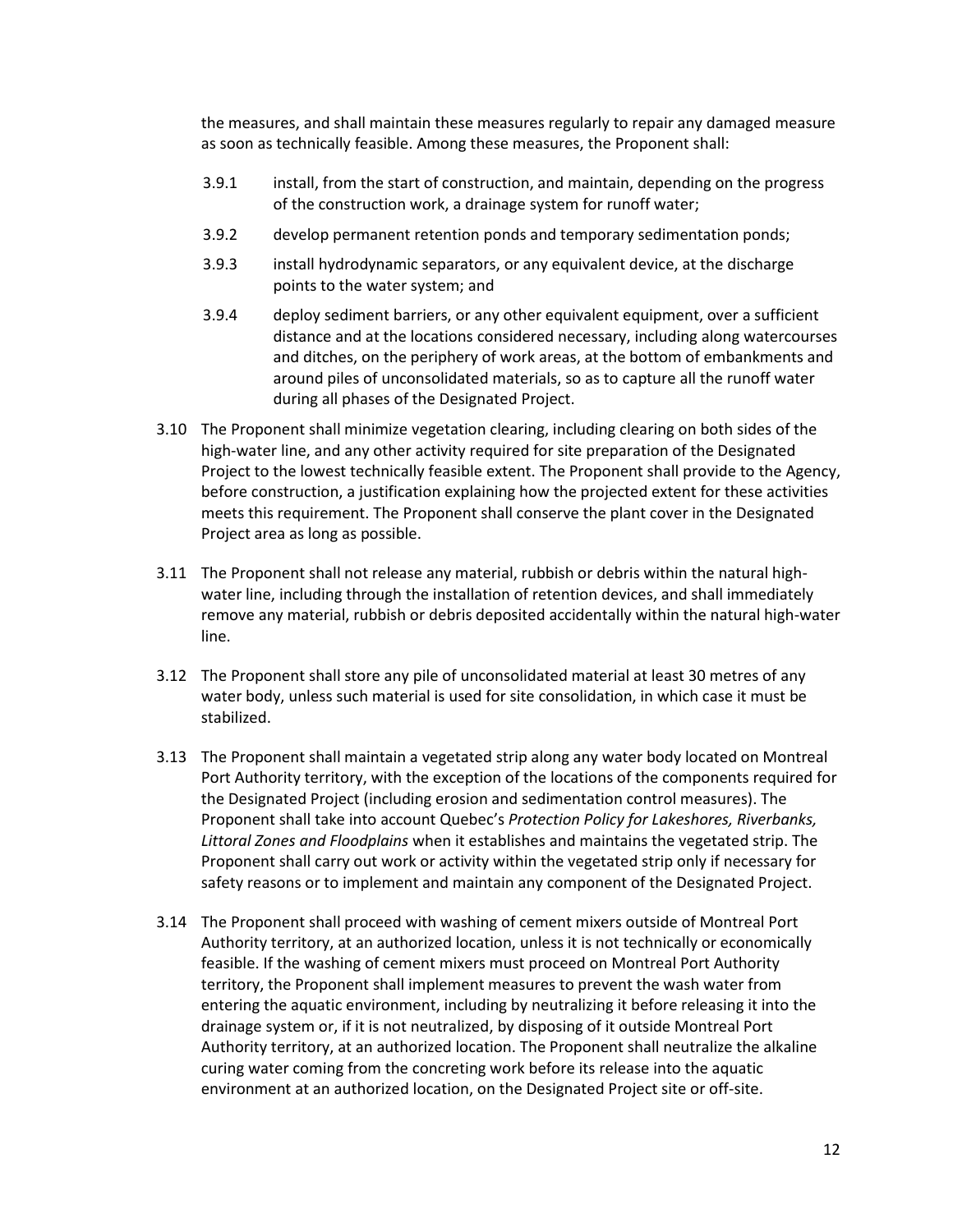the measures, and shall maintain these measures regularly to repair any damaged measure as soon as technically feasible. Among these measures, the Proponent shall:

- 3.9.1 install, from the start of construction, and maintain, depending on the progress of the construction work, a drainage system for runoff water;
- 3.9.2 develop permanent retention ponds and temporary sedimentation ponds;
- 3.9.3 install hydrodynamic separators, or any equivalent device, at the discharge points to the water system; and
- 3.9.4 deploy sediment barriers, or any other equivalent equipment, over a sufficient distance and at the locations considered necessary, including along watercourses and ditches, on the periphery of work areas, at the bottom of embankments and around piles of unconsolidated materials, so as to capture all the runoff water during all phases of the Designated Project.

3.10 The Proponent shall minimize vegetation clearing, including clearing on both sides of the high-water line, and any other activity required for site preparation of the Designated Project to the lowest technically feasible extent. The Proponent shall provide to the Agency, before construction, a justification explaining how the projected extent for these activities meets this requirement. The Proponent shall conserve the plant cover in the Designated Project area as long as possible.

3.11 The Proponent shall not release any material, rubbish or debris within the natural high-water line, including through the installation of retention devices, and shall immediately remove any material, rubbish or debris deposited accidentally within the natural high-water line.

3.12 The Proponent shall store any pile of unconsolidated material at least 30 metres of any water body, unless such material is used for site consolidation, in which case it must be stabilized.

3.13 The Proponent shall maintain a vegetated strip along any water body located on Montreal Port Authority territory, with the exception of the locations of the components required for the Designated Project (including erosion and sedimentation control measures). The Proponent shall take into account Quebec's *Protection Policy for Lakeshores, Riverbanks, Littoral Zones and Floodplains* when it establishes and maintains the vegetated strip. The Proponent shall carry out work or activity within the vegetated strip only if necessary for safety reasons or to implement and maintain any component of the Designated Project.

3.14 The Proponent shall proceed with washing of cement mixers outside of Montreal Port Authority territory, at an authorized location, unless it is not technically or economically feasible. If the washing of cement mixers must proceed on Montreal Port Authority territory, the Proponent shall implement measures to prevent the wash water from entering the aquatic environment, including by neutralizing it before releasing it into the drainage system or, if it is not neutralized, by disposing of it outside Montreal Port Authority territory, at an authorized location. The Proponent shall neutralize the alkaline curing water coming from the concreting work before its release into the aquatic environment at an authorized location, on the Designated Project site or off-site.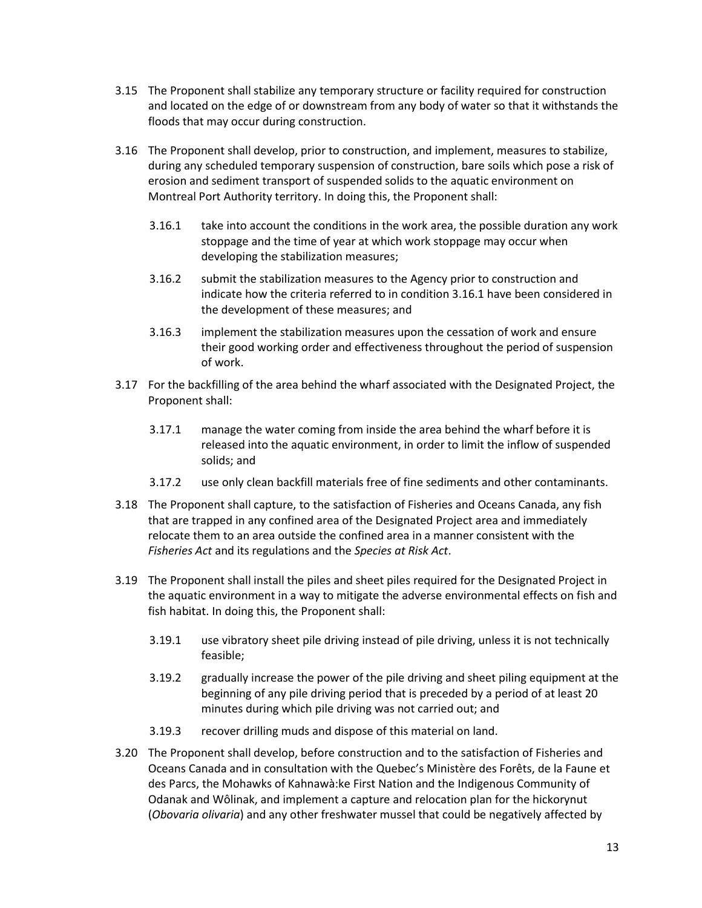3.15 The Proponent shall stabilize any temporary structure or facility required for construction and located on the edge of or downstream from any body of water so that it withstands the floods that may occur during construction.

3.16 The Proponent shall develop, prior to construction, and implement, measures to stabilize, during any scheduled temporary suspension of construction, bare soils which pose a risk of erosion and sediment transport of suspended solids to the aquatic environment on Montreal Port Authority territory. In doing this, the Proponent shall:

- 3.16.1 take into account the conditions in the work area, the possible duration any work stoppage and the time of year at which work stoppage may occur when developing the stabilization measures;
- 3.16.2 submit the stabilization measures to the Agency prior to construction and indicate how the criteria referred to in condition 3.16.1 have been considered in the development of these measures; and
- 3.16.3 implement the stabilization measures upon the cessation of work and ensure their good working order and effectiveness throughout the period of suspension of work.

3.17 For the backfilling of the area behind the wharf associated with the Designated Project, the Proponent shall:

- 3.17.1 manage the water coming from inside the area behind the wharf before it is released into the aquatic environment, in order to limit the inflow of suspended solids; and
- 3.17.2 use only clean backfill materials free of fine sediments and other contaminants.

3.18 The Proponent shall capture, to the satisfaction of Fisheries and Oceans Canada, any fish that are trapped in any confined area of the Designated Project area and immediately relocate them to an area outside the confined area in a manner consistent with the *Fisheries Act* and its regulations and the *Species at Risk Act*.

3.19 The Proponent shall install the piles and sheet piles required for the Designated Project in the aquatic environment in a way to mitigate the adverse environmental effects on fish and fish habitat. In doing this, the Proponent shall:

- 3.19.1 use vibratory sheet pile driving instead of pile driving, unless it is not technically feasible;
- 3.19.2 gradually increase the power of the pile driving and sheet piling equipment at the beginning of any pile driving period that is preceded by a period of at least 20 minutes during which pile driving was not carried out; and
- 3.19.3 recover drilling muds and dispose of this material on land.

3.20 The Proponent shall develop, before construction and to the satisfaction of Fisheries and Oceans Canada and in consultation with the Quebec's Ministère des Forêts, de la Faune et des Parcs, the Mohawks of Kahnawà:ke First Nation and the Indigenous Community of Odanak and Wôlinak, and implement a capture and relocation plan for the hickorynut (*Obovaria olivaria*) and any other freshwater mussel that could be negatively affected by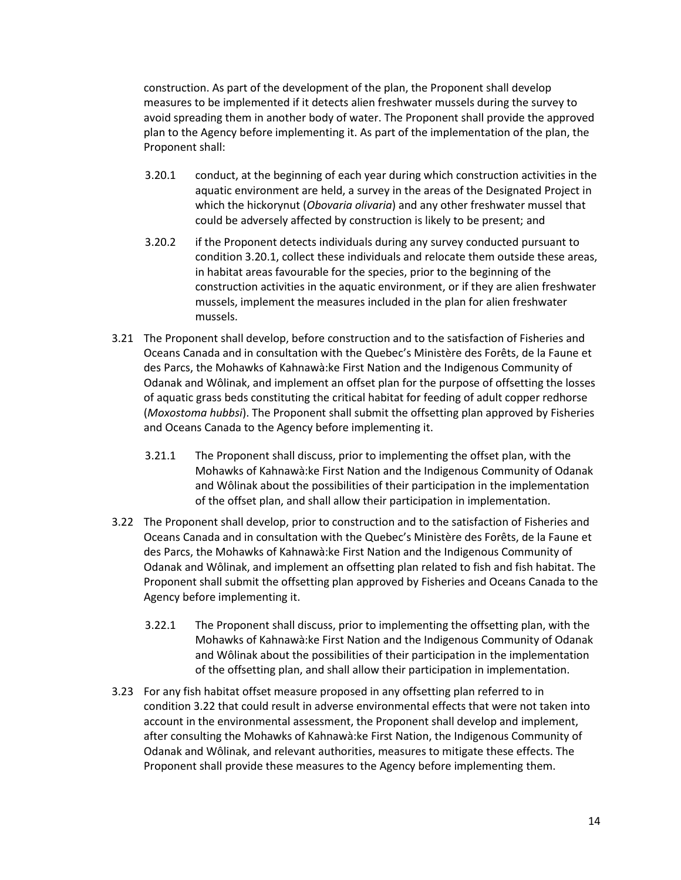construction. As part of the development of the plan, the Proponent shall develop measures to be implemented if it detects alien freshwater mussels during the survey to avoid spreading them in another body of water. The Proponent shall provide the approved plan to the Agency before implementing it. As part of the implementation of the plan, the Proponent shall:

- 3.20.1 conduct, at the beginning of each year during which construction activities in the aquatic environment are held, a survey in the areas of the Designated Project in which the hickorynut (*Obovaria olivaria*) and any other freshwater mussel that could be adversely affected by construction is likely to be present; and
- 3.20.2 if the Proponent detects individuals during any survey conducted pursuant to condition 3.20.1, collect these individuals and relocate them outside these areas, in habitat areas favourable for the species, prior to the beginning of the construction activities in the aquatic environment, or if they are alien freshwater mussels, implement the measures included in the plan for alien freshwater mussels.

3.21 The Proponent shall develop, before construction and to the satisfaction of Fisheries and Oceans Canada and in consultation with the Quebec's Ministère des Forêts, de la Faune et des Parcs, the Mohawks of Kahnawà:ke First Nation and the Indigenous Community of Odanak and Wôlinak, and implement an offset plan for the purpose of offsetting the losses of aquatic grass beds constituting the critical habitat for feeding of adult copper redhorse (*Moxostoma hubbsi*). The Proponent shall submit the offsetting plan approved by Fisheries and Oceans Canada to the Agency before implementing it.

- 3.21.1 The Proponent shall discuss, prior to implementing the offset plan, with the Mohawks of Kahnawà:ke First Nation and the Indigenous Community of Odanak and Wôlinak about the possibilities of their participation in the implementation of the offset plan, and shall allow their participation in implementation.

3.22 The Proponent shall develop, prior to construction and to the satisfaction of Fisheries and Oceans Canada and in consultation with the Quebec's Ministère des Forêts, de la Faune et des Parcs, the Mohawks of Kahnawà:ke First Nation and the Indigenous Community of Odanak and Wôlinak, and implement an offsetting plan related to fish and fish habitat. The Proponent shall submit the offsetting plan approved by Fisheries and Oceans Canada to the Agency before implementing it.

- 3.22.1 The Proponent shall discuss, prior to implementing the offsetting plan, with the Mohawks of Kahnawà:ke First Nation and the Indigenous Community of Odanak and Wôlinak about the possibilities of their participation in the implementation of the offsetting plan, and shall allow their participation in implementation.

3.23 For any fish habitat offset measure proposed in any offsetting plan referred to in condition 3.22 that could result in adverse environmental effects that were not taken into account in the environmental assessment, the Proponent shall develop and implement, after consulting the Mohawks of Kahnawà:ke First Nation, the Indigenous Community of Odanak and Wôlinak, and relevant authorities, measures to mitigate these effects. The Proponent shall provide these measures to the Agency before implementing them.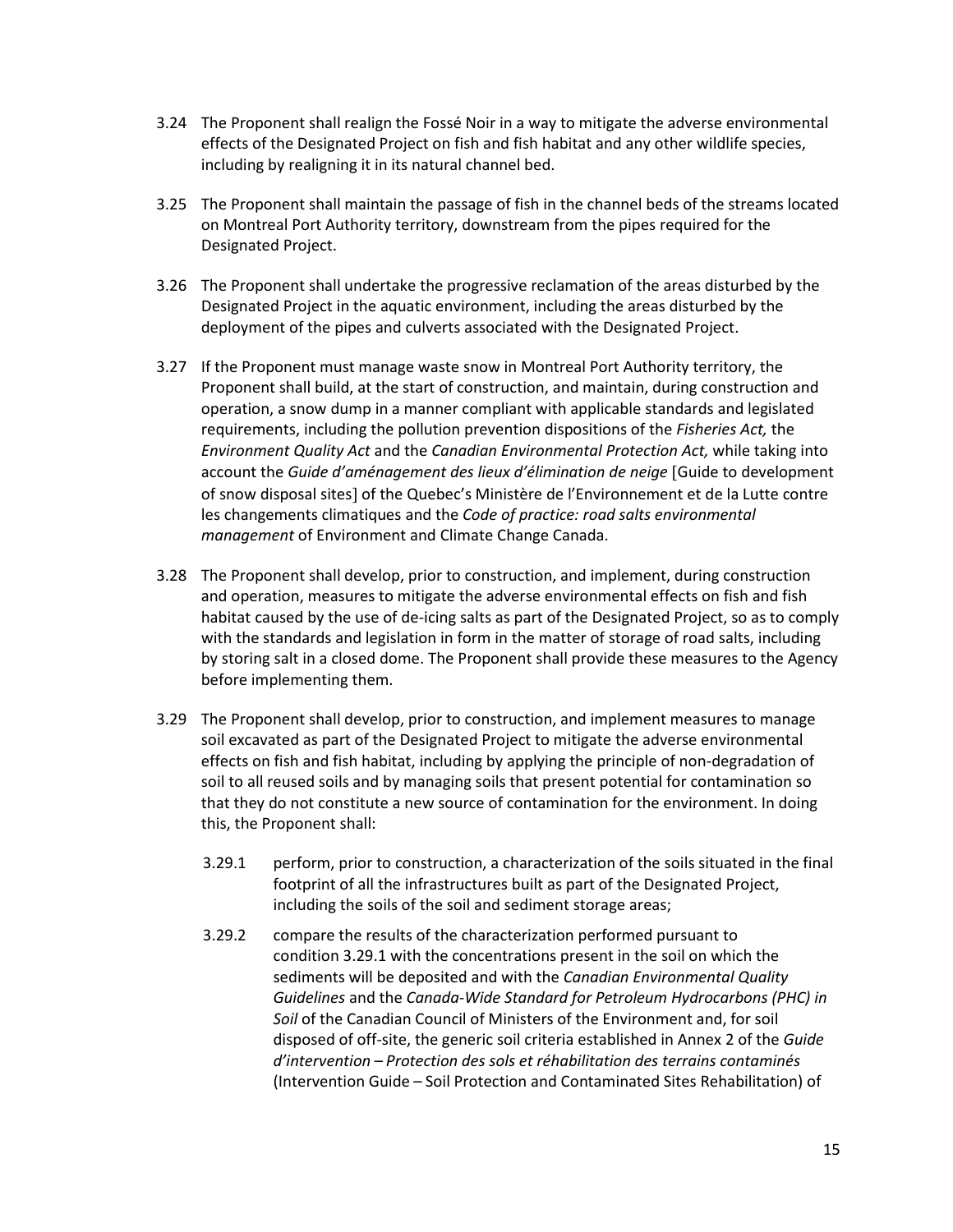3.24 The Proponent shall realign the Fossé Noir in a way to mitigate the adverse environmental effects of the Designated Project on fish and fish habitat and any other wildlife species, including by realigning it in its natural channel bed.

3.25 The Proponent shall maintain the passage of fish in the channel beds of the streams located on Montreal Port Authority territory, downstream from the pipes required for the Designated Project.

3.26 The Proponent shall undertake the progressive reclamation of the areas disturbed by the Designated Project in the aquatic environment, including the areas disturbed by the deployment of the pipes and culverts associated with the Designated Project.

3.27 If the Proponent must manage waste snow in Montreal Port Authority territory, the Proponent shall build, at the start of construction, and maintain, during construction and operation, a snow dump in a manner compliant with applicable standards and legislated requirements, including the pollution prevention dispositions of the *Fisheries Act,* the *Environment Quality Act* and the *Canadian Environmental Protection Act,* while taking into account the *Guide d'aménagement des lieux d'élimination de neige* [Guide to development of snow disposal sites] of the Quebec's Ministère de l'Environnement et de la Lutte contre les changements climatiques and the *Code of practice: road salts environmental management* of Environment and Climate Change Canada.

3.28 The Proponent shall develop, prior to construction, and implement, during construction and operation, measures to mitigate the adverse environmental effects on fish and fish habitat caused by the use of de-icing salts as part of the Designated Project, so as to comply with the standards and legislation in form in the matter of storage of road salts, including by storing salt in a closed dome. The Proponent shall provide these measures to the Agency before implementing them.

3.29 The Proponent shall develop, prior to construction, and implement measures to manage soil excavated as part of the Designated Project to mitigate the adverse environmental effects on fish and fish habitat, including by applying the principle of non-degradation of soil to all reused soils and by managing soils that present potential for contamination so that they do not constitute a new source of contamination for the environment. In doing this, the Proponent shall:

3.29.1 perform, prior to construction, a characterization of the soils situated in the final footprint of all the infrastructures built as part of the Designated Project, including the soils of the soil and sediment storage areas;

3.29.2 compare the results of the characterization performed pursuant to condition 3.29.1 with the concentrations present in the soil on which the sediments will be deposited and with the *Canadian Environmental Quality Guidelines* and the *Canada-Wide Standard for Petroleum Hydrocarbons (PHC) in Soil* of the Canadian Council of Ministers of the Environment and, for soil disposed of off-site, the generic soil criteria established in Annex 2 of the *Guide d'intervention – Protection des sols et réhabilitation des terrains contaminés* (Intervention Guide – Soil Protection and Contaminated Sites Rehabilitation) of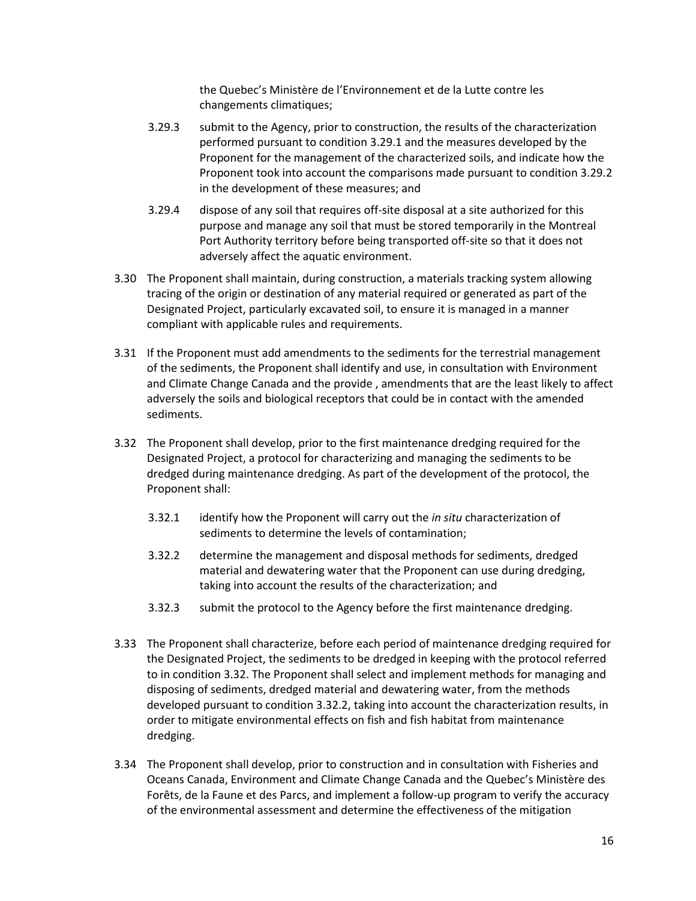the Quebec's Ministère de l'Environnement et de la Lutte contre les changements climatiques;

3.29.3 submit to the Agency, prior to construction, the results of the characterization performed pursuant to condition 3.29.1 and the measures developed by the Proponent for the management of the characterized soils, and indicate how the Proponent took into account the comparisons made pursuant to condition 3.29.2 in the development of these measures; and

3.29.4 dispose of any soil that requires off-site disposal at a site authorized for this purpose and manage any soil that must be stored temporarily in the Montreal Port Authority territory before being transported off-site so that it does not adversely affect the aquatic environment.

3.30 The Proponent shall maintain, during construction, a materials tracking system allowing tracing of the origin or destination of any material required or generated as part of the Designated Project, particularly excavated soil, to ensure it is managed in a manner compliant with applicable rules and requirements.

3.31 If the Proponent must add amendments to the sediments for the terrestrial management of the sediments, the Proponent shall identify and use, in consultation with Environment and Climate Change Canada and the provide , amendments that are the least likely to affect adversely the soils and biological receptors that could be in contact with the amended sediments.

3.32 The Proponent shall develop, prior to the first maintenance dredging required for the Designated Project, a protocol for characterizing and managing the sediments to be dredged during maintenance dredging. As part of the development of the protocol, the Proponent shall:

3.32.1 identify how the Proponent will carry out the *in situ* characterization of sediments to determine the levels of contamination;

3.32.2 determine the management and disposal methods for sediments, dredged material and dewatering water that the Proponent can use during dredging, taking into account the results of the characterization; and

3.32.3 submit the protocol to the Agency before the first maintenance dredging.

3.33 The Proponent shall characterize, before each period of maintenance dredging required for the Designated Project, the sediments to be dredged in keeping with the protocol referred to in condition 3.32. The Proponent shall select and implement methods for managing and disposing of sediments, dredged material and dewatering water, from the methods developed pursuant to condition 3.32.2, taking into account the characterization results, in order to mitigate environmental effects on fish and fish habitat from maintenance dredging.

3.34 The Proponent shall develop, prior to construction and in consultation with Fisheries and Oceans Canada, Environment and Climate Change Canada and the Quebec's Ministère des Forêts, de la Faune et des Parcs, and implement a follow-up program to verify the accuracy of the environmental assessment and determine the effectiveness of the mitigation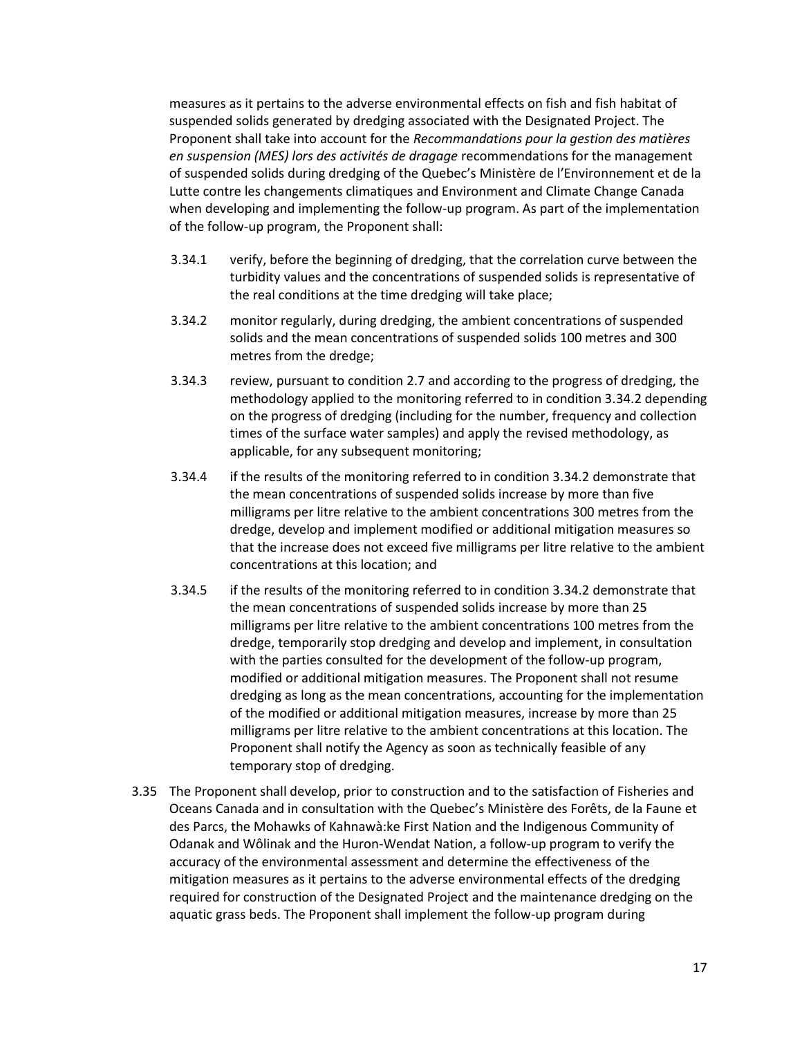measures as it pertains to the adverse environmental effects on fish and fish habitat of suspended solids generated by dredging associated with the Designated Project. The Proponent shall take into account for the *Recommandations pour la gestion des matières en suspension (MES) lors des activités de dragage* recommendations for the management of suspended solids during dredging of the Quebec's Ministère de l'Environnement et de la Lutte contre les changements climatiques and Environment and Climate Change Canada when developing and implementing the follow-up program. As part of the implementation of the follow-up program, the Proponent shall:

3.34.1 verify, before the beginning of dredging, that the correlation curve between the turbidity values and the concentrations of suspended solids is representative of the real conditions at the time dredging will take place;

3.34.2 monitor regularly, during dredging, the ambient concentrations of suspended solids and the mean concentrations of suspended solids 100 metres and 300 metres from the dredge;

3.34.3 review, pursuant to condition 2.7 and according to the progress of dredging, the methodology applied to the monitoring referred to in condition 3.34.2 depending on the progress of dredging (including for the number, frequency and collection times of the surface water samples) and apply the revised methodology, as applicable, for any subsequent monitoring;

3.34.4 if the results of the monitoring referred to in condition 3.34.2 demonstrate that the mean concentrations of suspended solids increase by more than five milligrams per litre relative to the ambient concentrations 300 metres from the dredge, develop and implement modified or additional mitigation measures so that the increase does not exceed five milligrams per litre relative to the ambient concentrations at this location; and

3.34.5 if the results of the monitoring referred to in condition 3.34.2 demonstrate that the mean concentrations of suspended solids increase by more than 25 milligrams per litre relative to the ambient concentrations 100 metres from the dredge, temporarily stop dredging and develop and implement, in consultation with the parties consulted for the development of the follow-up program, modified or additional mitigation measures. The Proponent shall not resume dredging as long as the mean concentrations, accounting for the implementation of the modified or additional mitigation measures, increase by more than 25 milligrams per litre relative to the ambient concentrations at this location. The Proponent shall notify the Agency as soon as technically feasible of any temporary stop of dredging.

3.35 The Proponent shall develop, prior to construction and to the satisfaction of Fisheries and Oceans Canada and in consultation with the Quebec's Ministère des Forêts, de la Faune et des Parcs, the Mohawks of Kahnawà:ke First Nation and the Indigenous Community of Odanak and Wôlinak and the Huron-Wendat Nation, a follow-up program to verify the accuracy of the environmental assessment and determine the effectiveness of the mitigation measures as it pertains to the adverse environmental effects of the dredging required for construction of the Designated Project and the maintenance dredging on the aquatic grass beds. The Proponent shall implement the follow-up program during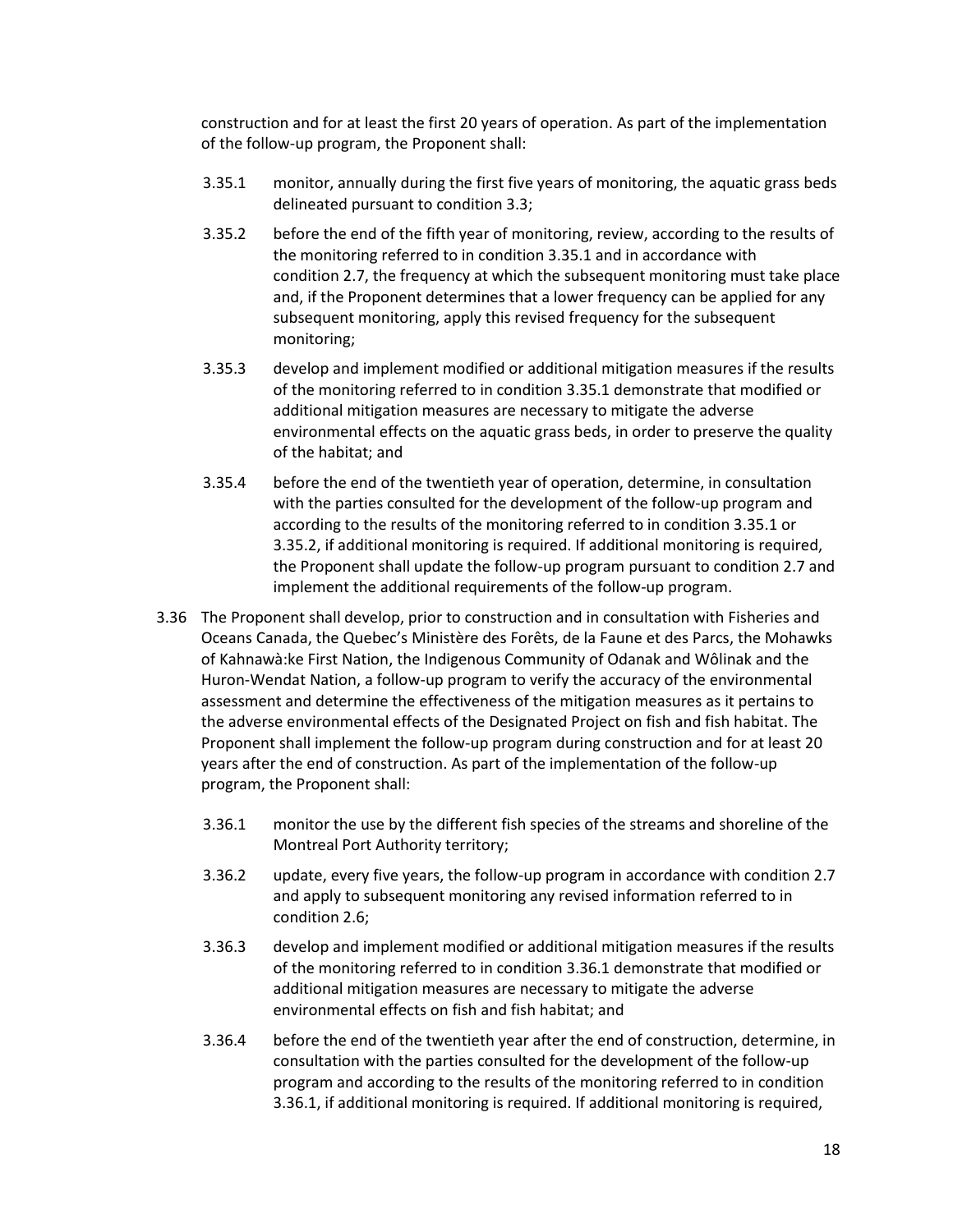construction and for at least the first 20 years of operation. As part of the implementation of the follow-up program, the Proponent shall:

3.35.1 monitor, annually during the first five years of monitoring, the aquatic grass beds delineated pursuant to condition 3.3;

3.35.2 before the end of the fifth year of monitoring, review, according to the results of the monitoring referred to in condition 3.35.1 and in accordance with condition 2.7, the frequency at which the subsequent monitoring must take place and, if the Proponent determines that a lower frequency can be applied for any subsequent monitoring, apply this revised frequency for the subsequent monitoring;

3.35.3 develop and implement modified or additional mitigation measures if the results of the monitoring referred to in condition 3.35.1 demonstrate that modified or additional mitigation measures are necessary to mitigate the adverse environmental effects on the aquatic grass beds, in order to preserve the quality of the habitat; and

3.35.4 before the end of the twentieth year of operation, determine, in consultation with the parties consulted for the development of the follow-up program and according to the results of the monitoring referred to in condition 3.35.1 or 3.35.2, if additional monitoring is required. If additional monitoring is required, the Proponent shall update the follow-up program pursuant to condition 2.7 and implement the additional requirements of the follow-up program.

3.36 The Proponent shall develop, prior to construction and in consultation with Fisheries and Oceans Canada, the Quebec's Ministère des Forêts, de la Faune et des Parcs, the Mohawks of Kahnawà:ke First Nation, the Indigenous Community of Odanak and Wôlinak and the Huron-Wendat Nation, a follow-up program to verify the accuracy of the environmental assessment and determine the effectiveness of the mitigation measures as it pertains to the adverse environmental effects of the Designated Project on fish and fish habitat. The Proponent shall implement the follow-up program during construction and for at least 20 years after the end of construction. As part of the implementation of the follow-up program, the Proponent shall:

3.36.1 monitor the use by the different fish species of the streams and shoreline of the Montreal Port Authority territory;

3.36.2 update, every five years, the follow-up program in accordance with condition 2.7 and apply to subsequent monitoring any revised information referred to in condition 2.6;

3.36.3 develop and implement modified or additional mitigation measures if the results of the monitoring referred to in condition 3.36.1 demonstrate that modified or additional mitigation measures are necessary to mitigate the adverse environmental effects on fish and fish habitat; and

3.36.4 before the end of the twentieth year after the end of construction, determine, in consultation with the parties consulted for the development of the follow-up program and according to the results of the monitoring referred to in condition 3.36.1, if additional monitoring is required. If additional monitoring is required,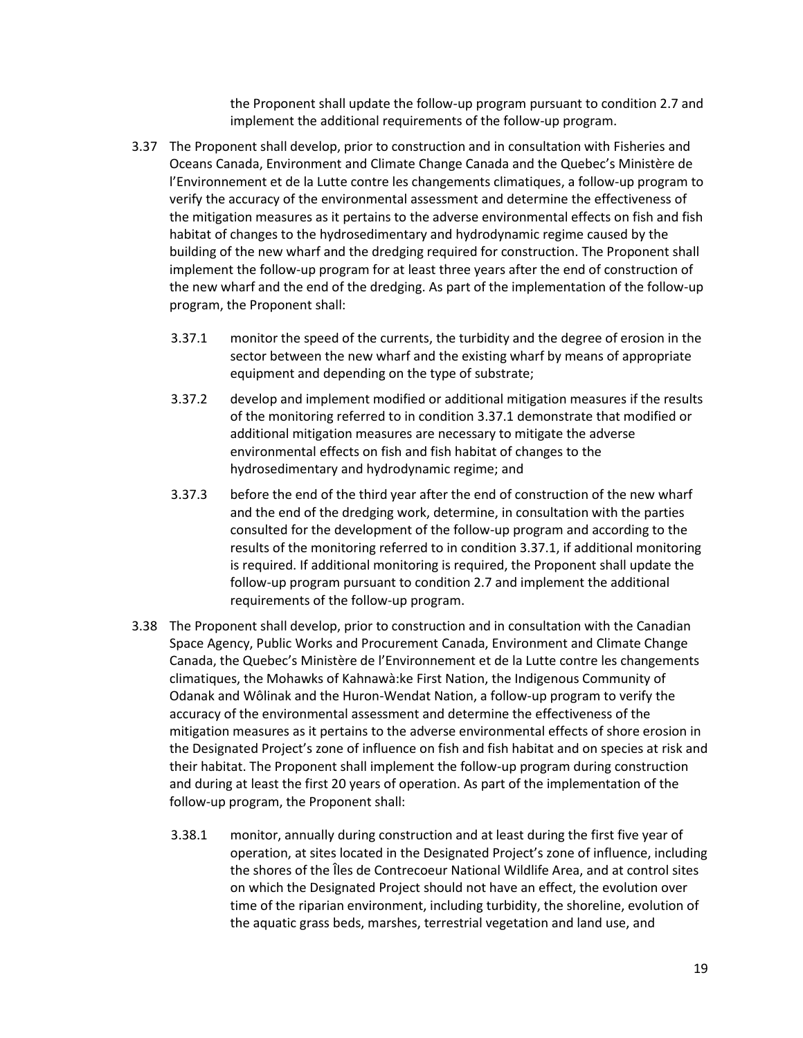the Proponent shall update the follow-up program pursuant to condition 2.7 and implement the additional requirements of the follow-up program.

3.37 The Proponent shall develop, prior to construction and in consultation with Fisheries and Oceans Canada, Environment and Climate Change Canada and the Quebec's Ministère de l'Environnement et de la Lutte contre les changements climatiques, a follow-up program to verify the accuracy of the environmental assessment and determine the effectiveness of the mitigation measures as it pertains to the adverse environmental effects on fish and fish habitat of changes to the hydrosedimentary and hydrodynamic regime caused by the building of the new wharf and the dredging required for construction. The Proponent shall implement the follow-up program for at least three years after the end of construction of the new wharf and the end of the dredging. As part of the implementation of the follow-up program, the Proponent shall:

3.37.1 monitor the speed of the currents, the turbidity and the degree of erosion in the sector between the new wharf and the existing wharf by means of appropriate equipment and depending on the type of substrate;

3.37.2 develop and implement modified or additional mitigation measures if the results of the monitoring referred to in condition 3.37.1 demonstrate that modified or additional mitigation measures are necessary to mitigate the adverse environmental effects on fish and fish habitat of changes to the hydrosedimentary and hydrodynamic regime; and

3.37.3 before the end of the third year after the end of construction of the new wharf and the end of the dredging work, determine, in consultation with the parties consulted for the development of the follow-up program and according to the results of the monitoring referred to in condition 3.37.1, if additional monitoring is required. If additional monitoring is required, the Proponent shall update the follow-up program pursuant to condition 2.7 and implement the additional requirements of the follow-up program.

3.38 The Proponent shall develop, prior to construction and in consultation with the Canadian Space Agency, Public Works and Procurement Canada, Environment and Climate Change Canada, the Quebec's Ministère de l'Environnement et de la Lutte contre les changements climatiques, the Mohawks of Kahnawà:ke First Nation, the Indigenous Community of Odanak and Wôlinak and the Huron-Wendat Nation, a follow-up program to verify the accuracy of the environmental assessment and determine the effectiveness of the mitigation measures as it pertains to the adverse environmental effects of shore erosion in the Designated Project's zone of influence on fish and fish habitat and on species at risk and their habitat. The Proponent shall implement the follow-up program during construction and during at least the first 20 years of operation. As part of the implementation of the follow-up program, the Proponent shall:

3.38.1 monitor, annually during construction and at least during the first five year of operation, at sites located in the Designated Project's zone of influence, including the shores of the Îles de Contrecoeur National Wildlife Area, and at control sites on which the Designated Project should not have an effect, the evolution over time of the riparian environment, including turbidity, the shoreline, evolution of the aquatic grass beds, marshes, terrestrial vegetation and land use, and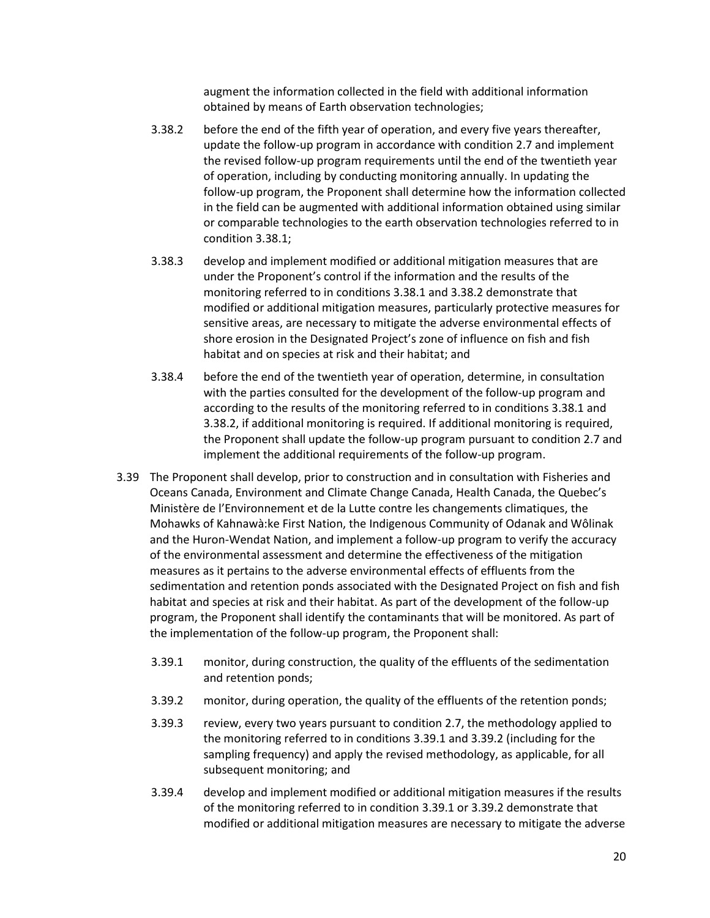augment the information collected in the field with additional information obtained by means of Earth observation technologies;

3.38.2 before the end of the fifth year of operation, and every five years thereafter, update the follow-up program in accordance with condition 2.7 and implement the revised follow-up program requirements until the end of the twentieth year of operation, including by conducting monitoring annually. In updating the follow-up program, the Proponent shall determine how the information collected in the field can be augmented with additional information obtained using similar or comparable technologies to the earth observation technologies referred to in condition 3.38.1;

3.38.3 develop and implement modified or additional mitigation measures that are under the Proponent's control if the information and the results of the monitoring referred to in conditions 3.38.1 and 3.38.2 demonstrate that modified or additional mitigation measures, particularly protective measures for sensitive areas, are necessary to mitigate the adverse environmental effects of shore erosion in the Designated Project's zone of influence on fish and fish habitat and on species at risk and their habitat; and

3.38.4 before the end of the twentieth year of operation, determine, in consultation with the parties consulted for the development of the follow-up program and according to the results of the monitoring referred to in conditions 3.38.1 and 3.38.2, if additional monitoring is required. If additional monitoring is required, the Proponent shall update the follow-up program pursuant to condition 2.7 and implement the additional requirements of the follow-up program.

3.39 The Proponent shall develop, prior to construction and in consultation with Fisheries and Oceans Canada, Environment and Climate Change Canada, Health Canada, the Quebec's Ministère de l'Environnement et de la Lutte contre les changements climatiques, the Mohawks of Kahnawà:ke First Nation, the Indigenous Community of Odanak and Wôlinak and the Huron-Wendat Nation, and implement a follow-up program to verify the accuracy of the environmental assessment and determine the effectiveness of the mitigation measures as it pertains to the adverse environmental effects of effluents from the sedimentation and retention ponds associated with the Designated Project on fish and fish habitat and species at risk and their habitat. As part of the development of the follow-up program, the Proponent shall identify the contaminants that will be monitored. As part of the implementation of the follow-up program, the Proponent shall:

3.39.1 monitor, during construction, the quality of the effluents of the sedimentation and retention ponds;

3.39.2 monitor, during operation, the quality of the effluents of the retention ponds;

3.39.3 review, every two years pursuant to condition 2.7, the methodology applied to the monitoring referred to in conditions 3.39.1 and 3.39.2 (including for the sampling frequency) and apply the revised methodology, as applicable, for all subsequent monitoring; and

3.39.4 develop and implement modified or additional mitigation measures if the results of the monitoring referred to in condition 3.39.1 or 3.39.2 demonstrate that modified or additional mitigation measures are necessary to mitigate the adverse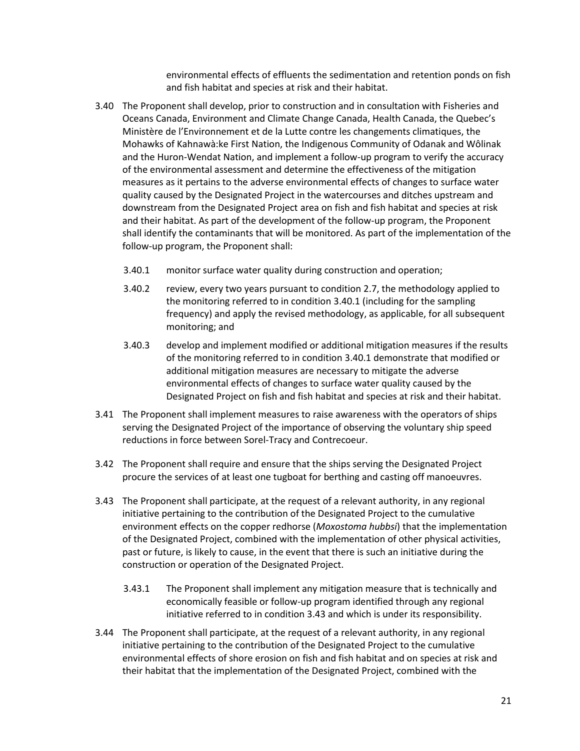environmental effects of effluents the sedimentation and retention ponds on fish and fish habitat and species at risk and their habitat.

3.40 The Proponent shall develop, prior to construction and in consultation with Fisheries and Oceans Canada, Environment and Climate Change Canada, Health Canada, the Quebec's Ministère de l'Environnement et de la Lutte contre les changements climatiques, the Mohawks of Kahnawà:ke First Nation, the Indigenous Community of Odanak and Wôlinak and the Huron-Wendat Nation, and implement a follow-up program to verify the accuracy of the environmental assessment and determine the effectiveness of the mitigation measures as it pertains to the adverse environmental effects of changes to surface water quality caused by the Designated Project in the watercourses and ditches upstream and downstream from the Designated Project area on fish and fish habitat and species at risk and their habitat. As part of the development of the follow-up program, the Proponent shall identify the contaminants that will be monitored. As part of the implementation of the follow-up program, the Proponent shall:

3.40.1 monitor surface water quality during construction and operation;

3.40.2 review, every two years pursuant to condition 2.7, the methodology applied to the monitoring referred to in condition 3.40.1 (including for the sampling frequency) and apply the revised methodology, as applicable, for all subsequent monitoring; and

3.40.3 develop and implement modified or additional mitigation measures if the results of the monitoring referred to in condition 3.40.1 demonstrate that modified or additional mitigation measures are necessary to mitigate the adverse environmental effects of changes to surface water quality caused by the Designated Project on fish and fish habitat and species at risk and their habitat.

3.41 The Proponent shall implement measures to raise awareness with the operators of ships serving the Designated Project of the importance of observing the voluntary ship speed reductions in force between Sorel-Tracy and Contrecoeur.

3.42 The Proponent shall require and ensure that the ships serving the Designated Project procure the services of at least one tugboat for berthing and casting off manoeuvres.

3.43 The Proponent shall participate, at the request of a relevant authority, in any regional initiative pertaining to the contribution of the Designated Project to the cumulative environment effects on the copper redhorse (*Moxostoma hubbsi*) that the implementation of the Designated Project, combined with the implementation of other physical activities, past or future, is likely to cause, in the event that there is such an initiative during the construction or operation of the Designated Project.

3.43.1 The Proponent shall implement any mitigation measure that is technically and economically feasible or follow-up program identified through any regional initiative referred to in condition 3.43 and which is under its responsibility.

3.44 The Proponent shall participate, at the request of a relevant authority, in any regional initiative pertaining to the contribution of the Designated Project to the cumulative environmental effects of shore erosion on fish and fish habitat and on species at risk and their habitat that the implementation of the Designated Project, combined with the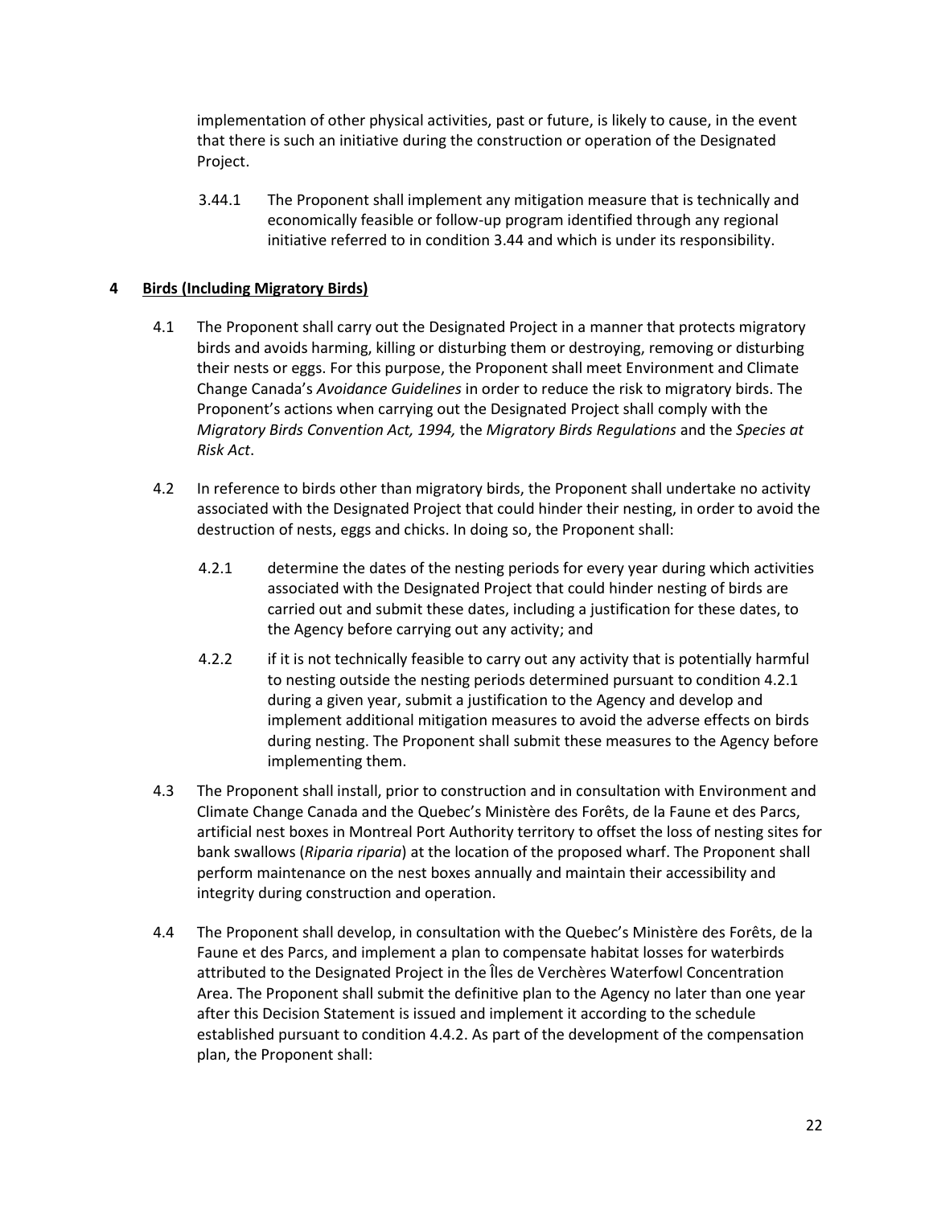implementation of other physical activities, past or future, is likely to cause, in the event that there is such an initiative during the construction or operation of the Designated Project.

3.44.1 The Proponent shall implement any mitigation measure that is technically and economically feasible or follow-up program identified through any regional initiative referred to in condition 3.44 and which is under its responsibility.

## 4 Birds (Including Migratory Birds)

4.1 The Proponent shall carry out the Designated Project in a manner that protects migratory birds and avoids harming, killing or disturbing them or destroying, removing or disturbing their nests or eggs. For this purpose, the Proponent shall meet Environment and Climate Change Canada's *Avoidance Guidelines* in order to reduce the risk to migratory birds. The Proponent's actions when carrying out the Designated Project shall comply with the *Migratory Birds Convention Act, 1994,* the *Migratory Birds Regulations* and the *Species at Risk Act*.

4.2 In reference to birds other than migratory birds, the Proponent shall undertake no activity associated with the Designated Project that could hinder their nesting, in order to avoid the destruction of nests, eggs and chicks. In doing so, the Proponent shall:

4.2.1 determine the dates of the nesting periods for every year during which activities associated with the Designated Project that could hinder nesting of birds are carried out and submit these dates, including a justification for these dates, to the Agency before carrying out any activity; and

4.2.2 if it is not technically feasible to carry out any activity that is potentially harmful to nesting outside the nesting periods determined pursuant to condition 4.2.1 during a given year, submit a justification to the Agency and develop and implement additional mitigation measures to avoid the adverse effects on birds during nesting. The Proponent shall submit these measures to the Agency before implementing them.

4.3 The Proponent shall install, prior to construction and in consultation with Environment and Climate Change Canada and the Quebec's Ministère des Forêts, de la Faune et des Parcs, artificial nest boxes in Montreal Port Authority territory to offset the loss of nesting sites for bank swallows (*Riparia riparia*) at the location of the proposed wharf. The Proponent shall perform maintenance on the nest boxes annually and maintain their accessibility and integrity during construction and operation.

4.4 The Proponent shall develop, in consultation with the Quebec's Ministère des Forêts, de la Faune et des Parcs, and implement a plan to compensate habitat losses for waterbirds attributed to the Designated Project in the Îles de Verchères Waterfowl Concentration Area. The Proponent shall submit the definitive plan to the Agency no later than one year after this Decision Statement is issued and implement it according to the schedule established pursuant to condition 4.4.2. As part of the development of the compensation plan, the Proponent shall: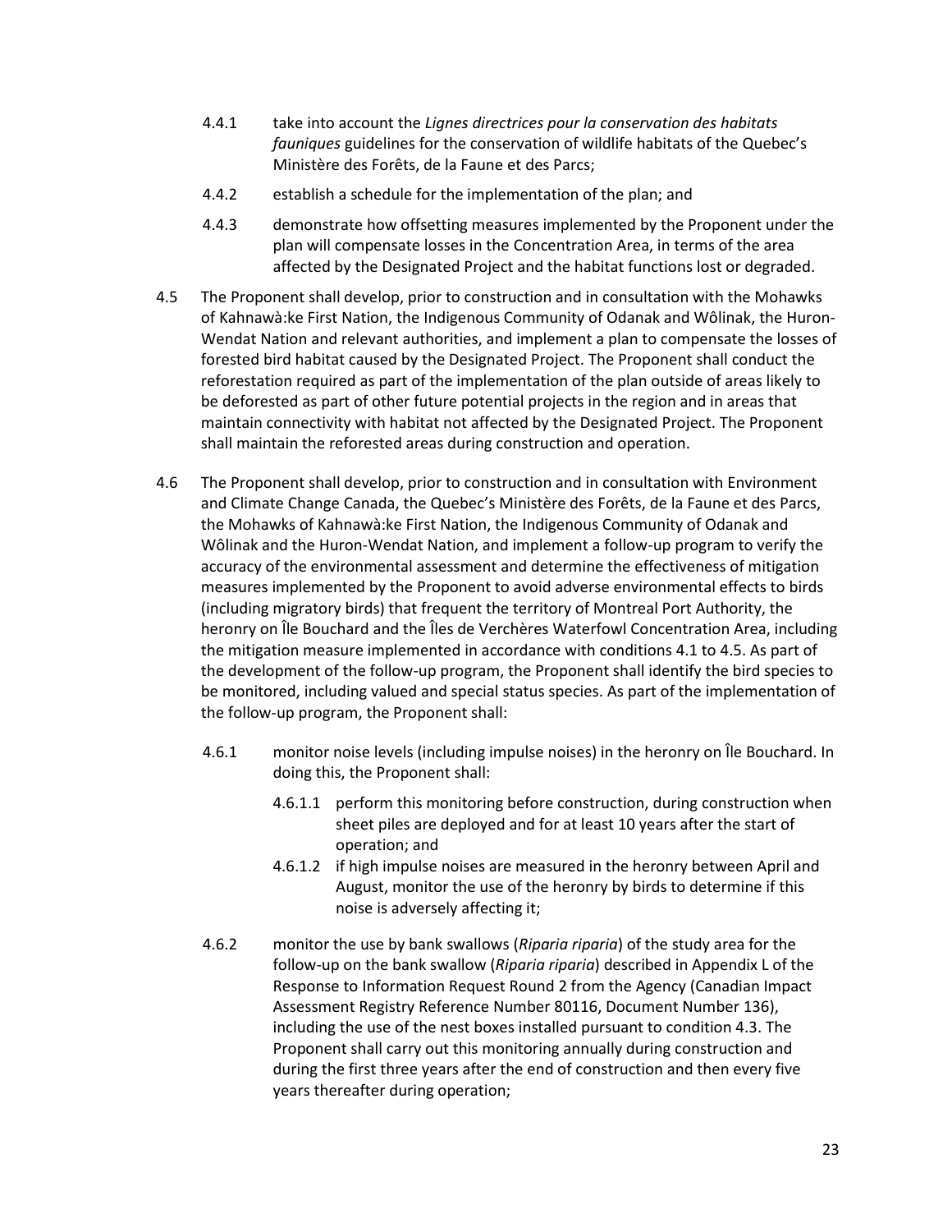4.4.1 take into account the *Lignes directrices pour la conservation des habitats fauniques* guidelines for the conservation of wildlife habitats of the Quebec's Ministère des Forêts, de la Faune et des Parcs;

4.4.2 establish a schedule for the implementation of the plan; and

4.4.3 demonstrate how offsetting measures implemented by the Proponent under the plan will compensate losses in the Concentration Area, in terms of the area affected by the Designated Project and the habitat functions lost or degraded.

4.5 The Proponent shall develop, prior to construction and in consultation with the Mohawks of Kahnawà:ke First Nation, the Indigenous Community of Odanak and Wôlinak, the Huron-Wendat Nation and relevant authorities, and implement a plan to compensate the losses of forested bird habitat caused by the Designated Project. The Proponent shall conduct the reforestation required as part of the implementation of the plan outside of areas likely to be deforested as part of other future potential projects in the region and in areas that maintain connectivity with habitat not affected by the Designated Project. The Proponent shall maintain the reforested areas during construction and operation.

4.6 The Proponent shall develop, prior to construction and in consultation with Environment and Climate Change Canada, the Quebec's Ministère des Forêts, de la Faune et des Parcs, the Mohawks of Kahnawà:ke First Nation, the Indigenous Community of Odanak and Wôlinak and the Huron-Wendat Nation, and implement a follow-up program to verify the accuracy of the environmental assessment and determine the effectiveness of mitigation measures implemented by the Proponent to avoid adverse environmental effects to birds (including migratory birds) that frequent the territory of Montreal Port Authority, the heronry on Île Bouchard and the Îles de Verchères Waterfowl Concentration Area, including the mitigation measure implemented in accordance with conditions 4.1 to 4.5. As part of the development of the follow-up program, the Proponent shall identify the bird species to be monitored, including valued and special status species. As part of the implementation of the follow-up program, the Proponent shall:

4.6.1 monitor noise levels (including impulse noises) in the heronry on Île Bouchard. In doing this, the Proponent shall:

4.6.1.1 perform this monitoring before construction, during construction when sheet piles are deployed and for at least 10 years after the start of operation; and

4.6.1.2 if high impulse noises are measured in the heronry between April and August, monitor the use of the heronry by birds to determine if this noise is adversely affecting it;

4.6.2 monitor the use by bank swallows (*Riparia riparia*) of the study area for the follow-up on the bank swallow (*Riparia riparia*) described in Appendix L of the Response to Information Request Round 2 from the Agency (Canadian Impact Assessment Registry Reference Number 80116, Document Number 136), including the use of the nest boxes installed pursuant to condition 4.3. The Proponent shall carry out this monitoring annually during construction and during the first three years after the end of construction and then every five years thereafter during operation;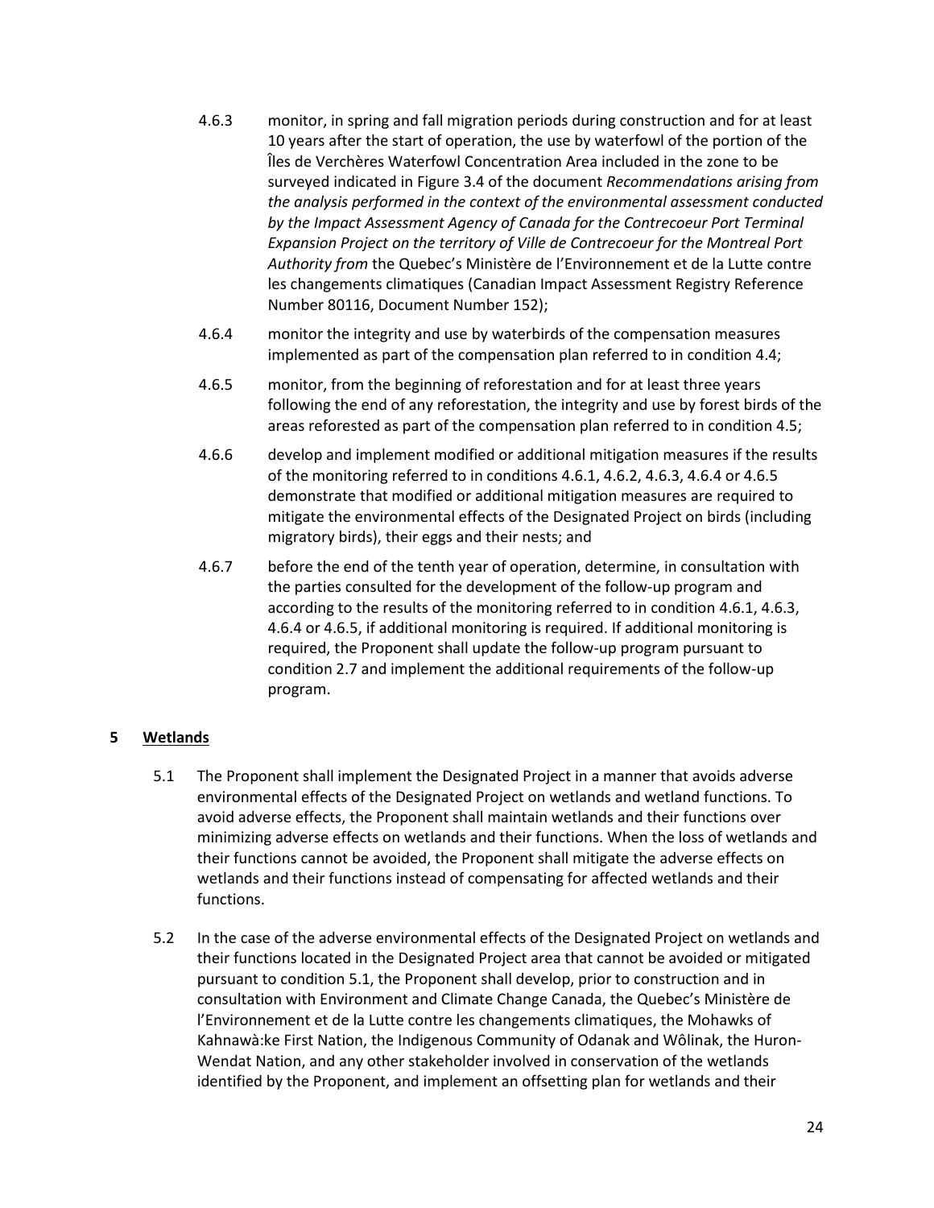4.6.3 monitor, in spring and fall migration periods during construction and for at least 10 years after the start of operation, the use by waterfowl of the portion of the Îles de Verchères Waterfowl Concentration Area included in the zone to be surveyed indicated in Figure 3.4 of the document *Recommendations arising from the analysis performed in the context of the environmental assessment conducted by the Impact Assessment Agency of Canada for the Contrecoeur Port Terminal Expansion Project on the territory of Ville de Contrecoeur for the Montreal Port Authority from* the Quebec's Ministère de l'Environnement et de la Lutte contre les changements climatiques (Canadian Impact Assessment Registry Reference Number 80116, Document Number 152);

4.6.4 monitor the integrity and use by waterbirds of the compensation measures implemented as part of the compensation plan referred to in condition 4.4;

4.6.5 monitor, from the beginning of reforestation and for at least three years following the end of any reforestation, the integrity and use by forest birds of the areas reforested as part of the compensation plan referred to in condition 4.5;

4.6.6 develop and implement modified or additional mitigation measures if the results of the monitoring referred to in conditions 4.6.1, 4.6.2, 4.6.3, 4.6.4 or 4.6.5 demonstrate that modified or additional mitigation measures are required to mitigate the environmental effects of the Designated Project on birds (including migratory birds), their eggs and their nests; and

4.6.7 before the end of the tenth year of operation, determine, in consultation with the parties consulted for the development of the follow-up program and according to the results of the monitoring referred to in condition 4.6.1, 4.6.3, 4.6.4 or 4.6.5, if additional monitoring is required. If additional monitoring is required, the Proponent shall update the follow-up program pursuant to condition 2.7 and implement the additional requirements of the follow-up program.

## 5 Wetlands

5.1 The Proponent shall implement the Designated Project in a manner that avoids adverse environmental effects of the Designated Project on wetlands and wetland functions. To avoid adverse effects, the Proponent shall maintain wetlands and their functions over minimizing adverse effects on wetlands and their functions. When the loss of wetlands and their functions cannot be avoided, the Proponent shall mitigate the adverse effects on wetlands and their functions instead of compensating for affected wetlands and their functions.

5.2 In the case of the adverse environmental effects of the Designated Project on wetlands and their functions located in the Designated Project area that cannot be avoided or mitigated pursuant to condition 5.1, the Proponent shall develop, prior to construction and in consultation with Environment and Climate Change Canada, the Quebec's Ministère de l'Environnement et de la Lutte contre les changements climatiques, the Mohawks of Kahnawà:ke First Nation, the Indigenous Community of Odanak and Wôlinak, the Huron-Wendat Nation, and any other stakeholder involved in conservation of the wetlands identified by the Proponent, and implement an offsetting plan for wetlands and their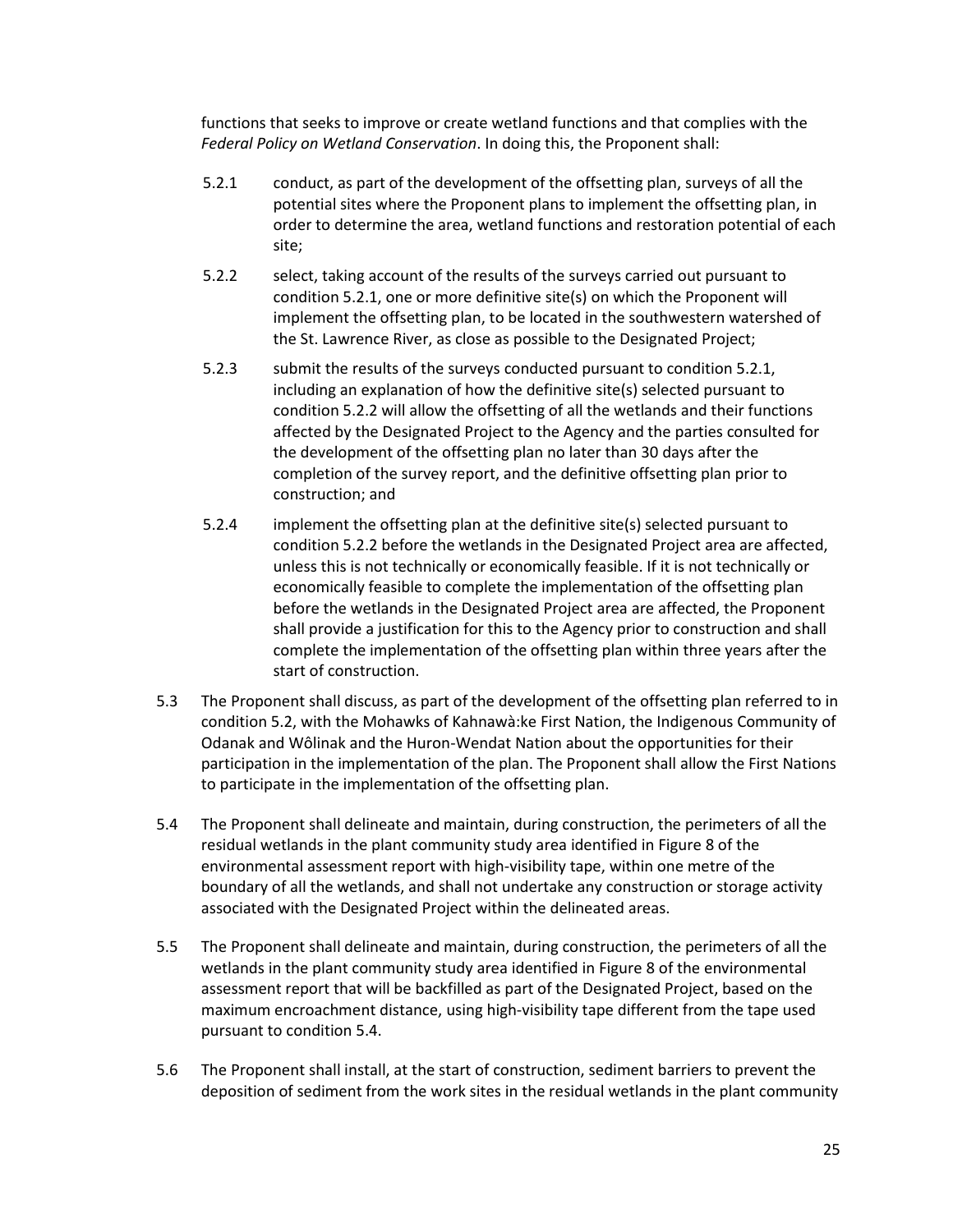functions that seeks to improve or create wetland functions and that complies with the *Federal Policy on Wetland Conservation*. In doing this, the Proponent shall:

5.2.1 conduct, as part of the development of the offsetting plan, surveys of all the potential sites where the Proponent plans to implement the offsetting plan, in order to determine the area, wetland functions and restoration potential of each site;

5.2.2 select, taking account of the results of the surveys carried out pursuant to condition 5.2.1, one or more definitive site(s) on which the Proponent will implement the offsetting plan, to be located in the southwestern watershed of the St. Lawrence River, as close as possible to the Designated Project;

5.2.3 submit the results of the surveys conducted pursuant to condition 5.2.1, including an explanation of how the definitive site(s) selected pursuant to condition 5.2.2 will allow the offsetting of all the wetlands and their functions affected by the Designated Project to the Agency and the parties consulted for the development of the offsetting plan no later than 30 days after the completion of the survey report, and the definitive offsetting plan prior to construction; and

5.2.4 implement the offsetting plan at the definitive site(s) selected pursuant to condition 5.2.2 before the wetlands in the Designated Project area are affected, unless this is not technically or economically feasible. If it is not technically or economically feasible to complete the implementation of the offsetting plan before the wetlands in the Designated Project area are affected, the Proponent shall provide a justification for this to the Agency prior to construction and shall complete the implementation of the offsetting plan within three years after the start of construction.

5.3 The Proponent shall discuss, as part of the development of the offsetting plan referred to in condition 5.2, with the Mohawks of Kahnawà:ke First Nation, the Indigenous Community of Odanak and Wôlinak and the Huron-Wendat Nation about the opportunities for their participation in the implementation of the plan. The Proponent shall allow the First Nations to participate in the implementation of the offsetting plan.

5.4 The Proponent shall delineate and maintain, during construction, the perimeters of all the residual wetlands in the plant community study area identified in Figure 8 of the environmental assessment report with high-visibility tape, within one metre of the boundary of all the wetlands, and shall not undertake any construction or storage activity associated with the Designated Project within the delineated areas.

5.5 The Proponent shall delineate and maintain, during construction, the perimeters of all the wetlands in the plant community study area identified in Figure 8 of the environmental assessment report that will be backfilled as part of the Designated Project, based on the maximum encroachment distance, using high-visibility tape different from the tape used pursuant to condition 5.4.

5.6 The Proponent shall install, at the start of construction, sediment barriers to prevent the deposition of sediment from the work sites in the residual wetlands in the plant community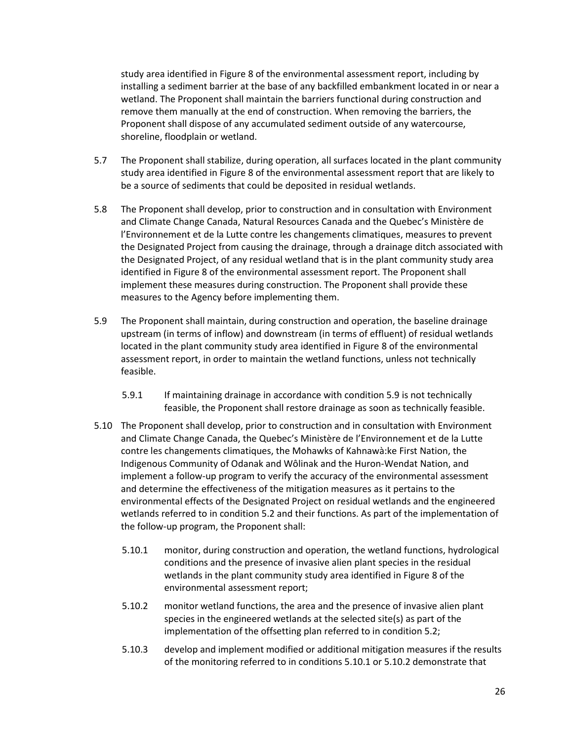study area identified in Figure 8 of the environmental assessment report, including by installing a sediment barrier at the base of any backfilled embankment located in or near a wetland. The Proponent shall maintain the barriers functional during construction and remove them manually at the end of construction. When removing the barriers, the Proponent shall dispose of any accumulated sediment outside of any watercourse, shoreline, floodplain or wetland.

5.7 The Proponent shall stabilize, during operation, all surfaces located in the plant community study area identified in Figure 8 of the environmental assessment report that are likely to be a source of sediments that could be deposited in residual wetlands.

5.8 The Proponent shall develop, prior to construction and in consultation with Environment and Climate Change Canada, Natural Resources Canada and the Quebec's Ministère de l'Environnement et de la Lutte contre les changements climatiques, measures to prevent the Designated Project from causing the drainage, through a drainage ditch associated with the Designated Project, of any residual wetland that is in the plant community study area identified in Figure 8 of the environmental assessment report. The Proponent shall implement these measures during construction. The Proponent shall provide these measures to the Agency before implementing them.

5.9 The Proponent shall maintain, during construction and operation, the baseline drainage upstream (in terms of inflow) and downstream (in terms of effluent) of residual wetlands located in the plant community study area identified in Figure 8 of the environmental assessment report, in order to maintain the wetland functions, unless not technically feasible.

  5.9.1 If maintaining drainage in accordance with condition 5.9 is not technically feasible, the Proponent shall restore drainage as soon as technically feasible.

5.10 The Proponent shall develop, prior to construction and in consultation with Environment and Climate Change Canada, the Quebec's Ministère de l'Environnement et de la Lutte contre les changements climatiques, the Mohawks of Kahnawà:ke First Nation, the Indigenous Community of Odanak and Wôlinak and the Huron-Wendat Nation, and implement a follow-up program to verify the accuracy of the environmental assessment and determine the effectiveness of the mitigation measures as it pertains to the environmental effects of the Designated Project on residual wetlands and the engineered wetlands referred to in condition 5.2 and their functions. As part of the implementation of the follow-up program, the Proponent shall:

  5.10.1 monitor, during construction and operation, the wetland functions, hydrological conditions and the presence of invasive alien plant species in the residual wetlands in the plant community study area identified in Figure 8 of the environmental assessment report;

  5.10.2 monitor wetland functions, the area and the presence of invasive alien plant species in the engineered wetlands at the selected site(s) as part of the implementation of the offsetting plan referred to in condition 5.2;

  5.10.3 develop and implement modified or additional mitigation measures if the results of the monitoring referred to in conditions 5.10.1 or 5.10.2 demonstrate that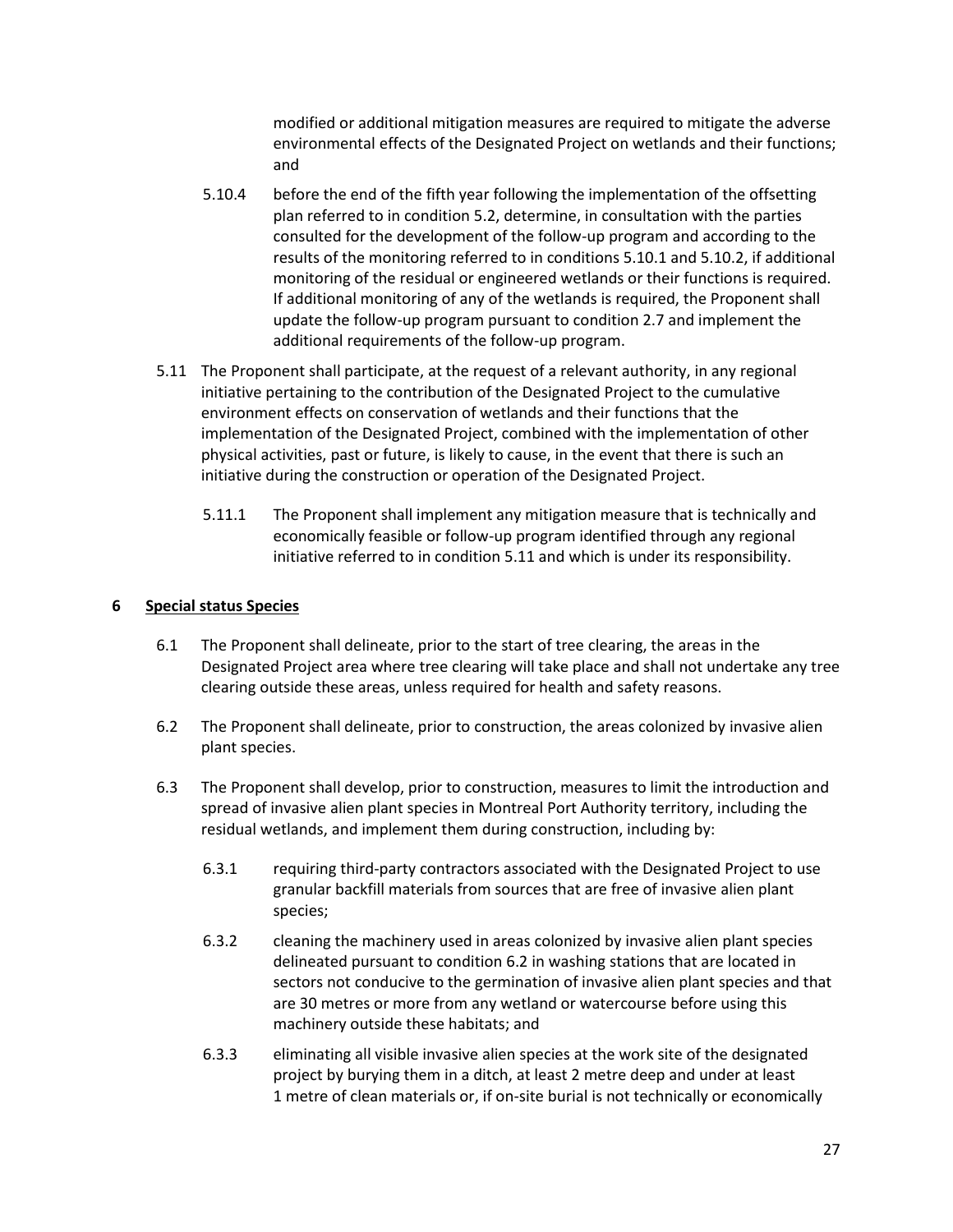modified or additional mitigation measures are required to mitigate the adverse environmental effects of the Designated Project on wetlands and their functions; and

5.10.4 before the end of the fifth year following the implementation of the offsetting plan referred to in condition 5.2, determine, in consultation with the parties consulted for the development of the follow-up program and according to the results of the monitoring referred to in conditions 5.10.1 and 5.10.2, if additional monitoring of the residual or engineered wetlands or their functions is required. If additional monitoring of any of the wetlands is required, the Proponent shall update the follow-up program pursuant to condition 2.7 and implement the additional requirements of the follow-up program.

5.11 The Proponent shall participate, at the request of a relevant authority, in any regional initiative pertaining to the contribution of the Designated Project to the cumulative environment effects on conservation of wetlands and their functions that the implementation of the Designated Project, combined with the implementation of other physical activities, past or future, is likely to cause, in the event that there is such an initiative during the construction or operation of the Designated Project.

5.11.1 The Proponent shall implement any mitigation measure that is technically and economically feasible or follow-up program identified through any regional initiative referred to in condition 5.11 and which is under its responsibility.

## 6 Special status Species

6.1 The Proponent shall delineate, prior to the start of tree clearing, the areas in the Designated Project area where tree clearing will take place and shall not undertake any tree clearing outside these areas, unless required for health and safety reasons.

6.2 The Proponent shall delineate, prior to construction, the areas colonized by invasive alien plant species.

6.3 The Proponent shall develop, prior to construction, measures to limit the introduction and spread of invasive alien plant species in Montreal Port Authority territory, including the residual wetlands, and implement them during construction, including by:

6.3.1 requiring third-party contractors associated with the Designated Project to use granular backfill materials from sources that are free of invasive alien plant species;

6.3.2 cleaning the machinery used in areas colonized by invasive alien plant species delineated pursuant to condition 6.2 in washing stations that are located in sectors not conducive to the germination of invasive alien plant species and that are 30 metres or more from any wetland or watercourse before using this machinery outside these habitats; and

6.3.3 eliminating all visible invasive alien species at the work site of the designated project by burying them in a ditch, at least 2 metre deep and under at least 1 metre of clean materials or, if on-site burial is not technically or economically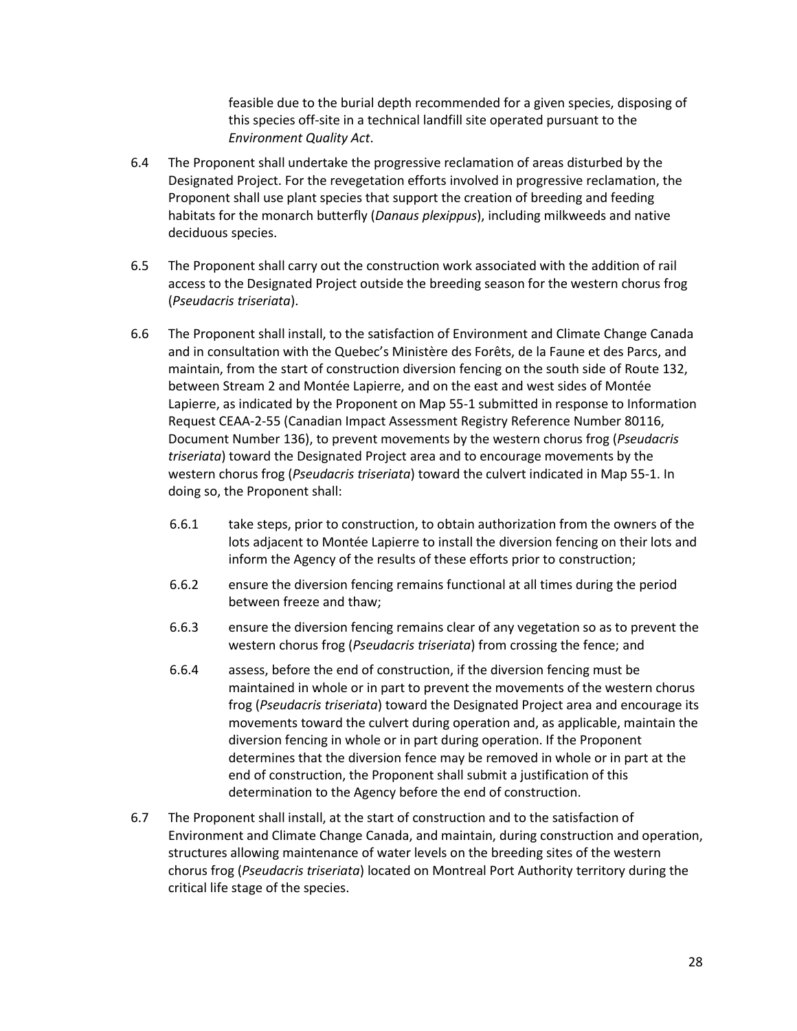feasible due to the burial depth recommended for a given species, disposing of this species off-site in a technical landfill site operated pursuant to the *Environment Quality Act*.

6.4 The Proponent shall undertake the progressive reclamation of areas disturbed by the Designated Project. For the revegetation efforts involved in progressive reclamation, the Proponent shall use plant species that support the creation of breeding and feeding habitats for the monarch butterfly (*Danaus plexippus*), including milkweeds and native deciduous species.

6.5 The Proponent shall carry out the construction work associated with the addition of rail access to the Designated Project outside the breeding season for the western chorus frog (*Pseudacris triseriata*).

6.6 The Proponent shall install, to the satisfaction of Environment and Climate Change Canada and in consultation with the Quebec's Ministère des Forêts, de la Faune et des Parcs, and maintain, from the start of construction diversion fencing on the south side of Route 132, between Stream 2 and Montée Lapierre, and on the east and west sides of Montée Lapierre, as indicated by the Proponent on Map 55-1 submitted in response to Information Request CEAA-2-55 (Canadian Impact Assessment Registry Reference Number 80116, Document Number 136), to prevent movements by the western chorus frog (*Pseudacris triseriata*) toward the Designated Project area and to encourage movements by the western chorus frog (*Pseudacris triseriata*) toward the culvert indicated in Map 55-1. In doing so, the Proponent shall:

  6.6.1 take steps, prior to construction, to obtain authorization from the owners of the lots adjacent to Montée Lapierre to install the diversion fencing on their lots and inform the Agency of the results of these efforts prior to construction;

  6.6.2 ensure the diversion fencing remains functional at all times during the period between freeze and thaw;

  6.6.3 ensure the diversion fencing remains clear of any vegetation so as to prevent the western chorus frog (*Pseudacris triseriata*) from crossing the fence; and

  6.6.4 assess, before the end of construction, if the diversion fencing must be maintained in whole or in part to prevent the movements of the western chorus frog (*Pseudacris triseriata*) toward the Designated Project area and encourage its movements toward the culvert during operation and, as applicable, maintain the diversion fencing in whole or in part during operation. If the Proponent determines that the diversion fence may be removed in whole or in part at the end of construction, the Proponent shall submit a justification of this determination to the Agency before the end of construction.

6.7 The Proponent shall install, at the start of construction and to the satisfaction of Environment and Climate Change Canada, and maintain, during construction and operation, structures allowing maintenance of water levels on the breeding sites of the western chorus frog (*Pseudacris triseriata*) located on Montreal Port Authority territory during the critical life stage of the species.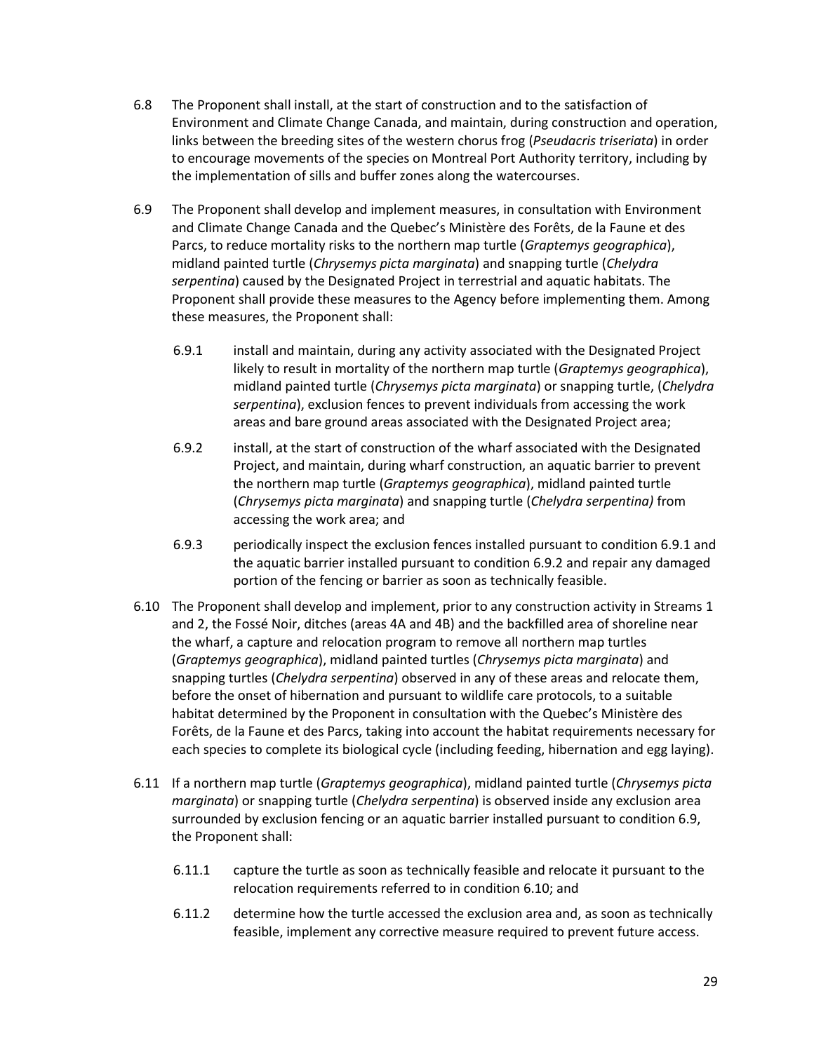6.8 The Proponent shall install, at the start of construction and to the satisfaction of Environment and Climate Change Canada, and maintain, during construction and operation, links between the breeding sites of the western chorus frog (*Pseudacris triseriata*) in order to encourage movements of the species on Montreal Port Authority territory, including by the implementation of sills and buffer zones along the watercourses.

6.9 The Proponent shall develop and implement measures, in consultation with Environment and Climate Change Canada and the Quebec's Ministère des Forêts, de la Faune et des Parcs, to reduce mortality risks to the northern map turtle (*Graptemys geographica*), midland painted turtle (*Chrysemys picta marginata*) and snapping turtle (*Chelydra serpentina*) caused by the Designated Project in terrestrial and aquatic habitats. The Proponent shall provide these measures to the Agency before implementing them. Among these measures, the Proponent shall:

6.9.1 install and maintain, during any activity associated with the Designated Project likely to result in mortality of the northern map turtle (*Graptemys geographica*), midland painted turtle (*Chrysemys picta marginata*) or snapping turtle, (*Chelydra serpentina*), exclusion fences to prevent individuals from accessing the work areas and bare ground areas associated with the Designated Project area;

6.9.2 install, at the start of construction of the wharf associated with the Designated Project, and maintain, during wharf construction, an aquatic barrier to prevent the northern map turtle (*Graptemys geographica*), midland painted turtle (*Chrysemys picta marginata*) and snapping turtle (*Chelydra serpentina)* from accessing the work area; and

6.9.3 periodically inspect the exclusion fences installed pursuant to condition 6.9.1 and the aquatic barrier installed pursuant to condition 6.9.2 and repair any damaged portion of the fencing or barrier as soon as technically feasible.

6.10 The Proponent shall develop and implement, prior to any construction activity in Streams 1 and 2, the Fossé Noir, ditches (areas 4A and 4B) and the backfilled area of shoreline near the wharf, a capture and relocation program to remove all northern map turtles (*Graptemys geographica*), midland painted turtles (*Chrysemys picta marginata*) and snapping turtles (*Chelydra serpentina*) observed in any of these areas and relocate them, before the onset of hibernation and pursuant to wildlife care protocols, to a suitable habitat determined by the Proponent in consultation with the Quebec's Ministère des Forêts, de la Faune et des Parcs, taking into account the habitat requirements necessary for each species to complete its biological cycle (including feeding, hibernation and egg laying).

6.11 If a northern map turtle (*Graptemys geographica*), midland painted turtle (*Chrysemys picta marginata*) or snapping turtle (*Chelydra serpentina*) is observed inside any exclusion area surrounded by exclusion fencing or an aquatic barrier installed pursuant to condition 6.9, the Proponent shall:

6.11.1 capture the turtle as soon as technically feasible and relocate it pursuant to the relocation requirements referred to in condition 6.10; and

6.11.2 determine how the turtle accessed the exclusion area and, as soon as technically feasible, implement any corrective measure required to prevent future access.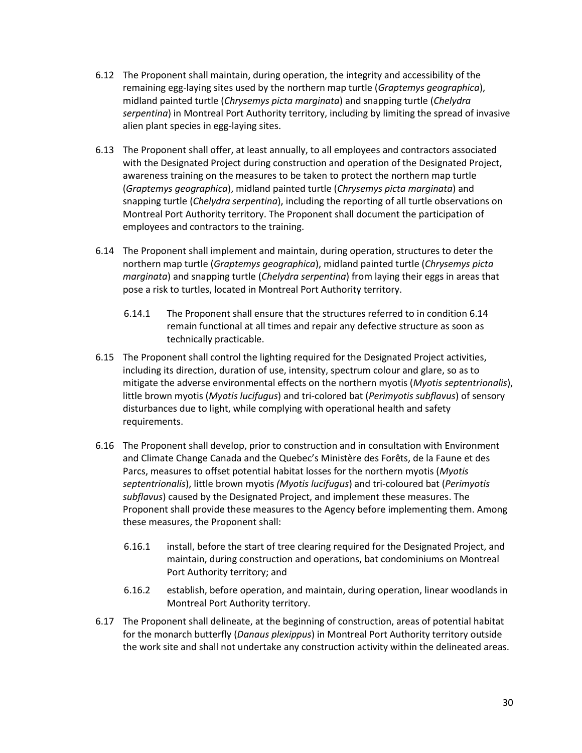6.12 The Proponent shall maintain, during operation, the integrity and accessibility of the remaining egg-laying sites used by the northern map turtle (*Graptemys geographica*), midland painted turtle (*Chrysemys picta marginata*) and snapping turtle (*Chelydra serpentina*) in Montreal Port Authority territory, including by limiting the spread of invasive alien plant species in egg-laying sites.

6.13 The Proponent shall offer, at least annually, to all employees and contractors associated with the Designated Project during construction and operation of the Designated Project, awareness training on the measures to be taken to protect the northern map turtle (*Graptemys geographica*), midland painted turtle (*Chrysemys picta marginata*) and snapping turtle (*Chelydra serpentina*), including the reporting of all turtle observations on Montreal Port Authority territory. The Proponent shall document the participation of employees and contractors to the training.

6.14 The Proponent shall implement and maintain, during operation, structures to deter the northern map turtle (*Graptemys geographica*), midland painted turtle (*Chrysemys picta marginata*) and snapping turtle (*Chelydra serpentina*) from laying their eggs in areas that pose a risk to turtles, located in Montreal Port Authority territory.

6.14.1 The Proponent shall ensure that the structures referred to in condition 6.14 remain functional at all times and repair any defective structure as soon as technically practicable.

6.15 The Proponent shall control the lighting required for the Designated Project activities, including its direction, duration of use, intensity, spectrum colour and glare, so as to mitigate the adverse environmental effects on the northern myotis (*Myotis septentrionalis*), little brown myotis (*Myotis lucifugus*) and tri-colored bat (*Perimyotis subflavus*) of sensory disturbances due to light, while complying with operational health and safety requirements.

6.16 The Proponent shall develop, prior to construction and in consultation with Environment and Climate Change Canada and the Quebec's Ministère des Forêts, de la Faune et des Parcs, measures to offset potential habitat losses for the northern myotis (*Myotis septentrionalis*), little brown myotis *(Myotis lucifugus*) and tri-coloured bat (*Perimyotis subflavus*) caused by the Designated Project, and implement these measures. The Proponent shall provide these measures to the Agency before implementing them. Among these measures, the Proponent shall:

6.16.1 install, before the start of tree clearing required for the Designated Project, and maintain, during construction and operations, bat condominiums on Montreal Port Authority territory; and

6.16.2 establish, before operation, and maintain, during operation, linear woodlands in Montreal Port Authority territory.

6.17 The Proponent shall delineate, at the beginning of construction, areas of potential habitat for the monarch butterfly (*Danaus plexippus*) in Montreal Port Authority territory outside the work site and shall not undertake any construction activity within the delineated areas.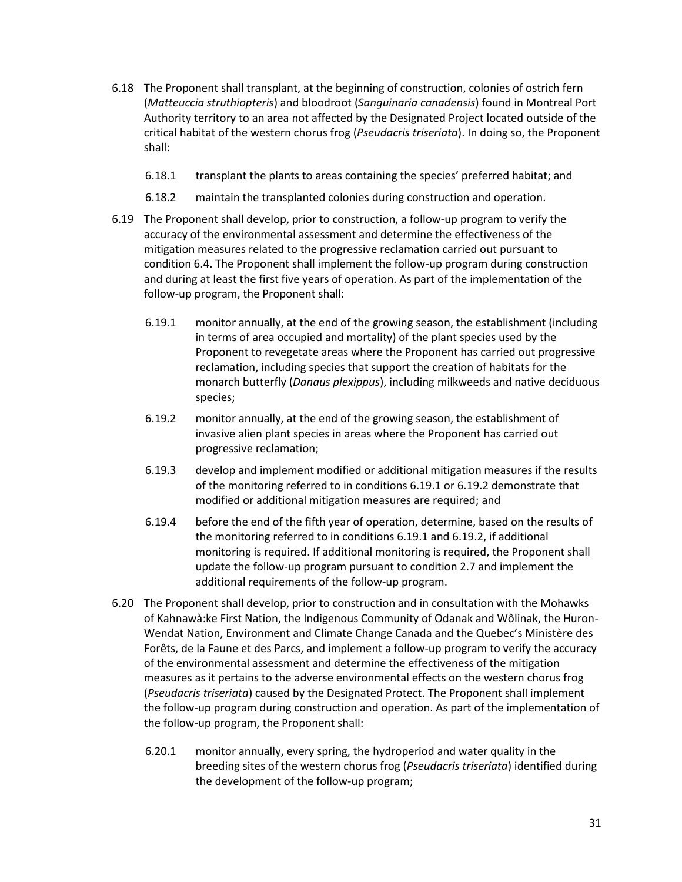6.18 The Proponent shall transplant, at the beginning of construction, colonies of ostrich fern (*Matteuccia struthiopteris*) and bloodroot (*Sanguinaria canadensis*) found in Montreal Port Authority territory to an area not affected by the Designated Project located outside of the critical habitat of the western chorus frog (*Pseudacris triseriata*). In doing so, the Proponent shall:

   6.18.1 transplant the plants to areas containing the species' preferred habitat; and

   6.18.2 maintain the transplanted colonies during construction and operation.

6.19 The Proponent shall develop, prior to construction, a follow-up program to verify the accuracy of the environmental assessment and determine the effectiveness of the mitigation measures related to the progressive reclamation carried out pursuant to condition 6.4. The Proponent shall implement the follow-up program during construction and during at least the first five years of operation. As part of the implementation of the follow-up program, the Proponent shall:

   6.19.1 monitor annually, at the end of the growing season, the establishment (including in terms of area occupied and mortality) of the plant species used by the Proponent to revegetate areas where the Proponent has carried out progressive reclamation, including species that support the creation of habitats for the monarch butterfly (*Danaus plexippus*), including milkweeds and native deciduous species;

   6.19.2 monitor annually, at the end of the growing season, the establishment of invasive alien plant species in areas where the Proponent has carried out progressive reclamation;

   6.19.3 develop and implement modified or additional mitigation measures if the results of the monitoring referred to in conditions 6.19.1 or 6.19.2 demonstrate that modified or additional mitigation measures are required; and

   6.19.4 before the end of the fifth year of operation, determine, based on the results of the monitoring referred to in conditions 6.19.1 and 6.19.2, if additional monitoring is required. If additional monitoring is required, the Proponent shall update the follow-up program pursuant to condition 2.7 and implement the additional requirements of the follow-up program.

6.20 The Proponent shall develop, prior to construction and in consultation with the Mohawks of Kahnawà:ke First Nation, the Indigenous Community of Odanak and Wôlinak, the Huron-Wendat Nation, Environment and Climate Change Canada and the Quebec's Ministère des Forêts, de la Faune et des Parcs, and implement a follow-up program to verify the accuracy of the environmental assessment and determine the effectiveness of the mitigation measures as it pertains to the adverse environmental effects on the western chorus frog (*Pseudacris triseriata*) caused by the Designated Protect. The Proponent shall implement the follow-up program during construction and operation. As part of the implementation of the follow-up program, the Proponent shall:

   6.20.1 monitor annually, every spring, the hydroperiod and water quality in the breeding sites of the western chorus frog (*Pseudacris triseriata*) identified during the development of the follow-up program;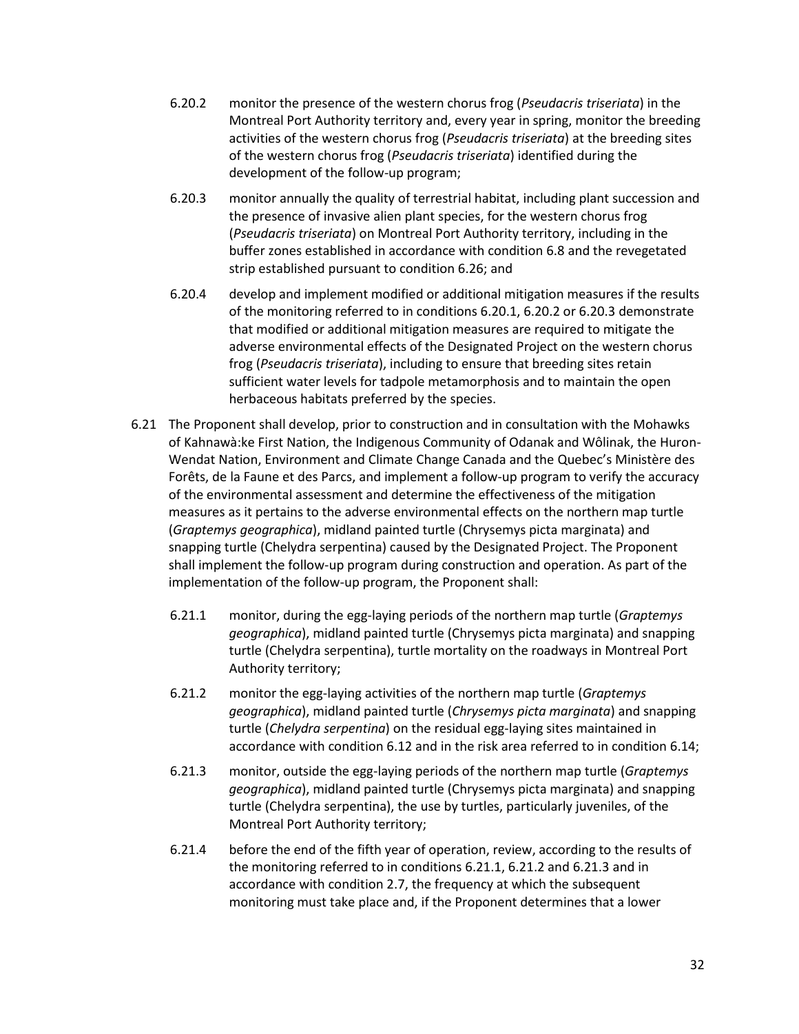6.20.2 monitor the presence of the western chorus frog (*Pseudacris triseriata*) in the Montreal Port Authority territory and, every year in spring, monitor the breeding activities of the western chorus frog (*Pseudacris triseriata*) at the breeding sites of the western chorus frog (*Pseudacris triseriata*) identified during the development of the follow-up program;

6.20.3 monitor annually the quality of terrestrial habitat, including plant succession and the presence of invasive alien plant species, for the western chorus frog (*Pseudacris triseriata*) on Montreal Port Authority territory, including in the buffer zones established in accordance with condition 6.8 and the revegetated strip established pursuant to condition 6.26; and

6.20.4 develop and implement modified or additional mitigation measures if the results of the monitoring referred to in conditions 6.20.1, 6.20.2 or 6.20.3 demonstrate that modified or additional mitigation measures are required to mitigate the adverse environmental effects of the Designated Project on the western chorus frog (*Pseudacris triseriata*), including to ensure that breeding sites retain sufficient water levels for tadpole metamorphosis and to maintain the open herbaceous habitats preferred by the species.

6.21 The Proponent shall develop, prior to construction and in consultation with the Mohawks of Kahnawà:ke First Nation, the Indigenous Community of Odanak and Wôlinak, the Huron-Wendat Nation, Environment and Climate Change Canada and the Quebec's Ministère des Forêts, de la Faune et des Parcs, and implement a follow-up program to verify the accuracy of the environmental assessment and determine the effectiveness of the mitigation measures as it pertains to the adverse environmental effects on the northern map turtle (*Graptemys geographica*), midland painted turtle (Chrysemys picta marginata) and snapping turtle (Chelydra serpentina) caused by the Designated Project. The Proponent shall implement the follow-up program during construction and operation. As part of the implementation of the follow-up program, the Proponent shall:

6.21.1 monitor, during the egg-laying periods of the northern map turtle (*Graptemys geographica*), midland painted turtle (Chrysemys picta marginata) and snapping turtle (Chelydra serpentina), turtle mortality on the roadways in Montreal Port Authority territory;

6.21.2 monitor the egg-laying activities of the northern map turtle (*Graptemys geographica*), midland painted turtle (*Chrysemys picta marginata*) and snapping turtle (*Chelydra serpentina*) on the residual egg-laying sites maintained in accordance with condition 6.12 and in the risk area referred to in condition 6.14;

6.21.3 monitor, outside the egg-laying periods of the northern map turtle (*Graptemys geographica*), midland painted turtle (Chrysemys picta marginata) and snapping turtle (Chelydra serpentina), the use by turtles, particularly juveniles, of the Montreal Port Authority territory;

6.21.4 before the end of the fifth year of operation, review, according to the results of the monitoring referred to in conditions 6.21.1, 6.21.2 and 6.21.3 and in accordance with condition 2.7, the frequency at which the subsequent monitoring must take place and, if the Proponent determines that a lower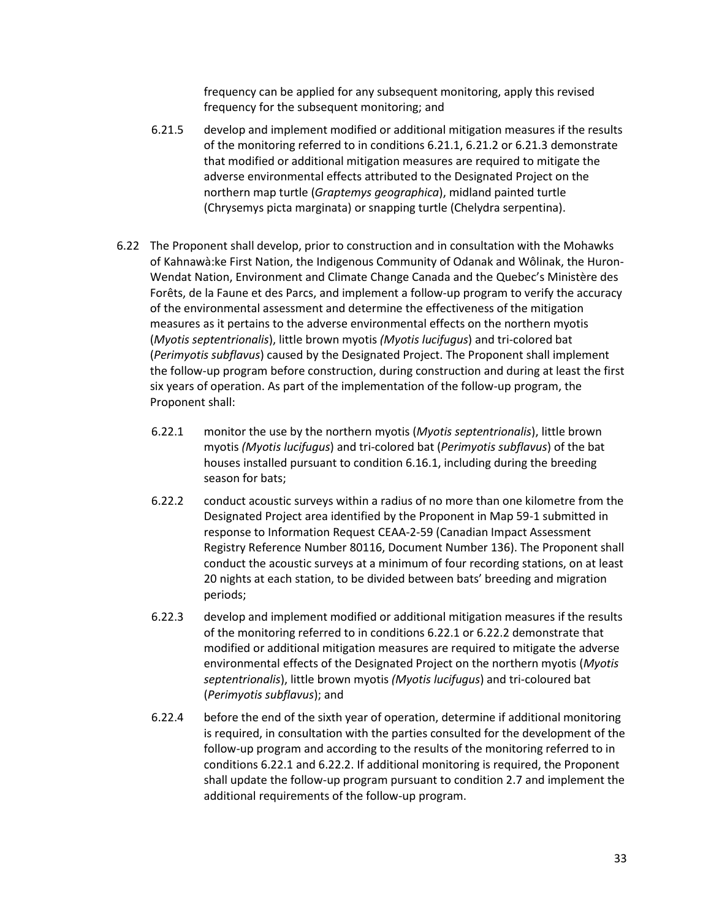frequency can be applied for any subsequent monitoring, apply this revised frequency for the subsequent monitoring; and

6.21.5 develop and implement modified or additional mitigation measures if the results of the monitoring referred to in conditions 6.21.1, 6.21.2 or 6.21.3 demonstrate that modified or additional mitigation measures are required to mitigate the adverse environmental effects attributed to the Designated Project on the northern map turtle (*Graptemys geographica*), midland painted turtle (Chrysemys picta marginata) or snapping turtle (Chelydra serpentina).

6.22 The Proponent shall develop, prior to construction and in consultation with the Mohawks of Kahnawà:ke First Nation, the Indigenous Community of Odanak and Wôlinak, the Huron-Wendat Nation, Environment and Climate Change Canada and the Quebec's Ministère des Forêts, de la Faune et des Parcs, and implement a follow-up program to verify the accuracy of the environmental assessment and determine the effectiveness of the mitigation measures as it pertains to the adverse environmental effects on the northern myotis (*Myotis septentrionalis*), little brown myotis *(Myotis lucifugus*) and tri-colored bat (*Perimyotis subflavus*) caused by the Designated Project. The Proponent shall implement the follow-up program before construction, during construction and during at least the first six years of operation. As part of the implementation of the follow-up program, the Proponent shall:

6.22.1 monitor the use by the northern myotis (*Myotis septentrionalis*), little brown myotis *(Myotis lucifugus*) and tri-colored bat (*Perimyotis subflavus*) of the bat houses installed pursuant to condition 6.16.1, including during the breeding season for bats;

6.22.2 conduct acoustic surveys within a radius of no more than one kilometre from the Designated Project area identified by the Proponent in Map 59-1 submitted in response to Information Request CEAA-2-59 (Canadian Impact Assessment Registry Reference Number 80116, Document Number 136). The Proponent shall conduct the acoustic surveys at a minimum of four recording stations, on at least 20 nights at each station, to be divided between bats' breeding and migration periods;

6.22.3 develop and implement modified or additional mitigation measures if the results of the monitoring referred to in conditions 6.22.1 or 6.22.2 demonstrate that modified or additional mitigation measures are required to mitigate the adverse environmental effects of the Designated Project on the northern myotis (*Myotis septentrionalis*), little brown myotis *(Myotis lucifugus*) and tri-coloured bat (*Perimyotis subflavus*); and

6.22.4 before the end of the sixth year of operation, determine if additional monitoring is required, in consultation with the parties consulted for the development of the follow-up program and according to the results of the monitoring referred to in conditions 6.22.1 and 6.22.2. If additional monitoring is required, the Proponent shall update the follow-up program pursuant to condition 2.7 and implement the additional requirements of the follow-up program.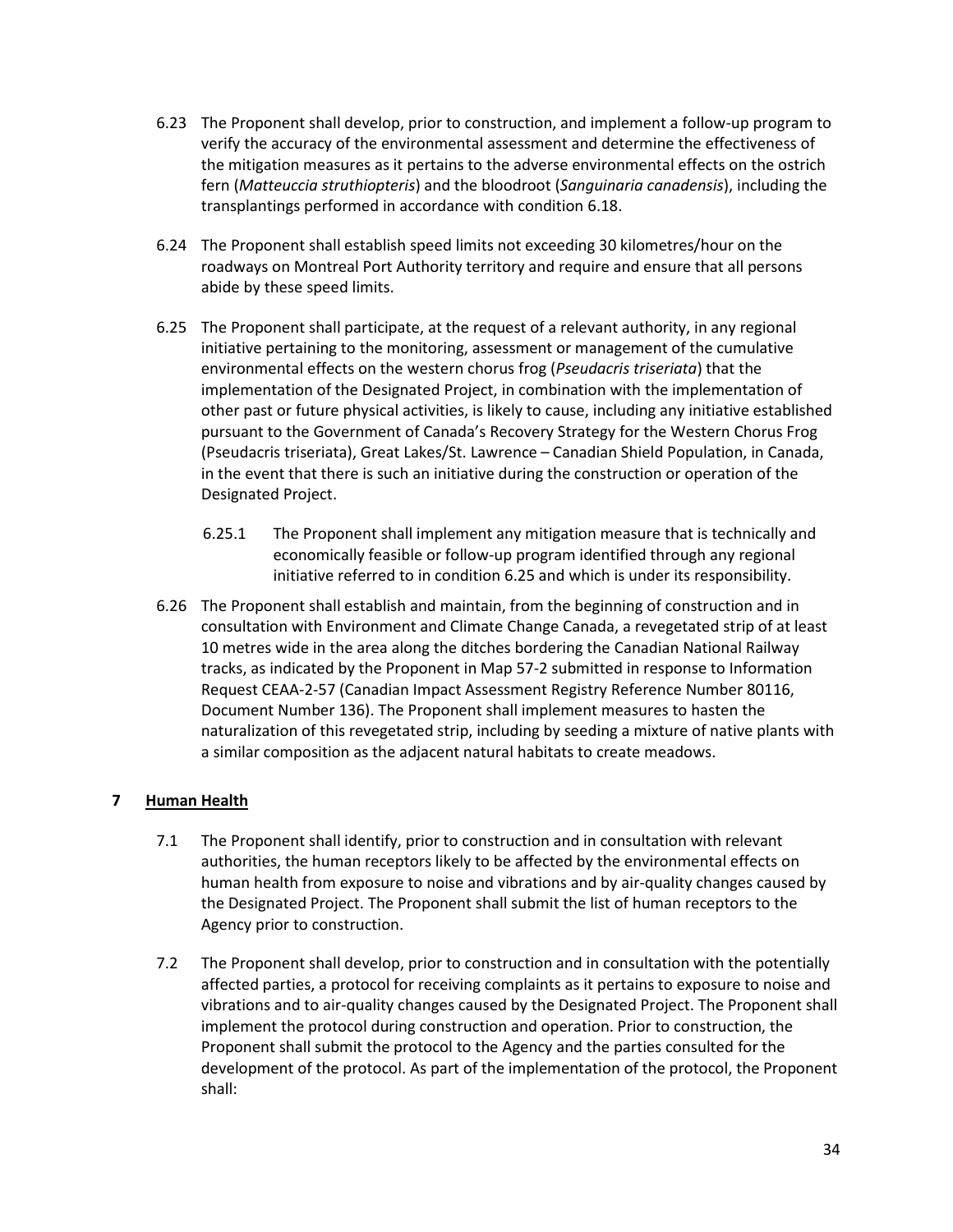6.23 The Proponent shall develop, prior to construction, and implement a follow-up program to verify the accuracy of the environmental assessment and determine the effectiveness of the mitigation measures as it pertains to the adverse environmental effects on the ostrich fern (*Matteuccia struthiopteris*) and the bloodroot (*Sanguinaria canadensis*), including the transplantings performed in accordance with condition 6.18.

6.24 The Proponent shall establish speed limits not exceeding 30 kilometres/hour on the roadways on Montreal Port Authority territory and require and ensure that all persons abide by these speed limits.

6.25 The Proponent shall participate, at the request of a relevant authority, in any regional initiative pertaining to the monitoring, assessment or management of the cumulative environmental effects on the western chorus frog (*Pseudacris triseriata*) that the implementation of the Designated Project, in combination with the implementation of other past or future physical activities, is likely to cause, including any initiative established pursuant to the Government of Canada's Recovery Strategy for the Western Chorus Frog (Pseudacris triseriata), Great Lakes/St. Lawrence – Canadian Shield Population, in Canada, in the event that there is such an initiative during the construction or operation of the Designated Project.

6.25.1 The Proponent shall implement any mitigation measure that is technically and economically feasible or follow-up program identified through any regional initiative referred to in condition 6.25 and which is under its responsibility.

6.26 The Proponent shall establish and maintain, from the beginning of construction and in consultation with Environment and Climate Change Canada, a revegetated strip of at least 10 metres wide in the area along the ditches bordering the Canadian National Railway tracks, as indicated by the Proponent in Map 57-2 submitted in response to Information Request CEAA-2-57 (Canadian Impact Assessment Registry Reference Number 80116, Document Number 136). The Proponent shall implement measures to hasten the naturalization of this revegetated strip, including by seeding a mixture of native plants with a similar composition as the adjacent natural habitats to create meadows.

## 7 Human Health

7.1 The Proponent shall identify, prior to construction and in consultation with relevant authorities, the human receptors likely to be affected by the environmental effects on human health from exposure to noise and vibrations and by air-quality changes caused by the Designated Project. The Proponent shall submit the list of human receptors to the Agency prior to construction.

7.2 The Proponent shall develop, prior to construction and in consultation with the potentially affected parties, a protocol for receiving complaints as it pertains to exposure to noise and vibrations and to air-quality changes caused by the Designated Project. The Proponent shall implement the protocol during construction and operation. Prior to construction, the Proponent shall submit the protocol to the Agency and the parties consulted for the development of the protocol. As part of the implementation of the protocol, the Proponent shall: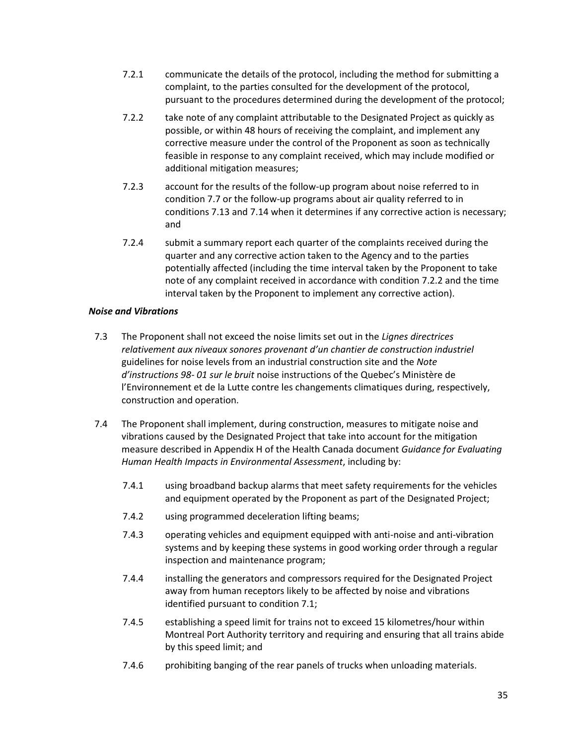7.2.1 communicate the details of the protocol, including the method for submitting a complaint, to the parties consulted for the development of the protocol, pursuant to the procedures determined during the development of the protocol;

7.2.2 take note of any complaint attributable to the Designated Project as quickly as possible, or within 48 hours of receiving the complaint, and implement any corrective measure under the control of the Proponent as soon as technically feasible in response to any complaint received, which may include modified or additional mitigation measures;

7.2.3 account for the results of the follow-up program about noise referred to in condition 7.7 or the follow-up programs about air quality referred to in conditions 7.13 and 7.14 when it determines if any corrective action is necessary; and

7.2.4 submit a summary report each quarter of the complaints received during the quarter and any corrective action taken to the Agency and to the parties potentially affected (including the time interval taken by the Proponent to take note of any complaint received in accordance with condition 7.2.2 and the time interval taken by the Proponent to implement any corrective action).

***Noise and Vibrations***

7.3 The Proponent shall not exceed the noise limits set out in the *Lignes directrices relativement aux niveaux sonores provenant d'un chantier de construction industriel* guidelines for noise levels from an industrial construction site and the *Note d'instructions 98- 01 sur le bruit* noise instructions of the Quebec's Ministère de l'Environnement et de la Lutte contre les changements climatiques during, respectively, construction and operation.

7.4 The Proponent shall implement, during construction, measures to mitigate noise and vibrations caused by the Designated Project that take into account for the mitigation measure described in Appendix H of the Health Canada document *Guidance for Evaluating Human Health Impacts in Environmental Assessment*, including by:

7.4.1 using broadband backup alarms that meet safety requirements for the vehicles and equipment operated by the Proponent as part of the Designated Project;

7.4.2 using programmed deceleration lifting beams;

7.4.3 operating vehicles and equipment equipped with anti-noise and anti-vibration systems and by keeping these systems in good working order through a regular inspection and maintenance program;

7.4.4 installing the generators and compressors required for the Designated Project away from human receptors likely to be affected by noise and vibrations identified pursuant to condition 7.1;

7.4.5 establishing a speed limit for trains not to exceed 15 kilometres/hour within Montreal Port Authority territory and requiring and ensuring that all trains abide by this speed limit; and

7.4.6 prohibiting banging of the rear panels of trucks when unloading materials.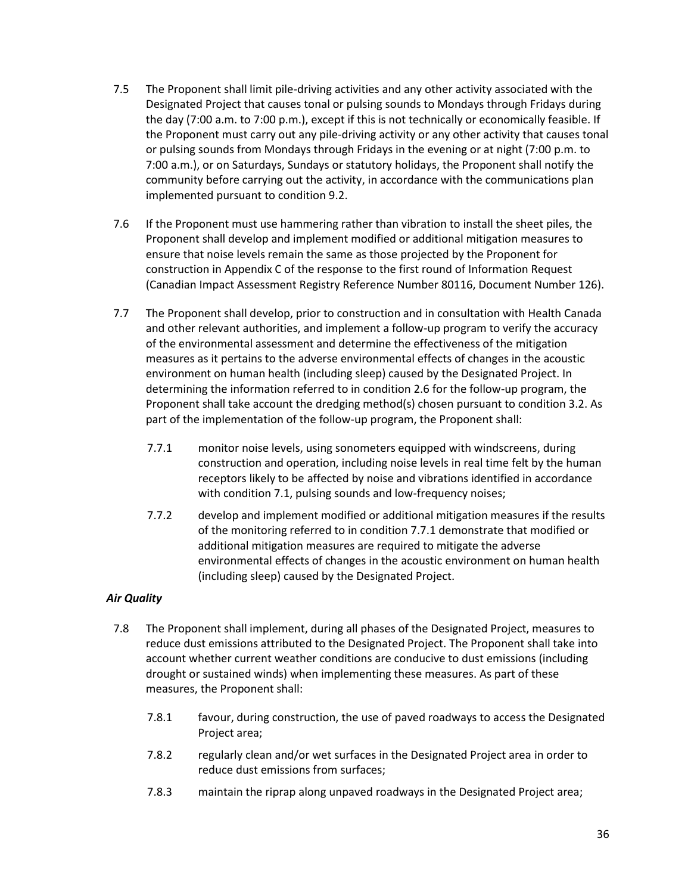7.5 The Proponent shall limit pile-driving activities and any other activity associated with the Designated Project that causes tonal or pulsing sounds to Mondays through Fridays during the day (7:00 a.m. to 7:00 p.m.), except if this is not technically or economically feasible. If the Proponent must carry out any pile-driving activity or any other activity that causes tonal or pulsing sounds from Mondays through Fridays in the evening or at night (7:00 p.m. to 7:00 a.m.), or on Saturdays, Sundays or statutory holidays, the Proponent shall notify the community before carrying out the activity, in accordance with the communications plan implemented pursuant to condition 9.2.

7.6 If the Proponent must use hammering rather than vibration to install the sheet piles, the Proponent shall develop and implement modified or additional mitigation measures to ensure that noise levels remain the same as those projected by the Proponent for construction in Appendix C of the response to the first round of Information Request (Canadian Impact Assessment Registry Reference Number 80116, Document Number 126).

7.7 The Proponent shall develop, prior to construction and in consultation with Health Canada and other relevant authorities, and implement a follow-up program to verify the accuracy of the environmental assessment and determine the effectiveness of the mitigation measures as it pertains to the adverse environmental effects of changes in the acoustic environment on human health (including sleep) caused by the Designated Project. In determining the information referred to in condition 2.6 for the follow-up program, the Proponent shall take account the dredging method(s) chosen pursuant to condition 3.2. As part of the implementation of the follow-up program, the Proponent shall:

7.7.1 monitor noise levels, using sonometers equipped with windscreens, during construction and operation, including noise levels in real time felt by the human receptors likely to be affected by noise and vibrations identified in accordance with condition 7.1, pulsing sounds and low-frequency noises;

7.7.2 develop and implement modified or additional mitigation measures if the results of the monitoring referred to in condition 7.7.1 demonstrate that modified or additional mitigation measures are required to mitigate the adverse environmental effects of changes in the acoustic environment on human health (including sleep) caused by the Designated Project.

***Air Quality***

7.8 The Proponent shall implement, during all phases of the Designated Project, measures to reduce dust emissions attributed to the Designated Project. The Proponent shall take into account whether current weather conditions are conducive to dust emissions (including drought or sustained winds) when implementing these measures. As part of these measures, the Proponent shall:

7.8.1 favour, during construction, the use of paved roadways to access the Designated Project area;

7.8.2 regularly clean and/or wet surfaces in the Designated Project area in order to reduce dust emissions from surfaces;

7.8.3 maintain the riprap along unpaved roadways in the Designated Project area;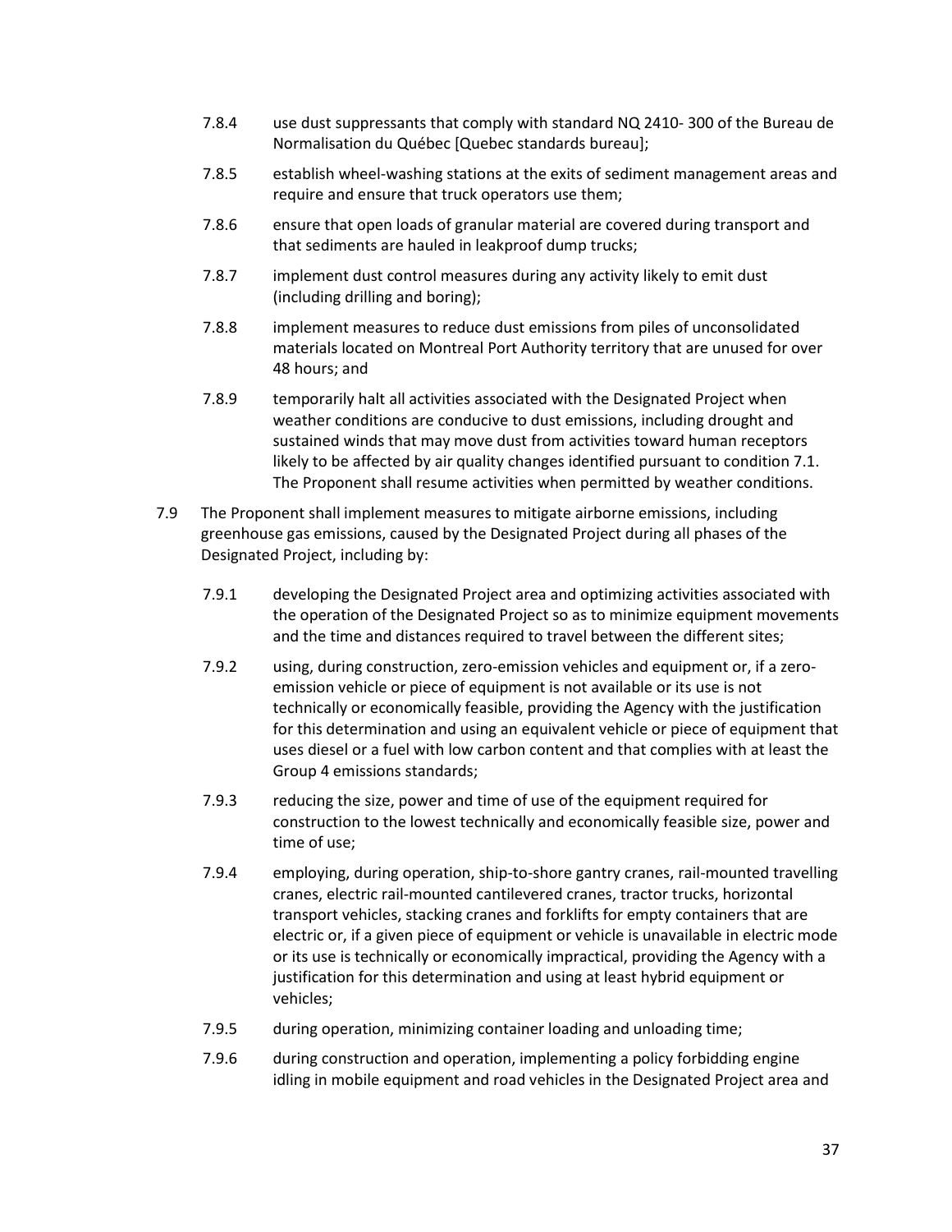7.8.4 use dust suppressants that comply with standard NQ 2410- 300 of the Bureau de Normalisation du Québec [Quebec standards bureau];

7.8.5 establish wheel-washing stations at the exits of sediment management areas and require and ensure that truck operators use them;

7.8.6 ensure that open loads of granular material are covered during transport and that sediments are hauled in leakproof dump trucks;

7.8.7 implement dust control measures during any activity likely to emit dust (including drilling and boring);

7.8.8 implement measures to reduce dust emissions from piles of unconsolidated materials located on Montreal Port Authority territory that are unused for over 48 hours; and

7.8.9 temporarily halt all activities associated with the Designated Project when weather conditions are conducive to dust emissions, including drought and sustained winds that may move dust from activities toward human receptors likely to be affected by air quality changes identified pursuant to condition 7.1. The Proponent shall resume activities when permitted by weather conditions.

7.9 The Proponent shall implement measures to mitigate airborne emissions, including greenhouse gas emissions, caused by the Designated Project during all phases of the Designated Project, including by:

7.9.1 developing the Designated Project area and optimizing activities associated with the operation of the Designated Project so as to minimize equipment movements and the time and distances required to travel between the different sites;

7.9.2 using, during construction, zero-emission vehicles and equipment or, if a zero-emission vehicle or piece of equipment is not available or its use is not technically or economically feasible, providing the Agency with the justification for this determination and using an equivalent vehicle or piece of equipment that uses diesel or a fuel with low carbon content and that complies with at least the Group 4 emissions standards;

7.9.3 reducing the size, power and time of use of the equipment required for construction to the lowest technically and economically feasible size, power and time of use;

7.9.4 employing, during operation, ship-to-shore gantry cranes, rail-mounted travelling cranes, electric rail-mounted cantilevered cranes, tractor trucks, horizontal transport vehicles, stacking cranes and forklifts for empty containers that are electric or, if a given piece of equipment or vehicle is unavailable in electric mode or its use is technically or economically impractical, providing the Agency with a justification for this determination and using at least hybrid equipment or vehicles;

7.9.5 during operation, minimizing container loading and unloading time;

7.9.6 during construction and operation, implementing a policy forbidding engine idling in mobile equipment and road vehicles in the Designated Project area and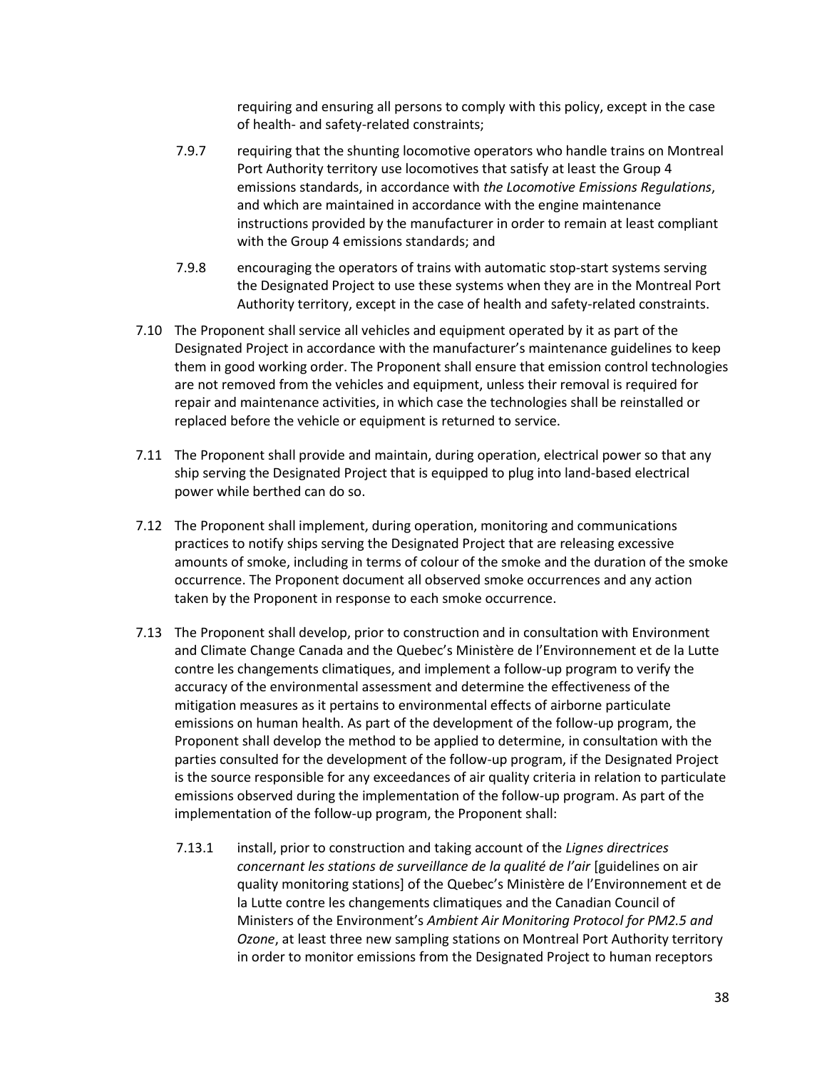requiring and ensuring all persons to comply with this policy, except in the case of health- and safety-related constraints;

7.9.7 requiring that the shunting locomotive operators who handle trains on Montreal Port Authority territory use locomotives that satisfy at least the Group 4 emissions standards, in accordance with *the Locomotive Emissions Regulations*, and which are maintained in accordance with the engine maintenance instructions provided by the manufacturer in order to remain at least compliant with the Group 4 emissions standards; and

7.9.8 encouraging the operators of trains with automatic stop-start systems serving the Designated Project to use these systems when they are in the Montreal Port Authority territory, except in the case of health and safety-related constraints.

7.10 The Proponent shall service all vehicles and equipment operated by it as part of the Designated Project in accordance with the manufacturer's maintenance guidelines to keep them in good working order. The Proponent shall ensure that emission control technologies are not removed from the vehicles and equipment, unless their removal is required for repair and maintenance activities, in which case the technologies shall be reinstalled or replaced before the vehicle or equipment is returned to service.

7.11 The Proponent shall provide and maintain, during operation, electrical power so that any ship serving the Designated Project that is equipped to plug into land-based electrical power while berthed can do so.

7.12 The Proponent shall implement, during operation, monitoring and communications practices to notify ships serving the Designated Project that are releasing excessive amounts of smoke, including in terms of colour of the smoke and the duration of the smoke occurrence. The Proponent document all observed smoke occurrences and any action taken by the Proponent in response to each smoke occurrence.

7.13 The Proponent shall develop, prior to construction and in consultation with Environment and Climate Change Canada and the Quebec's Ministère de l'Environnement et de la Lutte contre les changements climatiques, and implement a follow-up program to verify the accuracy of the environmental assessment and determine the effectiveness of the mitigation measures as it pertains to environmental effects of airborne particulate emissions on human health. As part of the development of the follow-up program, the Proponent shall develop the method to be applied to determine, in consultation with the parties consulted for the development of the follow-up program, if the Designated Project is the source responsible for any exceedances of air quality criteria in relation to particulate emissions observed during the implementation of the follow-up program. As part of the implementation of the follow-up program, the Proponent shall:

7.13.1 install, prior to construction and taking account of the *Lignes directrices concernant les stations de surveillance de la qualité de l'air* [guidelines on air quality monitoring stations] of the Quebec's Ministère de l'Environnement et de la Lutte contre les changements climatiques and the Canadian Council of Ministers of the Environment's *Ambient Air Monitoring Protocol for PM2.5 and Ozone*, at least three new sampling stations on Montreal Port Authority territory in order to monitor emissions from the Designated Project to human receptors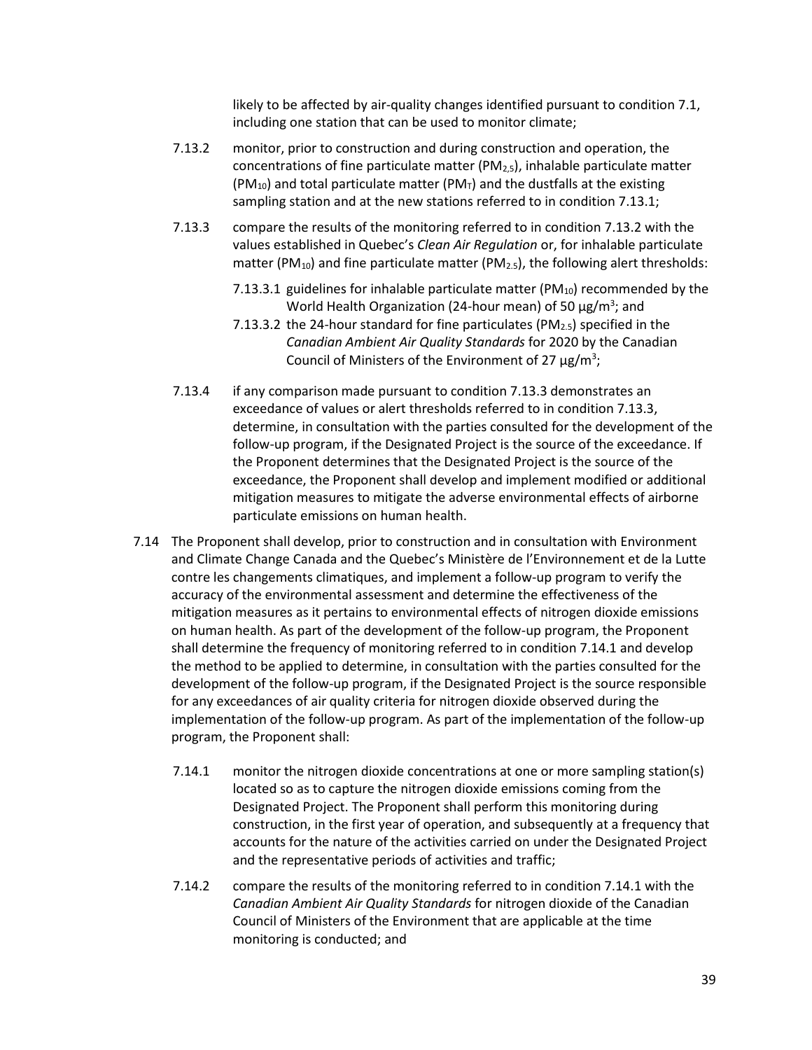likely to be affected by air-quality changes identified pursuant to condition 7.1, including one station that can be used to monitor climate;

7.13.2 monitor, prior to construction and during construction and operation, the concentrations of fine particulate matter ($PM_{2,5}$), inhalable particulate matter ($PM_{10}$) and total particulate matter ($PM_T$) and the dustfalls at the existing sampling station and at the new stations referred to in condition 7.13.1;

7.13.3 compare the results of the monitoring referred to in condition 7.13.2 with the values established in Quebec's *Clean Air Regulation* or, for inhalable particulate matter ($PM_{10}$) and fine particulate matter ($PM_{2.5}$), the following alert thresholds:

7.13.3.1 guidelines for inhalable particulate matter ($PM_{10}$) recommended by the World Health Organization (24-hour mean) of 50 $\mu g/m^3$; and

7.13.3.2 the 24-hour standard for fine particulates ($PM_{2.5}$) specified in the *Canadian Ambient Air Quality Standards* for 2020 by the Canadian Council of Ministers of the Environment of 27 $\mu g/m^3$;

7.13.4 if any comparison made pursuant to condition 7.13.3 demonstrates an exceedance of values or alert thresholds referred to in condition 7.13.3, determine, in consultation with the parties consulted for the development of the follow-up program, if the Designated Project is the source of the exceedance. If the Proponent determines that the Designated Project is the source of the exceedance, the Proponent shall develop and implement modified or additional mitigation measures to mitigate the adverse environmental effects of airborne particulate emissions on human health.

7.14 The Proponent shall develop, prior to construction and in consultation with Environment and Climate Change Canada and the Quebec's Ministère de l'Environnement et de la Lutte contre les changements climatiques, and implement a follow-up program to verify the accuracy of the environmental assessment and determine the effectiveness of the mitigation measures as it pertains to environmental effects of nitrogen dioxide emissions on human health. As part of the development of the follow-up program, the Proponent shall determine the frequency of monitoring referred to in condition 7.14.1 and develop the method to be applied to determine, in consultation with the parties consulted for the development of the follow-up program, if the Designated Project is the source responsible for any exceedances of air quality criteria for nitrogen dioxide observed during the implementation of the follow-up program. As part of the implementation of the follow-up program, the Proponent shall:

7.14.1 monitor the nitrogen dioxide concentrations at one or more sampling station(s) located so as to capture the nitrogen dioxide emissions coming from the Designated Project. The Proponent shall perform this monitoring during construction, in the first year of operation, and subsequently at a frequency that accounts for the nature of the activities carried on under the Designated Project and the representative periods of activities and traffic;

7.14.2 compare the results of the monitoring referred to in condition 7.14.1 with the *Canadian Ambient Air Quality Standards* for nitrogen dioxide of the Canadian Council of Ministers of the Environment that are applicable at the time monitoring is conducted; and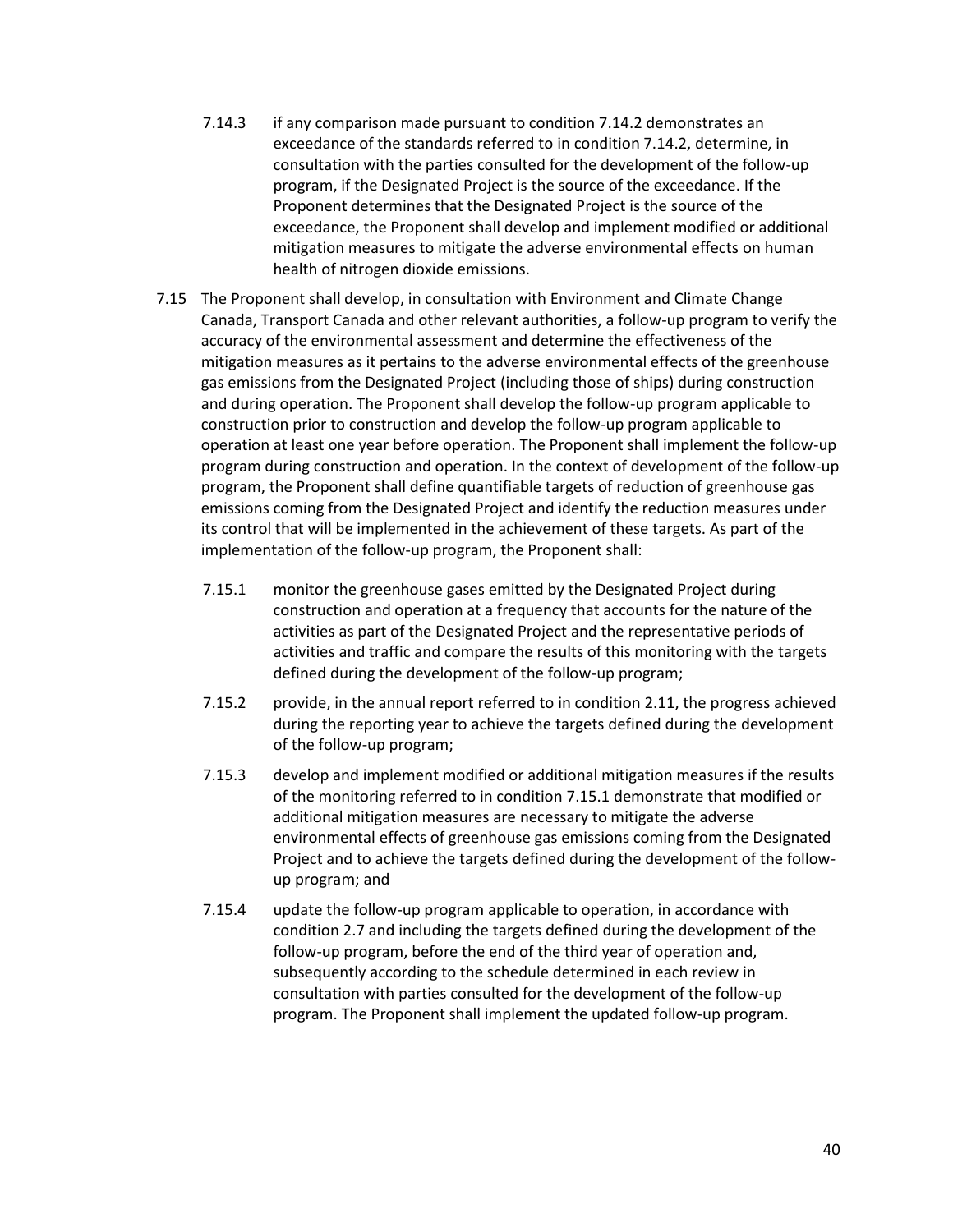7.14.3 if any comparison made pursuant to condition 7.14.2 demonstrates an exceedance of the standards referred to in condition 7.14.2, determine, in consultation with the parties consulted for the development of the follow-up program, if the Designated Project is the source of the exceedance. If the Proponent determines that the Designated Project is the source of the exceedance, the Proponent shall develop and implement modified or additional mitigation measures to mitigate the adverse environmental effects on human health of nitrogen dioxide emissions.

7.15 The Proponent shall develop, in consultation with Environment and Climate Change Canada, Transport Canada and other relevant authorities, a follow-up program to verify the accuracy of the environmental assessment and determine the effectiveness of the mitigation measures as it pertains to the adverse environmental effects of the greenhouse gas emissions from the Designated Project (including those of ships) during construction and during operation. The Proponent shall develop the follow-up program applicable to construction prior to construction and develop the follow-up program applicable to operation at least one year before operation. The Proponent shall implement the follow-up program during construction and operation. In the context of development of the follow-up program, the Proponent shall define quantifiable targets of reduction of greenhouse gas emissions coming from the Designated Project and identify the reduction measures under its control that will be implemented in the achievement of these targets. As part of the implementation of the follow-up program, the Proponent shall:

7.15.1 monitor the greenhouse gases emitted by the Designated Project during construction and operation at a frequency that accounts for the nature of the activities as part of the Designated Project and the representative periods of activities and traffic and compare the results of this monitoring with the targets defined during the development of the follow-up program;

7.15.2 provide, in the annual report referred to in condition 2.11, the progress achieved during the reporting year to achieve the targets defined during the development of the follow-up program;

7.15.3 develop and implement modified or additional mitigation measures if the results of the monitoring referred to in condition 7.15.1 demonstrate that modified or additional mitigation measures are necessary to mitigate the adverse environmental effects of greenhouse gas emissions coming from the Designated Project and to achieve the targets defined during the development of the follow-up program; and

7.15.4 update the follow-up program applicable to operation, in accordance with condition 2.7 and including the targets defined during the development of the follow-up program, before the end of the third year of operation and, subsequently according to the schedule determined in each review in consultation with parties consulted for the development of the follow-up program. The Proponent shall implement the updated follow-up program.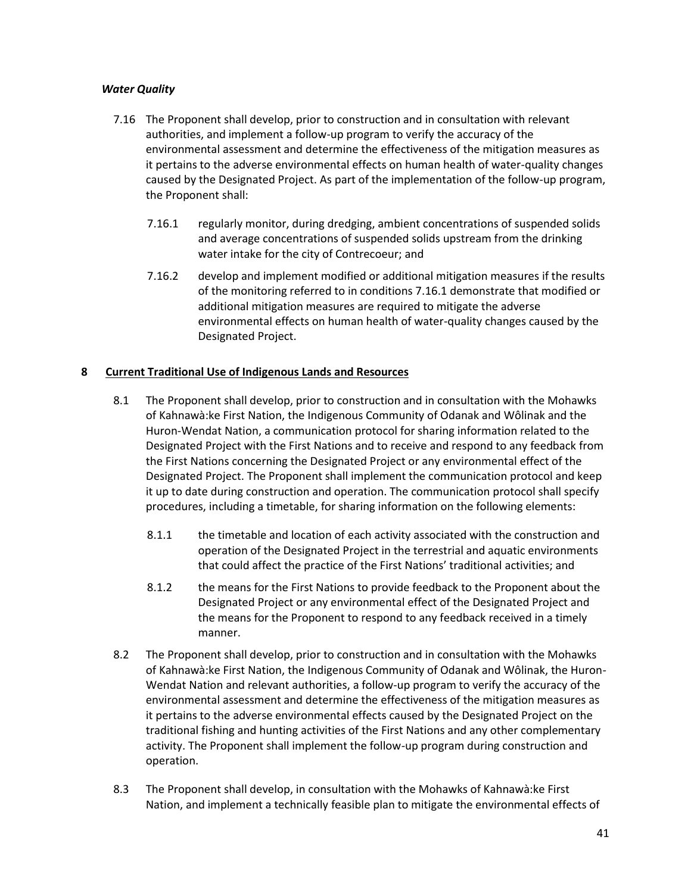*Water Quality*

7.16 The Proponent shall develop, prior to construction and in consultation with relevant authorities, and implement a follow-up program to verify the accuracy of the environmental assessment and determine the effectiveness of the mitigation measures as it pertains to the adverse environmental effects on human health of water-quality changes caused by the Designated Project. As part of the implementation of the follow-up program, the Proponent shall:

7.16.1 regularly monitor, during dredging, ambient concentrations of suspended solids and average concentrations of suspended solids upstream from the drinking water intake for the city of Contrecoeur; and

7.16.2 develop and implement modified or additional mitigation measures if the results of the monitoring referred to in conditions 7.16.1 demonstrate that modified or additional mitigation measures are required to mitigate the adverse environmental effects on human health of water-quality changes caused by the Designated Project.

## 8 Current Traditional Use of Indigenous Lands and Resources

8.1 The Proponent shall develop, prior to construction and in consultation with the Mohawks of Kahnawà:ke First Nation, the Indigenous Community of Odanak and Wôlinak and the Huron-Wendat Nation, a communication protocol for sharing information related to the Designated Project with the First Nations and to receive and respond to any feedback from the First Nations concerning the Designated Project or any environmental effect of the Designated Project. The Proponent shall implement the communication protocol and keep it up to date during construction and operation. The communication protocol shall specify procedures, including a timetable, for sharing information on the following elements:

8.1.1 the timetable and location of each activity associated with the construction and operation of the Designated Project in the terrestrial and aquatic environments that could affect the practice of the First Nations' traditional activities; and

8.1.2 the means for the First Nations to provide feedback to the Proponent about the Designated Project or any environmental effect of the Designated Project and the means for the Proponent to respond to any feedback received in a timely manner.

8.2 The Proponent shall develop, prior to construction and in consultation with the Mohawks of Kahnawà:ke First Nation, the Indigenous Community of Odanak and Wôlinak, the Huron-Wendat Nation and relevant authorities, a follow-up program to verify the accuracy of the environmental assessment and determine the effectiveness of the mitigation measures as it pertains to the adverse environmental effects caused by the Designated Project on the traditional fishing and hunting activities of the First Nations and any other complementary activity. The Proponent shall implement the follow-up program during construction and operation.

8.3 The Proponent shall develop, in consultation with the Mohawks of Kahnawà:ke First Nation, and implement a technically feasible plan to mitigate the environmental effects of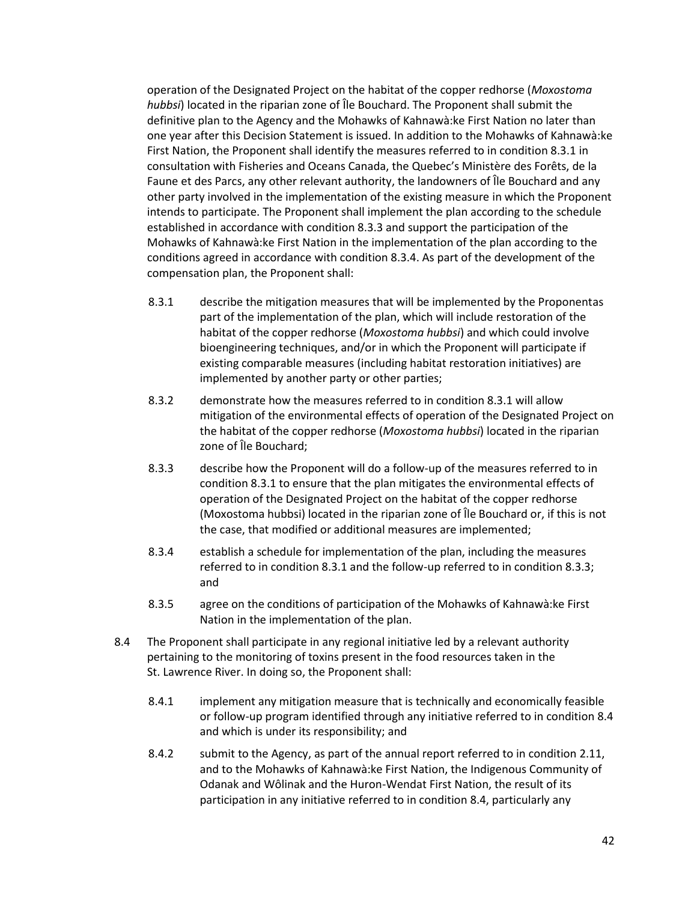operation of the Designated Project on the habitat of the copper redhorse (*Moxostoma hubbsi*) located in the riparian zone of Île Bouchard. The Proponent shall submit the definitive plan to the Agency and the Mohawks of Kahnawà:ke First Nation no later than one year after this Decision Statement is issued. In addition to the Mohawks of Kahnawà:ke First Nation, the Proponent shall identify the measures referred to in condition 8.3.1 in consultation with Fisheries and Oceans Canada, the Quebec's Ministère des Forêts, de la Faune et des Parcs, any other relevant authority, the landowners of Île Bouchard and any other party involved in the implementation of the existing measure in which the Proponent intends to participate. The Proponent shall implement the plan according to the schedule established in accordance with condition 8.3.3 and support the participation of the Mohawks of Kahnawà:ke First Nation in the implementation of the plan according to the conditions agreed in accordance with condition 8.3.4. As part of the development of the compensation plan, the Proponent shall:

- 8.3.1 describe the mitigation measures that will be implemented by the Proponentas part of the implementation of the plan, which will include restoration of the habitat of the copper redhorse (*Moxostoma hubbsi*) and which could involve bioengineering techniques, and/or in which the Proponent will participate if existing comparable measures (including habitat restoration initiatives) are implemented by another party or other parties;
- 8.3.2 demonstrate how the measures referred to in condition 8.3.1 will allow mitigation of the environmental effects of operation of the Designated Project on the habitat of the copper redhorse (*Moxostoma hubbsi*) located in the riparian zone of Île Bouchard;
- 8.3.3 describe how the Proponent will do a follow-up of the measures referred to in condition 8.3.1 to ensure that the plan mitigates the environmental effects of operation of the Designated Project on the habitat of the copper redhorse (Moxostoma hubbsi) located in the riparian zone of Île Bouchard or, if this is not the case, that modified or additional measures are implemented;
- 8.3.4 establish a schedule for implementation of the plan, including the measures referred to in condition 8.3.1 and the follow-up referred to in condition 8.3.3; and
- 8.3.5 agree on the conditions of participation of the Mohawks of Kahnawà:ke First Nation in the implementation of the plan.

8.4 The Proponent shall participate in any regional initiative led by a relevant authority pertaining to the monitoring of toxins present in the food resources taken in the St. Lawrence River. In doing so, the Proponent shall:

- 8.4.1 implement any mitigation measure that is technically and economically feasible or follow-up program identified through any initiative referred to in condition 8.4 and which is under its responsibility; and
- 8.4.2 submit to the Agency, as part of the annual report referred to in condition 2.11, and to the Mohawks of Kahnawà:ke First Nation, the Indigenous Community of Odanak and Wôlinak and the Huron-Wendat First Nation, the result of its participation in any initiative referred to in condition 8.4, particularly any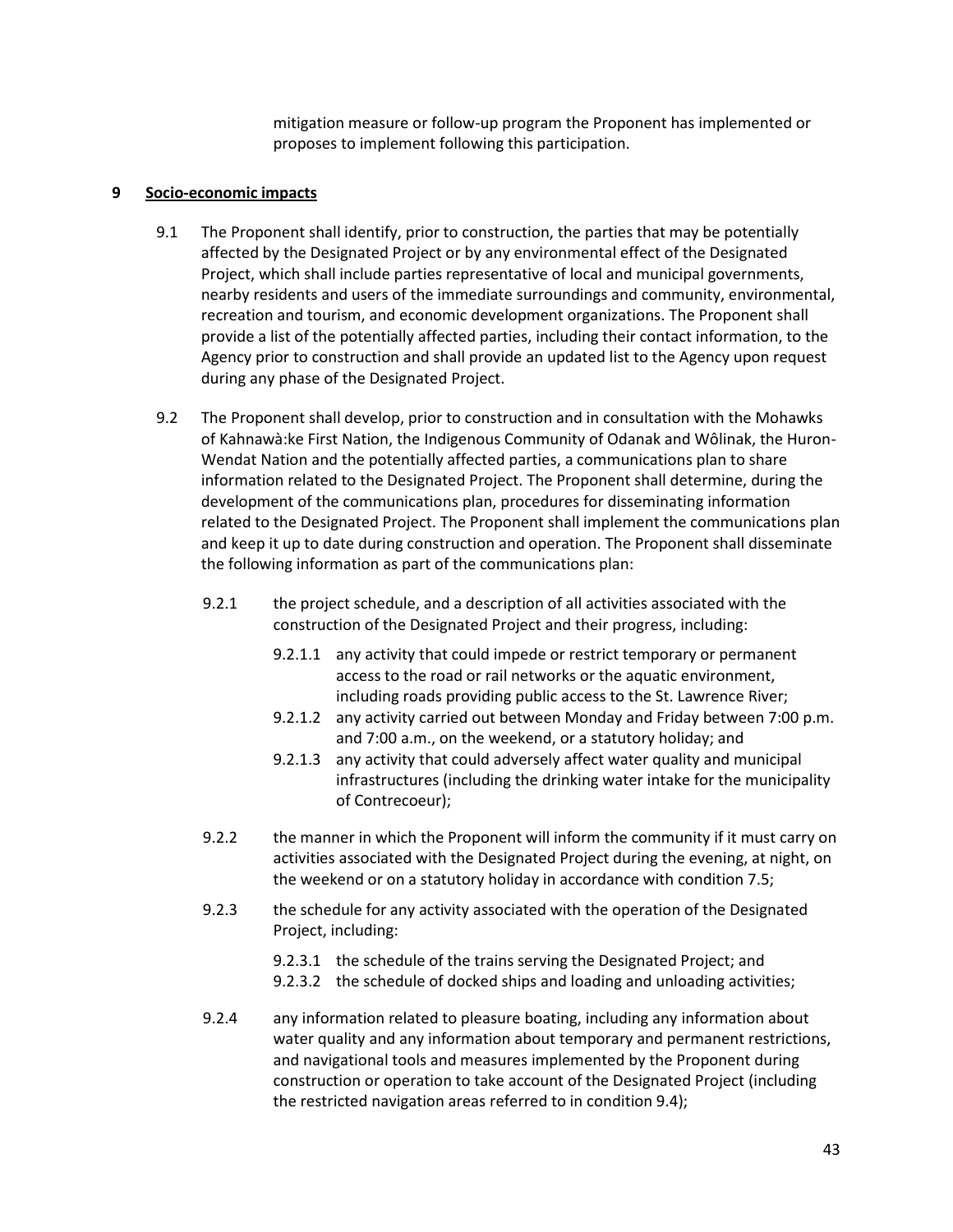mitigation measure or follow-up program the Proponent has implemented or proposes to implement following this participation.

## 9 Socio-economic impacts

9.1 The Proponent shall identify, prior to construction, the parties that may be potentially affected by the Designated Project or by any environmental effect of the Designated Project, which shall include parties representative of local and municipal governments, nearby residents and users of the immediate surroundings and community, environmental, recreation and tourism, and economic development organizations. The Proponent shall provide a list of the potentially affected parties, including their contact information, to the Agency prior to construction and shall provide an updated list to the Agency upon request during any phase of the Designated Project.

9.2 The Proponent shall develop, prior to construction and in consultation with the Mohawks of Kahnawà:ke First Nation, the Indigenous Community of Odanak and Wôlinak, the Huron-Wendat Nation and the potentially affected parties, a communications plan to share information related to the Designated Project. The Proponent shall determine, during the development of the communications plan, procedures for disseminating information related to the Designated Project. The Proponent shall implement the communications plan and keep it up to date during construction and operation. The Proponent shall disseminate the following information as part of the communications plan:

9.2.1 the project schedule, and a description of all activities associated with the construction of the Designated Project and their progress, including:

9.2.1.1 any activity that could impede or restrict temporary or permanent access to the road or rail networks or the aquatic environment, including roads providing public access to the St. Lawrence River;

9.2.1.2 any activity carried out between Monday and Friday between 7:00 p.m. and 7:00 a.m., on the weekend, or a statutory holiday; and

9.2.1.3 any activity that could adversely affect water quality and municipal infrastructures (including the drinking water intake for the municipality of Contrecoeur);

9.2.2 the manner in which the Proponent will inform the community if it must carry on activities associated with the Designated Project during the evening, at night, on the weekend or on a statutory holiday in accordance with condition 7.5;

9.2.3 the schedule for any activity associated with the operation of the Designated Project, including:

9.2.3.1 the schedule of the trains serving the Designated Project; and

9.2.3.2 the schedule of docked ships and loading and unloading activities;

9.2.4 any information related to pleasure boating, including any information about water quality and any information about temporary and permanent restrictions, and navigational tools and measures implemented by the Proponent during construction or operation to take account of the Designated Project (including the restricted navigation areas referred to in condition 9.4);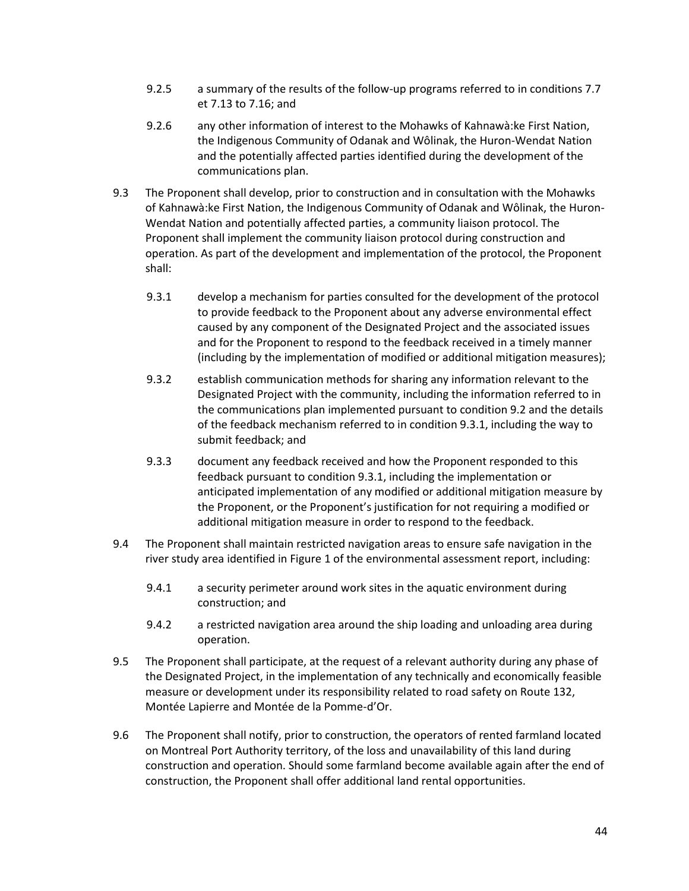9.2.5 a summary of the results of the follow-up programs referred to in conditions 7.7 et 7.13 to 7.16; and

9.2.6 any other information of interest to the Mohawks of Kahnawà:ke First Nation, the Indigenous Community of Odanak and Wôlinak, the Huron-Wendat Nation and the potentially affected parties identified during the development of the communications plan.

9.3 The Proponent shall develop, prior to construction and in consultation with the Mohawks of Kahnawà:ke First Nation, the Indigenous Community of Odanak and Wôlinak, the Huron-Wendat Nation and potentially affected parties, a community liaison protocol. The Proponent shall implement the community liaison protocol during construction and operation. As part of the development and implementation of the protocol, the Proponent shall:

9.3.1 develop a mechanism for parties consulted for the development of the protocol to provide feedback to the Proponent about any adverse environmental effect caused by any component of the Designated Project and the associated issues and for the Proponent to respond to the feedback received in a timely manner (including by the implementation of modified or additional mitigation measures);

9.3.2 establish communication methods for sharing any information relevant to the Designated Project with the community, including the information referred to in the communications plan implemented pursuant to condition 9.2 and the details of the feedback mechanism referred to in condition 9.3.1, including the way to submit feedback; and

9.3.3 document any feedback received and how the Proponent responded to this feedback pursuant to condition 9.3.1, including the implementation or anticipated implementation of any modified or additional mitigation measure by the Proponent, or the Proponent's justification for not requiring a modified or additional mitigation measure in order to respond to the feedback.

9.4 The Proponent shall maintain restricted navigation areas to ensure safe navigation in the river study area identified in Figure 1 of the environmental assessment report, including:

9.4.1 a security perimeter around work sites in the aquatic environment during construction; and

9.4.2 a restricted navigation area around the ship loading and unloading area during operation.

9.5 The Proponent shall participate, at the request of a relevant authority during any phase of the Designated Project, in the implementation of any technically and economically feasible measure or development under its responsibility related to road safety on Route 132, Montée Lapierre and Montée de la Pomme-d'Or.

9.6 The Proponent shall notify, prior to construction, the operators of rented farmland located on Montreal Port Authority territory, of the loss and unavailability of this land during construction and operation. Should some farmland become available again after the end of construction, the Proponent shall offer additional land rental opportunities.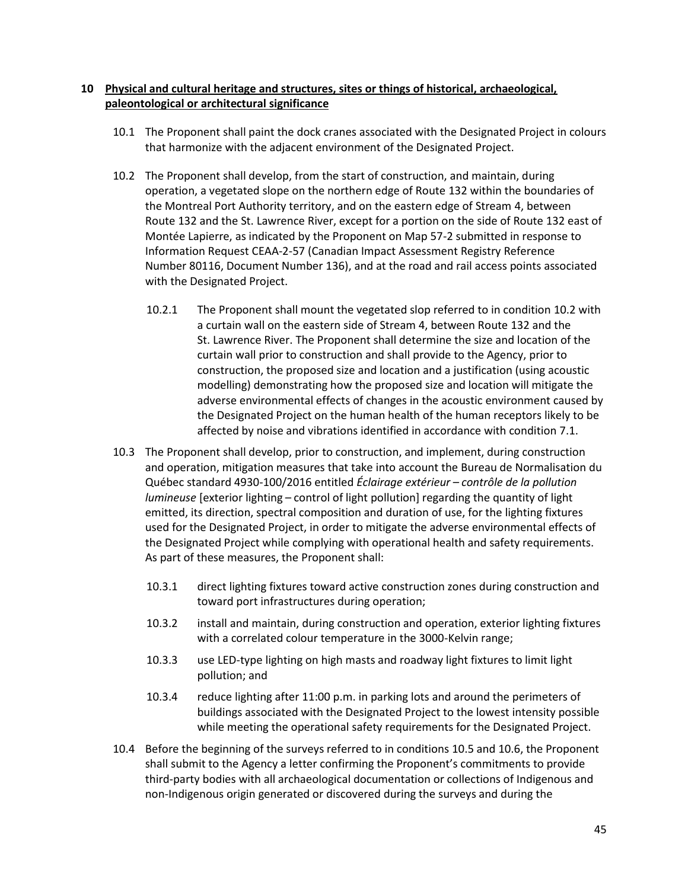## 10 Physical and cultural heritage and structures, sites or things of historical, archaeological, paleontological or architectural significance

10.1 The Proponent shall paint the dock cranes associated with the Designated Project in colours that harmonize with the adjacent environment of the Designated Project.

10.2 The Proponent shall develop, from the start of construction, and maintain, during operation, a vegetated slope on the northern edge of Route 132 within the boundaries of the Montreal Port Authority territory, and on the eastern edge of Stream 4, between Route 132 and the St. Lawrence River, except for a portion on the side of Route 132 east of Montée Lapierre, as indicated by the Proponent on Map 57-2 submitted in response to Information Request CEAA-2-57 (Canadian Impact Assessment Registry Reference Number 80116, Document Number 136), and at the road and rail access points associated with the Designated Project.

10.2.1 The Proponent shall mount the vegetated slop referred to in condition 10.2 with a curtain wall on the eastern side of Stream 4, between Route 132 and the St. Lawrence River. The Proponent shall determine the size and location of the curtain wall prior to construction and shall provide to the Agency, prior to construction, the proposed size and location and a justification (using acoustic modelling) demonstrating how the proposed size and location will mitigate the adverse environmental effects of changes in the acoustic environment caused by the Designated Project on the human health of the human receptors likely to be affected by noise and vibrations identified in accordance with condition 7.1.

10.3 The Proponent shall develop, prior to construction, and implement, during construction and operation, mitigation measures that take into account the Bureau de Normalisation du Québec standard 4930-100/2016 entitled *Éclairage extérieur – contrôle de la pollution lumineuse* [exterior lighting – control of light pollution] regarding the quantity of light emitted, its direction, spectral composition and duration of use, for the lighting fixtures used for the Designated Project, in order to mitigate the adverse environmental effects of the Designated Project while complying with operational health and safety requirements. As part of these measures, the Proponent shall:

10.3.1 direct lighting fixtures toward active construction zones during construction and toward port infrastructures during operation;

10.3.2 install and maintain, during construction and operation, exterior lighting fixtures with a correlated colour temperature in the 3000-Kelvin range;

10.3.3 use LED-type lighting on high masts and roadway light fixtures to limit light pollution; and

10.3.4 reduce lighting after 11:00 p.m. in parking lots and around the perimeters of buildings associated with the Designated Project to the lowest intensity possible while meeting the operational safety requirements for the Designated Project.

10.4 Before the beginning of the surveys referred to in conditions 10.5 and 10.6, the Proponent shall submit to the Agency a letter confirming the Proponent's commitments to provide third-party bodies with all archaeological documentation or collections of Indigenous and non-Indigenous origin generated or discovered during the surveys and during the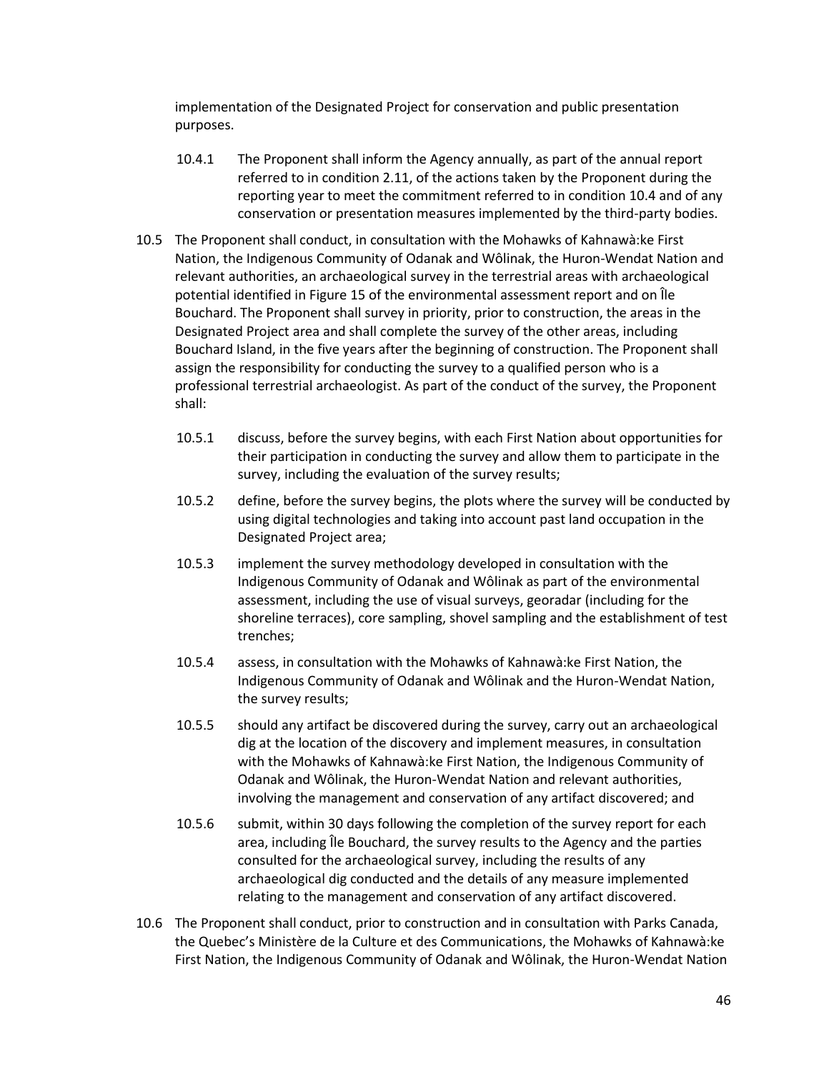implementation of the Designated Project for conservation and public presentation purposes.

10.4.1 The Proponent shall inform the Agency annually, as part of the annual report referred to in condition 2.11, of the actions taken by the Proponent during the reporting year to meet the commitment referred to in condition 10.4 and of any conservation or presentation measures implemented by the third-party bodies.

10.5 The Proponent shall conduct, in consultation with the Mohawks of Kahnawà:ke First Nation, the Indigenous Community of Odanak and Wôlinak, the Huron-Wendat Nation and relevant authorities, an archaeological survey in the terrestrial areas with archaeological potential identified in Figure 15 of the environmental assessment report and on Île Bouchard. The Proponent shall survey in priority, prior to construction, the areas in the Designated Project area and shall complete the survey of the other areas, including Bouchard Island, in the five years after the beginning of construction. The Proponent shall assign the responsibility for conducting the survey to a qualified person who is a professional terrestrial archaeologist. As part of the conduct of the survey, the Proponent shall:

10.5.1 discuss, before the survey begins, with each First Nation about opportunities for their participation in conducting the survey and allow them to participate in the survey, including the evaluation of the survey results;

10.5.2 define, before the survey begins, the plots where the survey will be conducted by using digital technologies and taking into account past land occupation in the Designated Project area;

10.5.3 implement the survey methodology developed in consultation with the Indigenous Community of Odanak and Wôlinak as part of the environmental assessment, including the use of visual surveys, georadar (including for the shoreline terraces), core sampling, shovel sampling and the establishment of test trenches;

10.5.4 assess, in consultation with the Mohawks of Kahnawà:ke First Nation, the Indigenous Community of Odanak and Wôlinak and the Huron-Wendat Nation, the survey results;

10.5.5 should any artifact be discovered during the survey, carry out an archaeological dig at the location of the discovery and implement measures, in consultation with the Mohawks of Kahnawà:ke First Nation, the Indigenous Community of Odanak and Wôlinak, the Huron-Wendat Nation and relevant authorities, involving the management and conservation of any artifact discovered; and

10.5.6 submit, within 30 days following the completion of the survey report for each area, including Île Bouchard, the survey results to the Agency and the parties consulted for the archaeological survey, including the results of any archaeological dig conducted and the details of any measure implemented relating to the management and conservation of any artifact discovered.

10.6 The Proponent shall conduct, prior to construction and in consultation with Parks Canada, the Quebec's Ministère de la Culture et des Communications, the Mohawks of Kahnawà:ke First Nation, the Indigenous Community of Odanak and Wôlinak, the Huron-Wendat Nation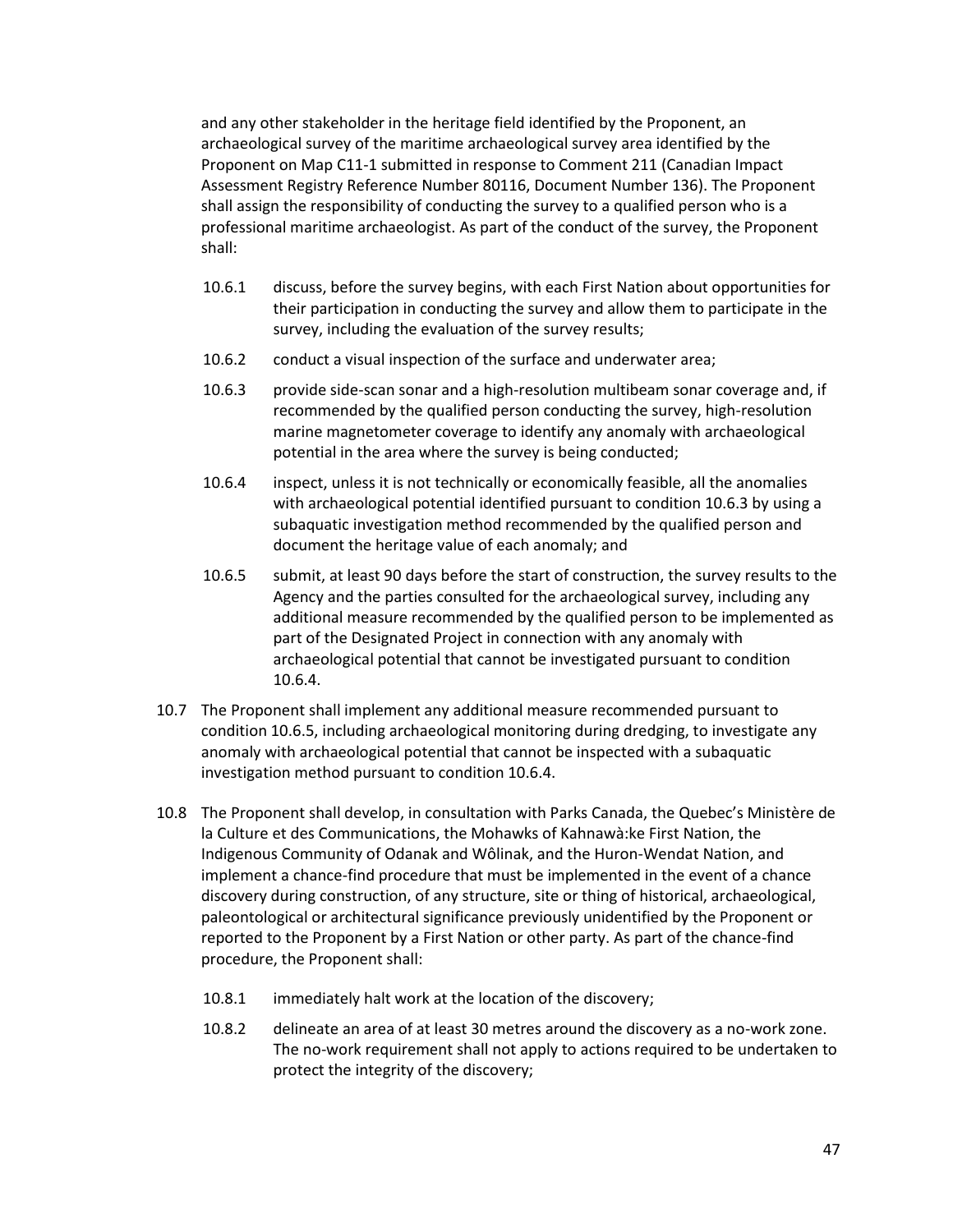and any other stakeholder in the heritage field identified by the Proponent, an archaeological survey of the maritime archaeological survey area identified by the Proponent on Map C11-1 submitted in response to Comment 211 (Canadian Impact Assessment Registry Reference Number 80116, Document Number 136). The Proponent shall assign the responsibility of conducting the survey to a qualified person who is a professional maritime archaeologist. As part of the conduct of the survey, the Proponent shall:

- 10.6.1 discuss, before the survey begins, with each First Nation about opportunities for their participation in conducting the survey and allow them to participate in the survey, including the evaluation of the survey results;
- 10.6.2 conduct a visual inspection of the surface and underwater area;
- 10.6.3 provide side-scan sonar and a high-resolution multibeam sonar coverage and, if recommended by the qualified person conducting the survey, high-resolution marine magnetometer coverage to identify any anomaly with archaeological potential in the area where the survey is being conducted;
- 10.6.4 inspect, unless it is not technically or economically feasible, all the anomalies with archaeological potential identified pursuant to condition 10.6.3 by using a subaquatic investigation method recommended by the qualified person and document the heritage value of each anomaly; and
- 10.6.5 submit, at least 90 days before the start of construction, the survey results to the Agency and the parties consulted for the archaeological survey, including any additional measure recommended by the qualified person to be implemented as part of the Designated Project in connection with any anomaly with archaeological potential that cannot be investigated pursuant to condition 10.6.4.

10.7 The Proponent shall implement any additional measure recommended pursuant to condition 10.6.5, including archaeological monitoring during dredging, to investigate any anomaly with archaeological potential that cannot be inspected with a subaquatic investigation method pursuant to condition 10.6.4.

10.8 The Proponent shall develop, in consultation with Parks Canada, the Quebec's Ministère de la Culture et des Communications, the Mohawks of Kahnawà:ke First Nation, the Indigenous Community of Odanak and Wôlinak, and the Huron-Wendat Nation, and implement a chance-find procedure that must be implemented in the event of a chance discovery during construction, of any structure, site or thing of historical, archaeological, paleontological or architectural significance previously unidentified by the Proponent or reported to the Proponent by a First Nation or other party. As part of the chance-find procedure, the Proponent shall:

- 10.8.1 immediately halt work at the location of the discovery;
- 10.8.2 delineate an area of at least 30 metres around the discovery as a no-work zone. The no-work requirement shall not apply to actions required to be undertaken to protect the integrity of the discovery;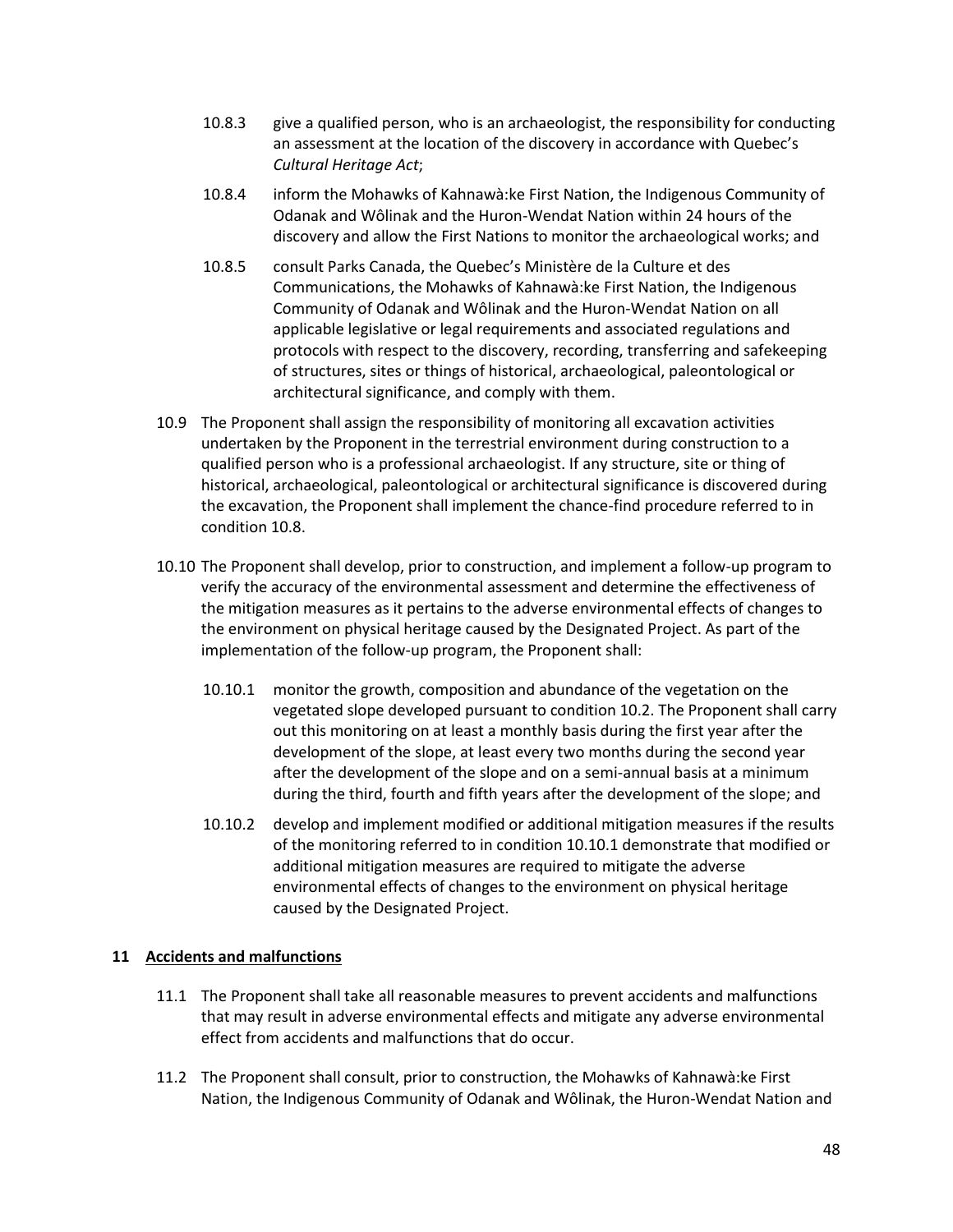10.8.3 give a qualified person, who is an archaeologist, the responsibility for conducting an assessment at the location of the discovery in accordance with Quebec's *Cultural Heritage Act*;

10.8.4 inform the Mohawks of Kahnawà:ke First Nation, the Indigenous Community of Odanak and Wôlinak and the Huron-Wendat Nation within 24 hours of the discovery and allow the First Nations to monitor the archaeological works; and

10.8.5 consult Parks Canada, the Quebec's Ministère de la Culture et des Communications, the Mohawks of Kahnawà:ke First Nation, the Indigenous Community of Odanak and Wôlinak and the Huron-Wendat Nation on all applicable legislative or legal requirements and associated regulations and protocols with respect to the discovery, recording, transferring and safekeeping of structures, sites or things of historical, archaeological, paleontological or architectural significance, and comply with them.

10.9 The Proponent shall assign the responsibility of monitoring all excavation activities undertaken by the Proponent in the terrestrial environment during construction to a qualified person who is a professional archaeologist. If any structure, site or thing of historical, archaeological, paleontological or architectural significance is discovered during the excavation, the Proponent shall implement the chance-find procedure referred to in condition 10.8.

10.10 The Proponent shall develop, prior to construction, and implement a follow-up program to verify the accuracy of the environmental assessment and determine the effectiveness of the mitigation measures as it pertains to the adverse environmental effects of changes to the environment on physical heritage caused by the Designated Project. As part of the implementation of the follow-up program, the Proponent shall:

10.10.1 monitor the growth, composition and abundance of the vegetation on the vegetated slope developed pursuant to condition 10.2. The Proponent shall carry out this monitoring on at least a monthly basis during the first year after the development of the slope, at least every two months during the second year after the development of the slope and on a semi-annual basis at a minimum during the third, fourth and fifth years after the development of the slope; and

10.10.2 develop and implement modified or additional mitigation measures if the results of the monitoring referred to in condition 10.10.1 demonstrate that modified or additional mitigation measures are required to mitigate the adverse environmental effects of changes to the environment on physical heritage caused by the Designated Project.

## 11 Accidents and malfunctions

11.1 The Proponent shall take all reasonable measures to prevent accidents and malfunctions that may result in adverse environmental effects and mitigate any adverse environmental effect from accidents and malfunctions that do occur.

11.2 The Proponent shall consult, prior to construction, the Mohawks of Kahnawà:ke First Nation, the Indigenous Community of Odanak and Wôlinak, the Huron-Wendat Nation and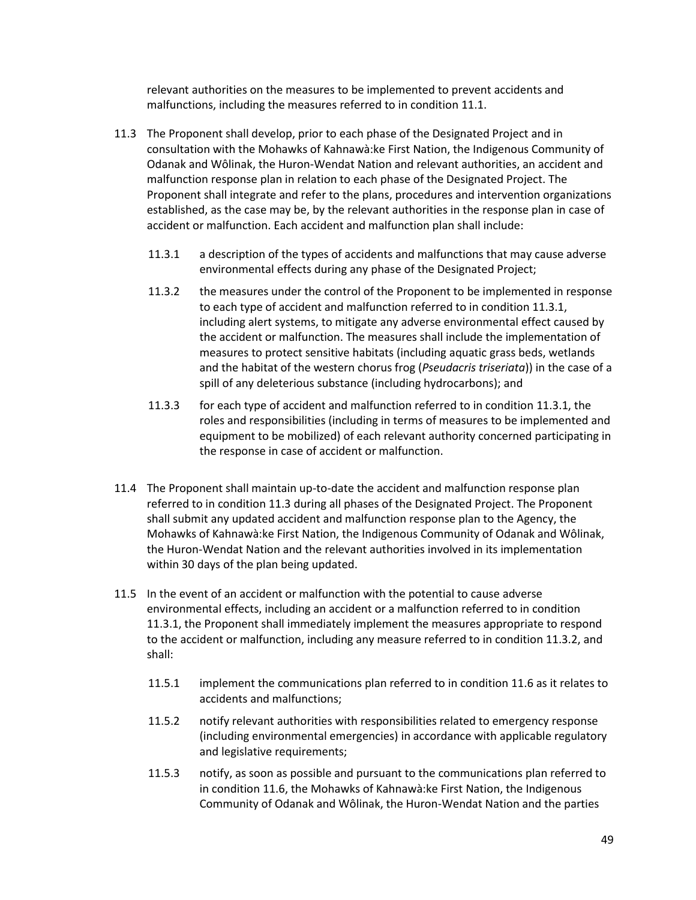relevant authorities on the measures to be implemented to prevent accidents and malfunctions, including the measures referred to in condition 11.1.

11.3 The Proponent shall develop, prior to each phase of the Designated Project and in consultation with the Mohawks of Kahnawà:ke First Nation, the Indigenous Community of Odanak and Wôlinak, the Huron-Wendat Nation and relevant authorities, an accident and malfunction response plan in relation to each phase of the Designated Project. The Proponent shall integrate and refer to the plans, procedures and intervention organizations established, as the case may be, by the relevant authorities in the response plan in case of accident or malfunction. Each accident and malfunction plan shall include:

   11.3.1 a description of the types of accidents and malfunctions that may cause adverse environmental effects during any phase of the Designated Project;

   11.3.2 the measures under the control of the Proponent to be implemented in response to each type of accident and malfunction referred to in condition 11.3.1, including alert systems, to mitigate any adverse environmental effect caused by the accident or malfunction. The measures shall include the implementation of measures to protect sensitive habitats (including aquatic grass beds, wetlands and the habitat of the western chorus frog (*Pseudacris triseriata*)) in the case of a spill of any deleterious substance (including hydrocarbons); and

   11.3.3 for each type of accident and malfunction referred to in condition 11.3.1, the roles and responsibilities (including in terms of measures to be implemented and equipment to be mobilized) of each relevant authority concerned participating in the response in case of accident or malfunction.

11.4 The Proponent shall maintain up-to-date the accident and malfunction response plan referred to in condition 11.3 during all phases of the Designated Project. The Proponent shall submit any updated accident and malfunction response plan to the Agency, the Mohawks of Kahnawà:ke First Nation, the Indigenous Community of Odanak and Wôlinak, the Huron-Wendat Nation and the relevant authorities involved in its implementation within 30 days of the plan being updated.

11.5 In the event of an accident or malfunction with the potential to cause adverse environmental effects, including an accident or a malfunction referred to in condition 11.3.1, the Proponent shall immediately implement the measures appropriate to respond to the accident or malfunction, including any measure referred to in condition 11.3.2, and shall:

   11.5.1 implement the communications plan referred to in condition 11.6 as it relates to accidents and malfunctions;

   11.5.2 notify relevant authorities with responsibilities related to emergency response (including environmental emergencies) in accordance with applicable regulatory and legislative requirements;

   11.5.3 notify, as soon as possible and pursuant to the communications plan referred to in condition 11.6, the Mohawks of Kahnawà:ke First Nation, the Indigenous Community of Odanak and Wôlinak, the Huron-Wendat Nation and the parties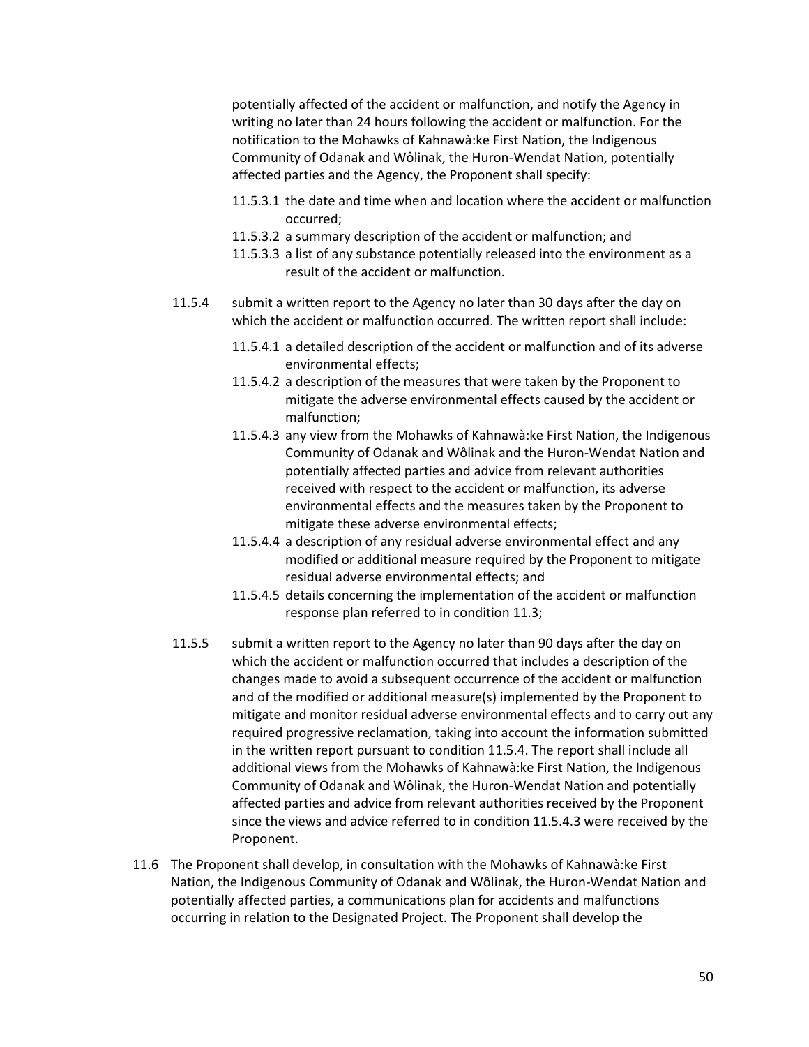potentially affected of the accident or malfunction, and notify the Agency in writing no later than 24 hours following the accident or malfunction. For the notification to the Mohawks of Kahnawà:ke First Nation, the Indigenous Community of Odanak and Wôlinak, the Huron-Wendat Nation, potentially affected parties and the Agency, the Proponent shall specify:

- 11.5.3.1 the date and time when and location where the accident or malfunction occurred;
- 11.5.3.2 a summary description of the accident or malfunction; and
- 11.5.3.3 a list of any substance potentially released into the environment as a result of the accident or malfunction.

11.5.4 submit a written report to the Agency no later than 30 days after the day on which the accident or malfunction occurred. The written report shall include:

- 11.5.4.1 a detailed description of the accident or malfunction and of its adverse environmental effects;
- 11.5.4.2 a description of the measures that were taken by the Proponent to mitigate the adverse environmental effects caused by the accident or malfunction;
- 11.5.4.3 any view from the Mohawks of Kahnawà:ke First Nation, the Indigenous Community of Odanak and Wôlinak and the Huron-Wendat Nation and potentially affected parties and advice from relevant authorities received with respect to the accident or malfunction, its adverse environmental effects and the measures taken by the Proponent to mitigate these adverse environmental effects;
- 11.5.4.4 a description of any residual adverse environmental effect and any modified or additional measure required by the Proponent to mitigate residual adverse environmental effects; and
- 11.5.4.5 details concerning the implementation of the accident or malfunction response plan referred to in condition 11.3;

11.5.5 submit a written report to the Agency no later than 90 days after the day on which the accident or malfunction occurred that includes a description of the changes made to avoid a subsequent occurrence of the accident or malfunction and of the modified or additional measure(s) implemented by the Proponent to mitigate and monitor residual adverse environmental effects and to carry out any required progressive reclamation, taking into account the information submitted in the written report pursuant to condition 11.5.4. The report shall include all additional views from the Mohawks of Kahnawà:ke First Nation, the Indigenous Community of Odanak and Wôlinak, the Huron-Wendat Nation and potentially affected parties and advice from relevant authorities received by the Proponent since the views and advice referred to in condition 11.5.4.3 were received by the Proponent.

11.6 The Proponent shall develop, in consultation with the Mohawks of Kahnawà:ke First Nation, the Indigenous Community of Odanak and Wôlinak, the Huron-Wendat Nation and potentially affected parties, a communications plan for accidents and malfunctions occurring in relation to the Designated Project. The Proponent shall develop the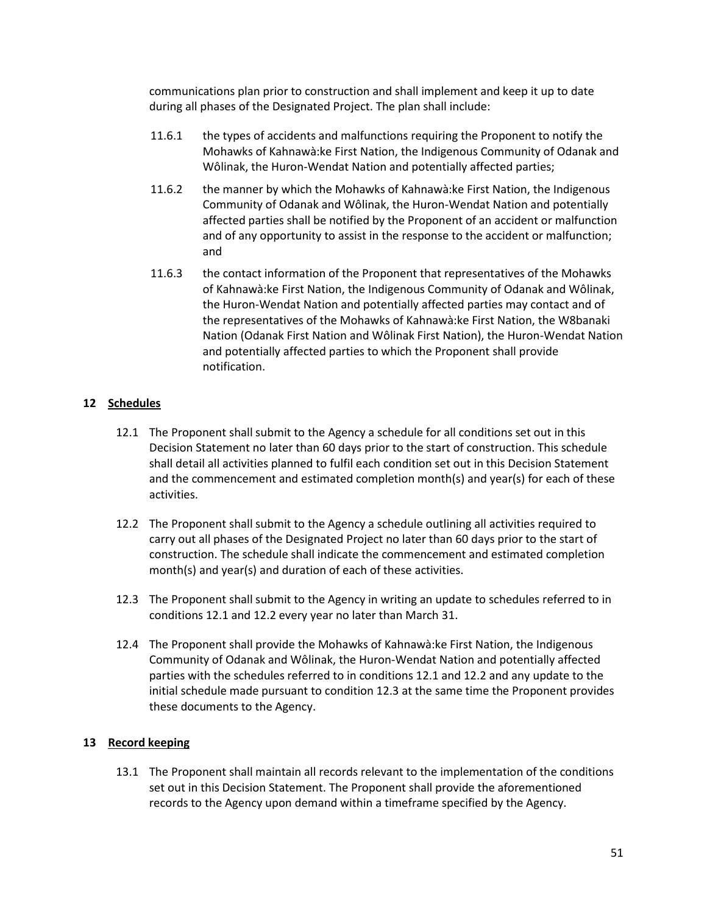communications plan prior to construction and shall implement and keep it up to date during all phases of the Designated Project. The plan shall include:

11.6.1 the types of accidents and malfunctions requiring the Proponent to notify the Mohawks of Kahnawà:ke First Nation, the Indigenous Community of Odanak and Wôlinak, the Huron-Wendat Nation and potentially affected parties;

11.6.2 the manner by which the Mohawks of Kahnawà:ke First Nation, the Indigenous Community of Odanak and Wôlinak, the Huron-Wendat Nation and potentially affected parties shall be notified by the Proponent of an accident or malfunction and of any opportunity to assist in the response to the accident or malfunction; and

11.6.3 the contact information of the Proponent that representatives of the Mohawks of Kahnawà:ke First Nation, the Indigenous Community of Odanak and Wôlinak, the Huron-Wendat Nation and potentially affected parties may contact and of the representatives of the Mohawks of Kahnawà:ke First Nation, the W8banaki Nation (Odanak First Nation and Wôlinak First Nation), the Huron-Wendat Nation and potentially affected parties to which the Proponent shall provide notification.

## 12 Schedules

12.1 The Proponent shall submit to the Agency a schedule for all conditions set out in this Decision Statement no later than 60 days prior to the start of construction. This schedule shall detail all activities planned to fulfil each condition set out in this Decision Statement and the commencement and estimated completion month(s) and year(s) for each of these activities.

12.2 The Proponent shall submit to the Agency a schedule outlining all activities required to carry out all phases of the Designated Project no later than 60 days prior to the start of construction. The schedule shall indicate the commencement and estimated completion month(s) and year(s) and duration of each of these activities.

12.3 The Proponent shall submit to the Agency in writing an update to schedules referred to in conditions 12.1 and 12.2 every year no later than March 31.

12.4 The Proponent shall provide the Mohawks of Kahnawà:ke First Nation, the Indigenous Community of Odanak and Wôlinak, the Huron-Wendat Nation and potentially affected parties with the schedules referred to in conditions 12.1 and 12.2 and any update to the initial schedule made pursuant to condition 12.3 at the same time the Proponent provides these documents to the Agency.

## 13 Record keeping

13.1 The Proponent shall maintain all records relevant to the implementation of the conditions set out in this Decision Statement. The Proponent shall provide the aforementioned records to the Agency upon demand within a timeframe specified by the Agency.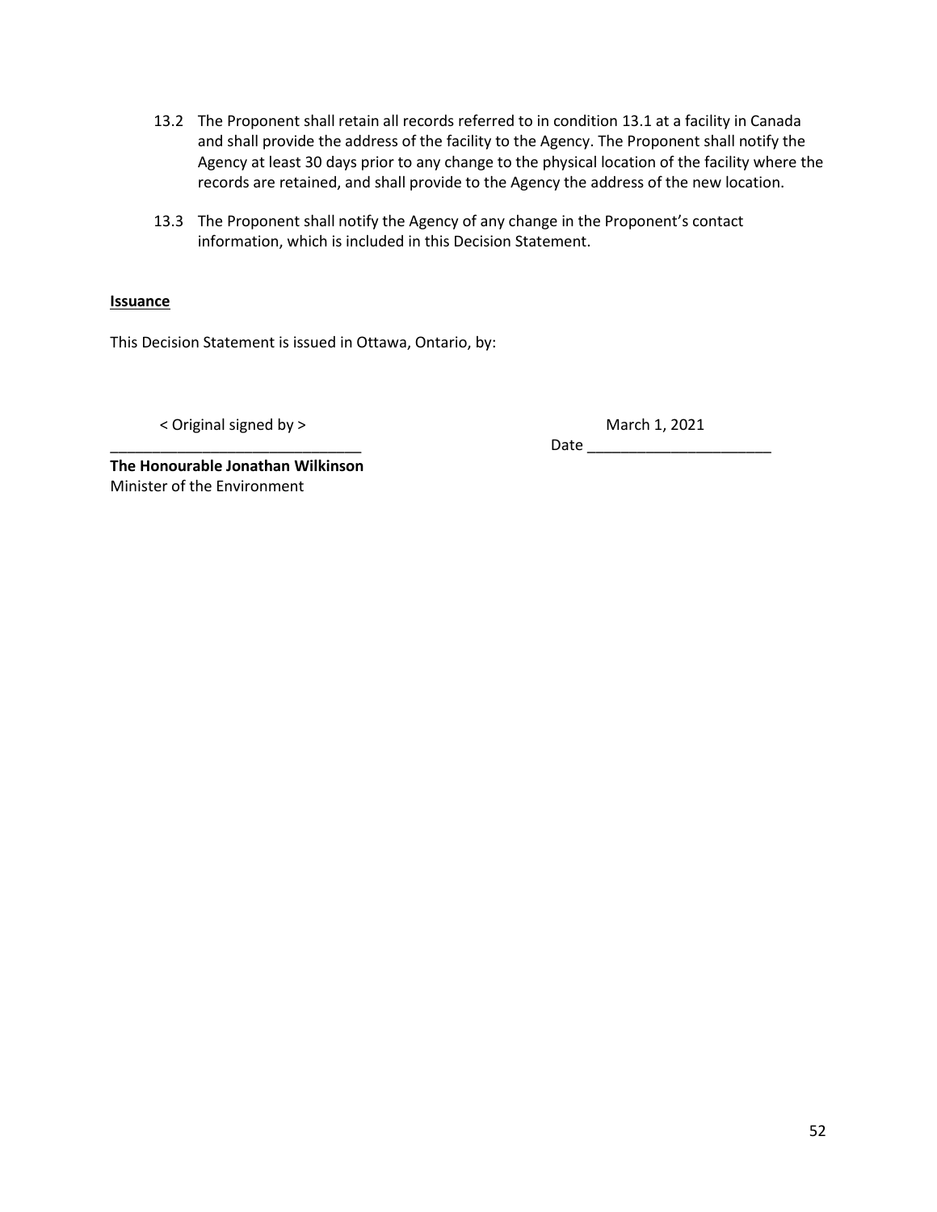13.2 The Proponent shall retain all records referred to in condition 13.1 at a facility in Canada and shall provide the address of the facility to the Agency. The Proponent shall notify the Agency at least 30 days prior to any change to the physical location of the facility where the records are retained, and shall provide to the Agency the address of the new location.

13.3 The Proponent shall notify the Agency of any change in the Proponent's contact information, which is included in this Decision Statement.

**Issuance**

This Decision Statement is issued in Ottawa, Ontario, by:

< Original signed by >

______________________________

**The Honourable Jonathan Wilkinson**
Minister of the Environment

Date March 1, 2021